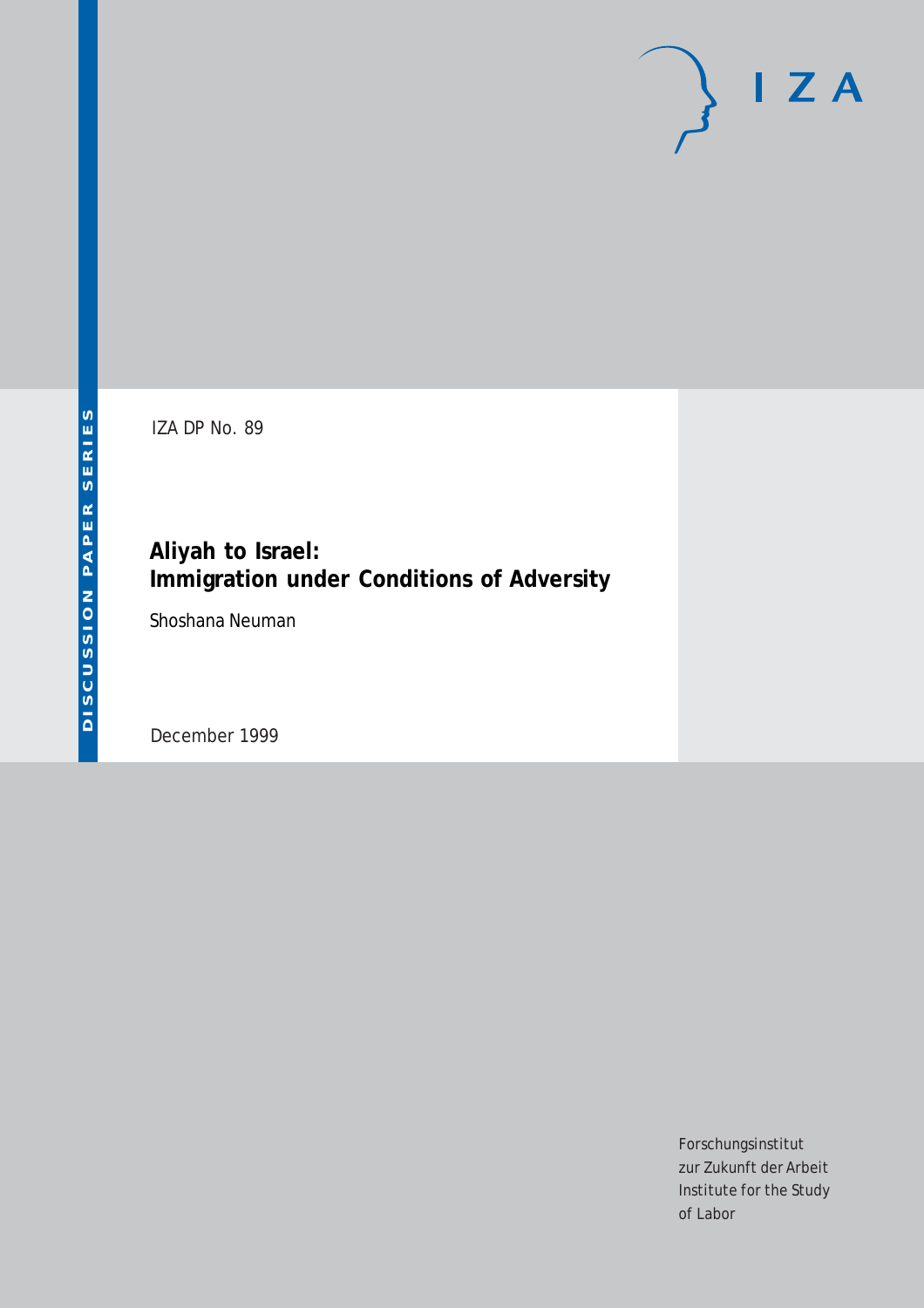IZA DP No. 89

# Aliyah to Israel: Immigration under Conditions of Adversity

Shoshana Neuman

December 1999

DISCUSSION PAPER SERIES

Forschungsinstitut zur Zukunft der Arbeit

Institute for the Study of Labor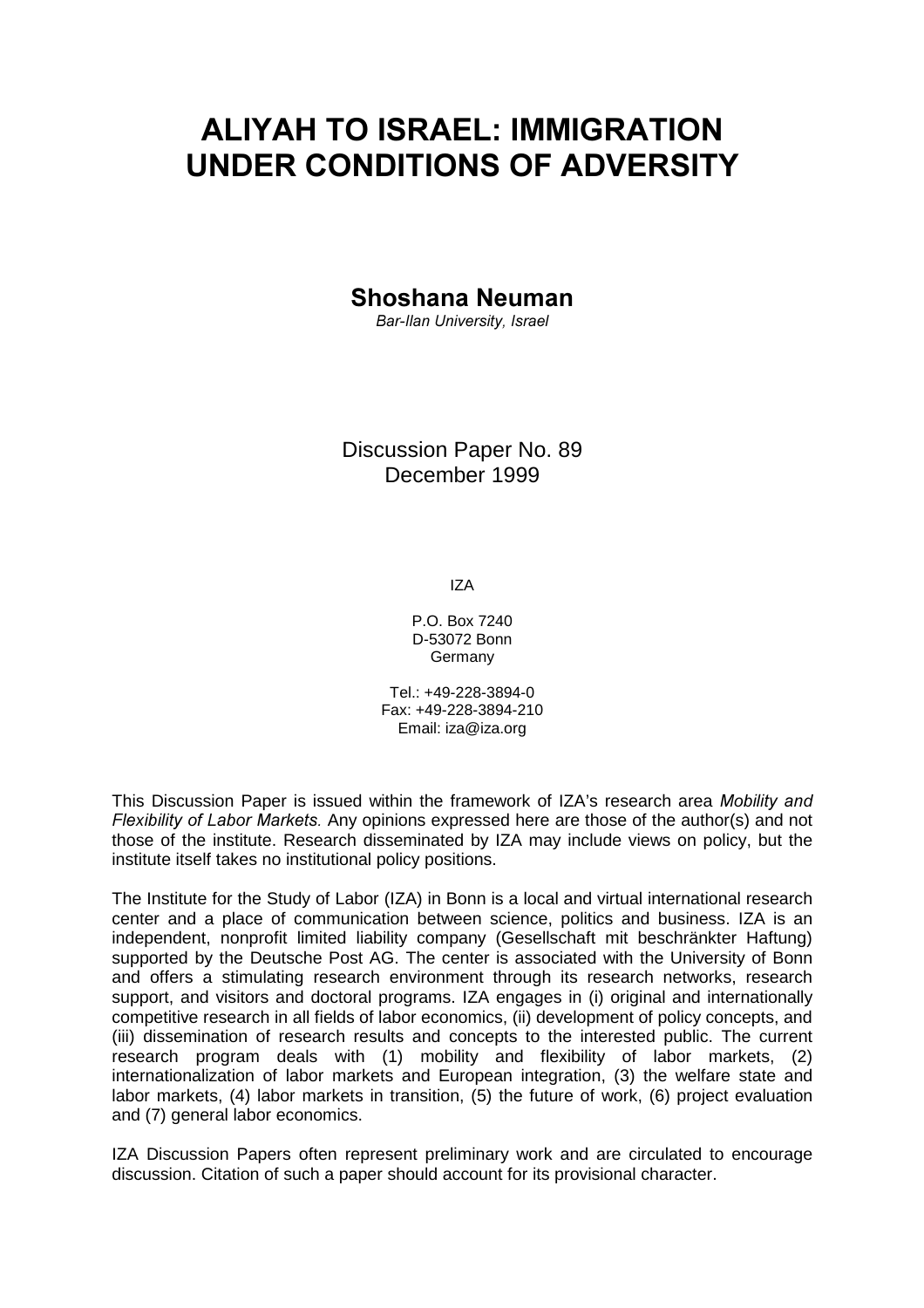# ALIYAH TO ISRAEL: IMMIGRATION UNDER CONDITIONS OF ADVERSITY

**Shoshana Neuman**

*Bar-Ilan University, Israel*

Discussion Paper No. 89
December 1999

IZA

P.O. Box 7240
D-53072 Bonn
Germany

Tel.: +49-228-3894-0
Fax: +49-228-3894-210
Email: iza@iza.org

This Discussion Paper is issued within the framework of IZA's research area *Mobility and Flexibility of Labor Markets.* Any opinions expressed here are those of the author(s) and not those of the institute. Research disseminated by IZA may include views on policy, but the institute itself takes no institutional policy positions.

The Institute for the Study of Labor (IZA) in Bonn is a local and virtual international research center and a place of communication between science, politics and business. IZA is an independent, nonprofit limited liability company (Gesellschaft mit beschränkter Haftung) supported by the Deutsche Post AG. The center is associated with the University of Bonn and offers a stimulating research environment through its research networks, research support, and visitors and doctoral programs. IZA engages in (i) original and internationally competitive research in all fields of labor economics, (ii) development of policy concepts, and (iii) dissemination of research results and concepts to the interested public. The current research program deals with (1) mobility and flexibility of labor markets, (2) internationalization of labor markets and European integration, (3) the welfare state and labor markets, (4) labor markets in transition, (5) the future of work, (6) project evaluation and (7) general labor economics.

IZA Discussion Papers often represent preliminary work and are circulated to encourage discussion. Citation of such a paper should account for its provisional character.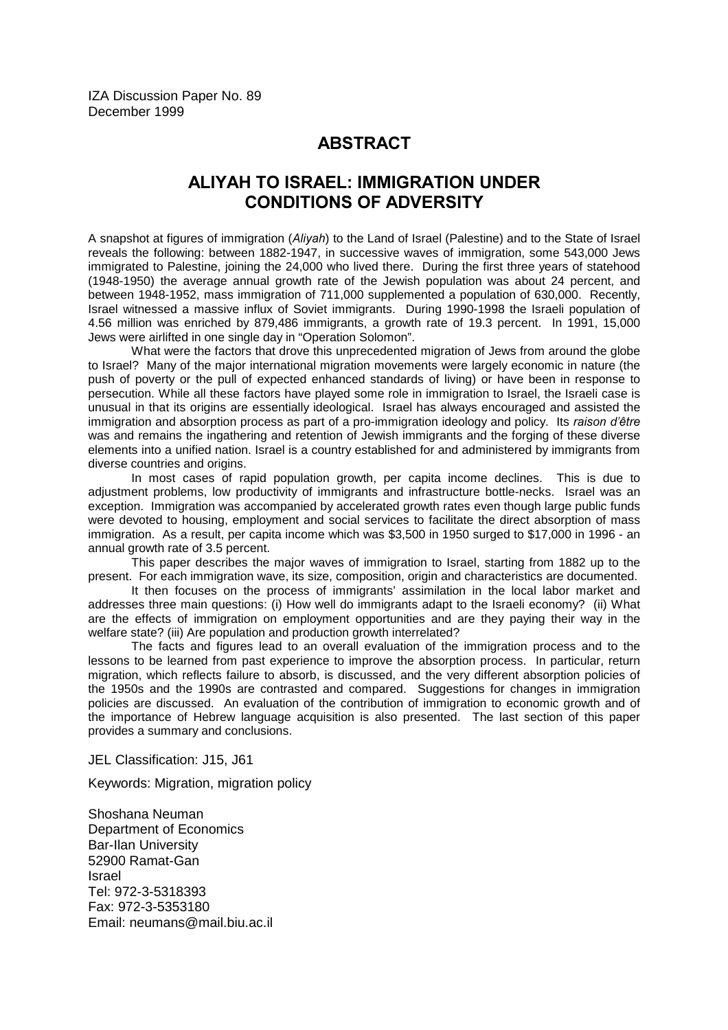IZA Discussion Paper No. 89
December 1999

## ABSTRACT

## ALIYAH TO ISRAEL: IMMIGRATION UNDER CONDITIONS OF ADVERSITY

A snapshot at figures of immigration (*Aliyah*) to the Land of Israel (Palestine) and to the State of Israel reveals the following: between 1882-1947, in successive waves of immigration, some 543,000 Jews immigrated to Palestine, joining the 24,000 who lived there. During the first three years of statehood (1948-1950) the average annual growth rate of the Jewish population was about 24 percent, and between 1948-1952, mass immigration of 711,000 supplemented a population of 630,000. Recently, Israel witnessed a massive influx of Soviet immigrants. During 1990-1998 the Israeli population of 4.56 million was enriched by 879,486 immigrants, a growth rate of 19.3 percent. In 1991, 15,000 Jews were airlifted in one single day in "Operation Solomon".

What were the factors that drove this unprecedented migration of Jews from around the globe to Israel? Many of the major international migration movements were largely economic in nature (the push of poverty or the pull of expected enhanced standards of living) or have been in response to persecution. While all these factors have played some role in immigration to Israel, the Israeli case is unusual in that its origins are essentially ideological. Israel has always encouraged and assisted the immigration and absorption process as part of a pro-immigration ideology and policy. Its *raison d'être* was and remains the ingathering and retention of Jewish immigrants and the forging of these diverse elements into a unified nation. Israel is a country established for and administered by immigrants from diverse countries and origins.

In most cases of rapid population growth, per capita income declines. This is due to adjustment problems, low productivity of immigrants and infrastructure bottle-necks. Israel was an exception. Immigration was accompanied by accelerated growth rates even though large public funds were devoted to housing, employment and social services to facilitate the direct absorption of mass immigration. As a result, per capita income which was $3,500 in 1950 surged to $17,000 in 1996 - an annual growth rate of 3.5 percent.

This paper describes the major waves of immigration to Israel, starting from 1882 up to the present. For each immigration wave, its size, composition, origin and characteristics are documented.

It then focuses on the process of immigrants' assimilation in the local labor market and addresses three main questions: (i) How well do immigrants adapt to the Israeli economy? (ii) What are the effects of immigration on employment opportunities and are they paying their way in the welfare state? (iii) Are population and production growth interrelated?

The facts and figures lead to an overall evaluation of the immigration process and to the lessons to be learned from past experience to improve the absorption process. In particular, return migration, which reflects failure to absorb, is discussed, and the very different absorption policies of the 1950s and the 1990s are contrasted and compared. Suggestions for changes in immigration policies are discussed. An evaluation of the contribution of immigration to economic growth and of the importance of Hebrew language acquisition is also presented. The last section of this paper provides a summary and conclusions.

JEL Classification: J15, J61

Keywords: Migration, migration policy

Shoshana Neuman
Department of Economics
Bar-Ilan University
52900 Ramat-Gan
Israel
Tel: 972-3-5318393
Fax: 972-3-5353180
Email: neumans@mail.biu.ac.il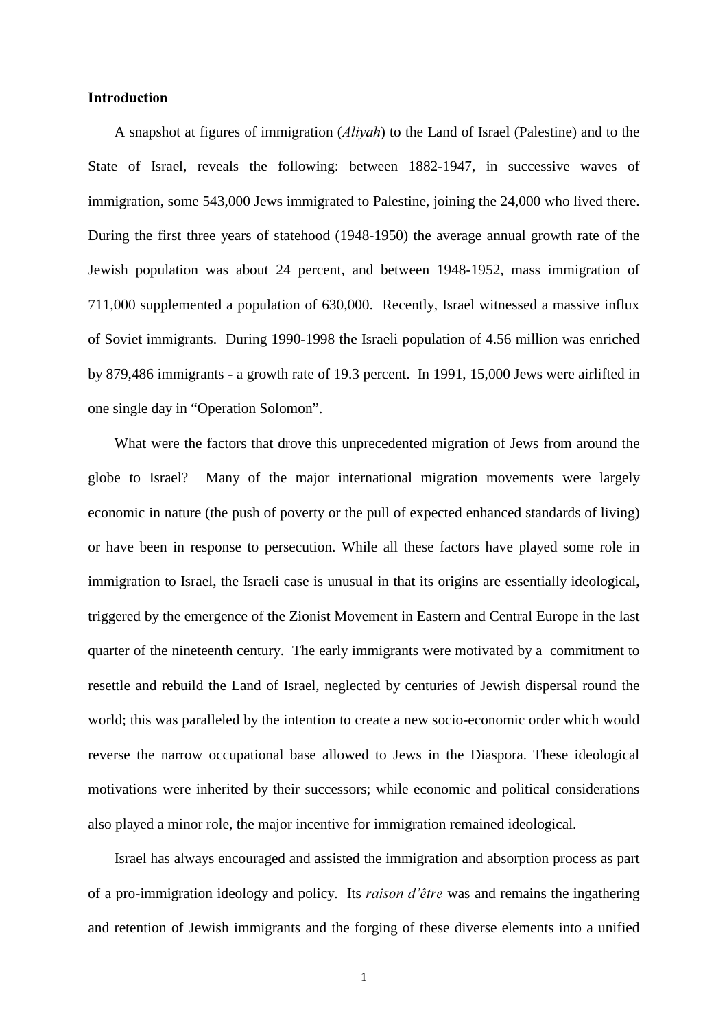**Introduction**

A snapshot at figures of immigration (*Aliyah*) to the Land of Israel (Palestine) and to the State of Israel, reveals the following: between 1882-1947, in successive waves of immigration, some 543,000 Jews immigrated to Palestine, joining the 24,000 who lived there. During the first three years of statehood (1948-1950) the average annual growth rate of the Jewish population was about 24 percent, and between 1948-1952, mass immigration of 711,000 supplemented a population of 630,000. Recently, Israel witnessed a massive influx of Soviet immigrants. During 1990-1998 the Israeli population of 4.56 million was enriched by 879,486 immigrants - a growth rate of 19.3 percent. In 1991, 15,000 Jews were airlifted in one single day in "Operation Solomon".

What were the factors that drove this unprecedented migration of Jews from around the globe to Israel? Many of the major international migration movements were largely economic in nature (the push of poverty or the pull of expected enhanced standards of living) or have been in response to persecution. While all these factors have played some role in immigration to Israel, the Israeli case is unusual in that its origins are essentially ideological, triggered by the emergence of the Zionist Movement in Eastern and Central Europe in the last quarter of the nineteenth century. The early immigrants were motivated by a commitment to resettle and rebuild the Land of Israel, neglected by centuries of Jewish dispersal round the world; this was paralleled by the intention to create a new socio-economic order which would reverse the narrow occupational base allowed to Jews in the Diaspora. These ideological motivations were inherited by their successors; while economic and political considerations also played a minor role, the major incentive for immigration remained ideological.

Israel has always encouraged and assisted the immigration and absorption process as part of a pro-immigration ideology and policy. Its *raison d'être* was and remains the ingathering and retention of Jewish immigrants and the forging of these diverse elements into a unified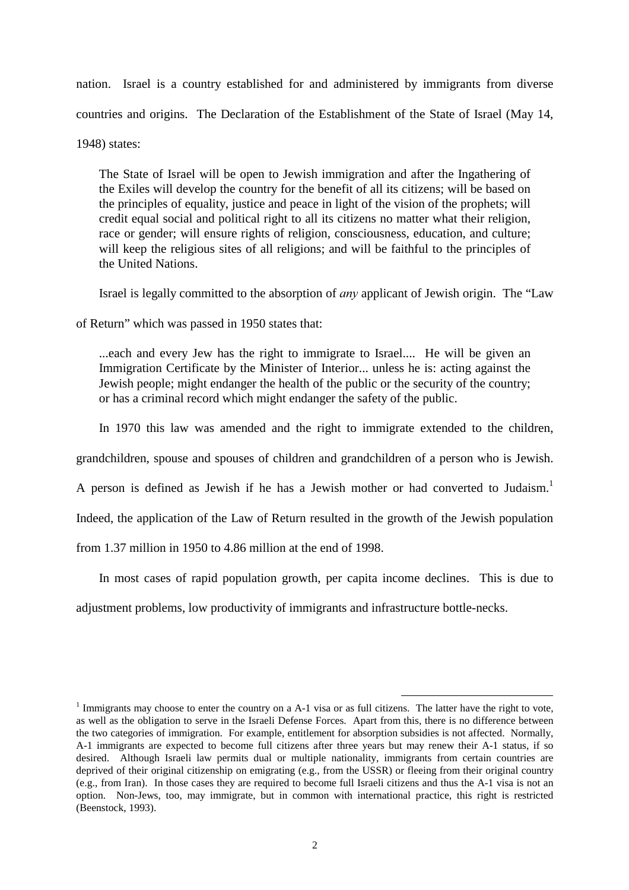nation. Israel is a country established for and administered by immigrants from diverse countries and origins. The Declaration of the Establishment of the State of Israel (May 14, 1948) states:

> The State of Israel will be open to Jewish immigration and after the Ingathering of the Exiles will develop the country for the benefit of all its citizens; will be based on the principles of equality, justice and peace in light of the vision of the prophets; will credit equal social and political right to all its citizens no matter what their religion, race or gender; will ensure rights of religion, consciousness, education, and culture; will keep the religious sites of all religions; and will be faithful to the principles of the United Nations.

Israel is legally committed to the absorption of *any* applicant of Jewish origin. The "Law of Return" which was passed in 1950 states that:

> ...each and every Jew has the right to immigrate to Israel.... He will be given an Immigration Certificate by the Minister of Interior... unless he is: acting against the Jewish people; might endanger the health of the public or the security of the country; or has a criminal record which might endanger the safety of the public.

In 1970 this law was amended and the right to immigrate extended to the children, grandchildren, spouse and spouses of children and grandchildren of a person who is Jewish. A person is defined as Jewish if he has a Jewish mother or had converted to Judaism.[1] Indeed, the application of the Law of Return resulted in the growth of the Jewish population from 1.37 million in 1950 to 4.86 million at the end of 1998.

In most cases of rapid population growth, per capita income declines. This is due to adjustment problems, low productivity of immigrants and infrastructure bottle-necks.

---

[1] Immigrants may choose to enter the country on a A-1 visa or as full citizens. The latter have the right to vote, as well as the obligation to serve in the Israeli Defense Forces. Apart from this, there is no difference between the two categories of immigration. For example, entitlement for absorption subsidies is not affected. Normally, A-1 immigrants are expected to become full citizens after three years but may renew their A-1 status, if so desired. Although Israeli law permits dual or multiple nationality, immigrants from certain countries are deprived of their original citizenship on emigrating (e.g., from the USSR) or fleeing from their original country (e.g., from Iran). In those cases they are required to become full Israeli citizens and thus the A-1 visa is not an option. Non-Jews, too, may immigrate, but in common with international practice, this right is restricted (Beenstock, 1993).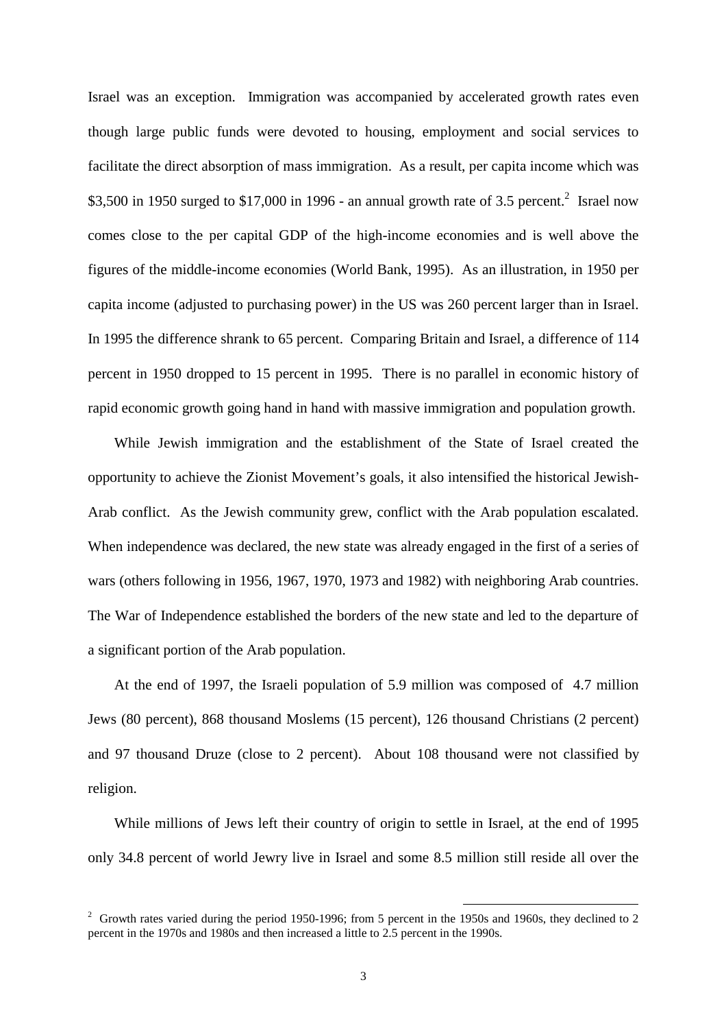Israel was an exception. Immigration was accompanied by accelerated growth rates even though large public funds were devoted to housing, employment and social services to facilitate the direct absorption of mass immigration. As a result, per capita income which was $3,500 in 1950 surged to $17,000 in 1996 - an annual growth rate of 3.5 percent.[2] Israel now comes close to the per capital GDP of the high-income economies and is well above the figures of the middle-income economies (World Bank, 1995). As an illustration, in 1950 per capita income (adjusted to purchasing power) in the US was 260 percent larger than in Israel. In 1995 the difference shrank to 65 percent. Comparing Britain and Israel, a difference of 114 percent in 1950 dropped to 15 percent in 1995. There is no parallel in economic history of rapid economic growth going hand in hand with massive immigration and population growth.

While Jewish immigration and the establishment of the State of Israel created the opportunity to achieve the Zionist Movement's goals, it also intensified the historical Jewish-Arab conflict. As the Jewish community grew, conflict with the Arab population escalated. When independence was declared, the new state was already engaged in the first of a series of wars (others following in 1956, 1967, 1970, 1973 and 1982) with neighboring Arab countries. The War of Independence established the borders of the new state and led to the departure of a significant portion of the Arab population.

At the end of 1997, the Israeli population of 5.9 million was composed of 4.7 million Jews (80 percent), 868 thousand Moslems (15 percent), 126 thousand Christians (2 percent) and 97 thousand Druze (close to 2 percent). About 108 thousand were not classified by religion.

While millions of Jews left their country of origin to settle in Israel, at the end of 1995 only 34.8 percent of world Jewry live in Israel and some 8.5 million still reside all over the

[2] Growth rates varied during the period 1950-1996; from 5 percent in the 1950s and 1960s, they declined to 2 percent in the 1970s and 1980s and then increased a little to 2.5 percent in the 1990s.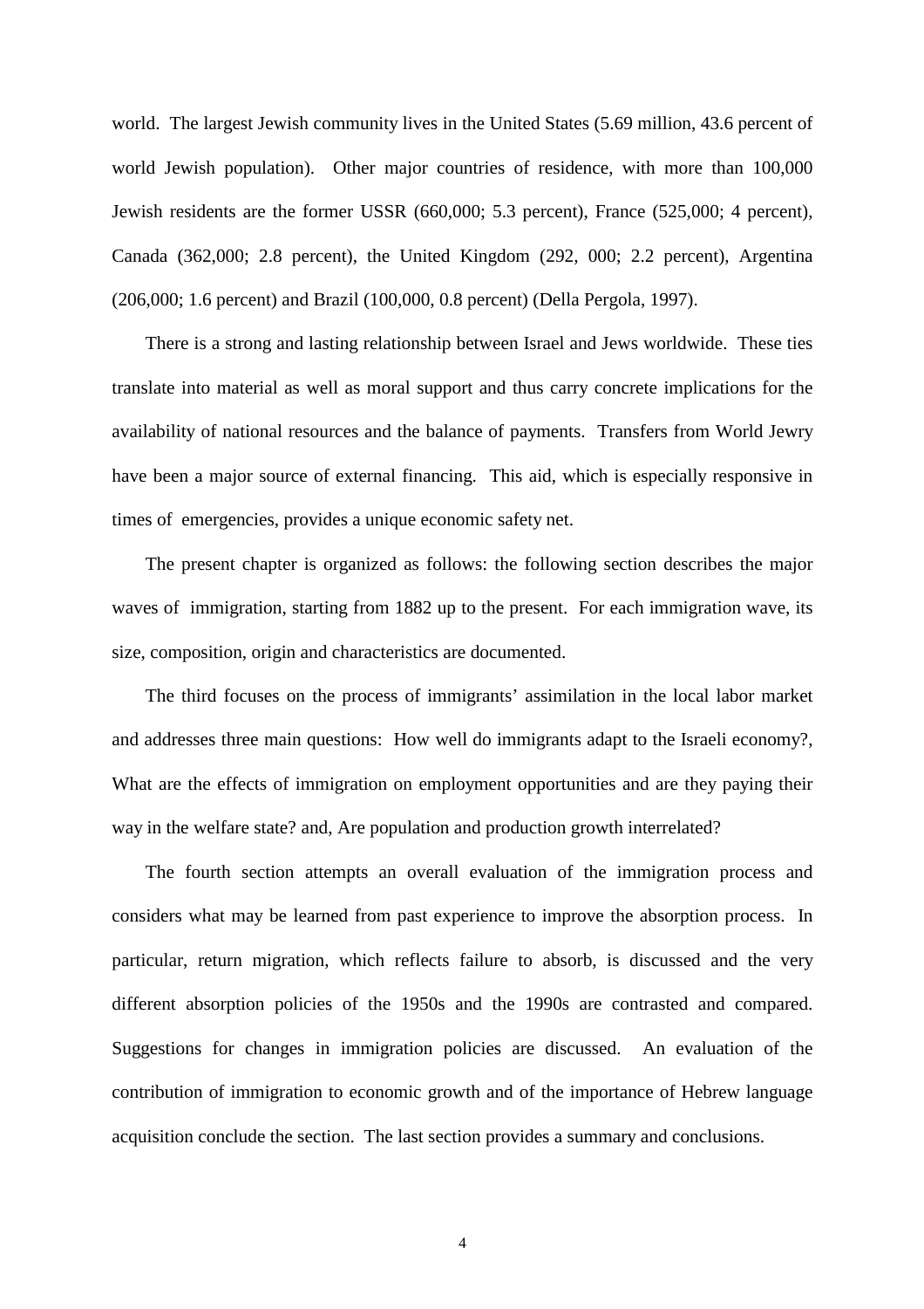world. The largest Jewish community lives in the United States (5.69 million, 43.6 percent of world Jewish population). Other major countries of residence, with more than 100,000 Jewish residents are the former USSR (660,000; 5.3 percent), France (525,000; 4 percent), Canada (362,000; 2.8 percent), the United Kingdom (292, 000; 2.2 percent), Argentina (206,000; 1.6 percent) and Brazil (100,000, 0.8 percent) (Della Pergola, 1997).

There is a strong and lasting relationship between Israel and Jews worldwide. These ties translate into material as well as moral support and thus carry concrete implications for the availability of national resources and the balance of payments. Transfers from World Jewry have been a major source of external financing. This aid, which is especially responsive in times of emergencies, provides a unique economic safety net.

The present chapter is organized as follows: the following section describes the major waves of immigration, starting from 1882 up to the present. For each immigration wave, its size, composition, origin and characteristics are documented.

The third focuses on the process of immigrants' assimilation in the local labor market and addresses three main questions: How well do immigrants adapt to the Israeli economy?, What are the effects of immigration on employment opportunities and are they paying their way in the welfare state? and, Are population and production growth interrelated?

The fourth section attempts an overall evaluation of the immigration process and considers what may be learned from past experience to improve the absorption process. In particular, return migration, which reflects failure to absorb, is discussed and the very different absorption policies of the 1950s and the 1990s are contrasted and compared. Suggestions for changes in immigration policies are discussed. An evaluation of the contribution of immigration to economic growth and of the importance of Hebrew language acquisition conclude the section. The last section provides a summary and conclusions.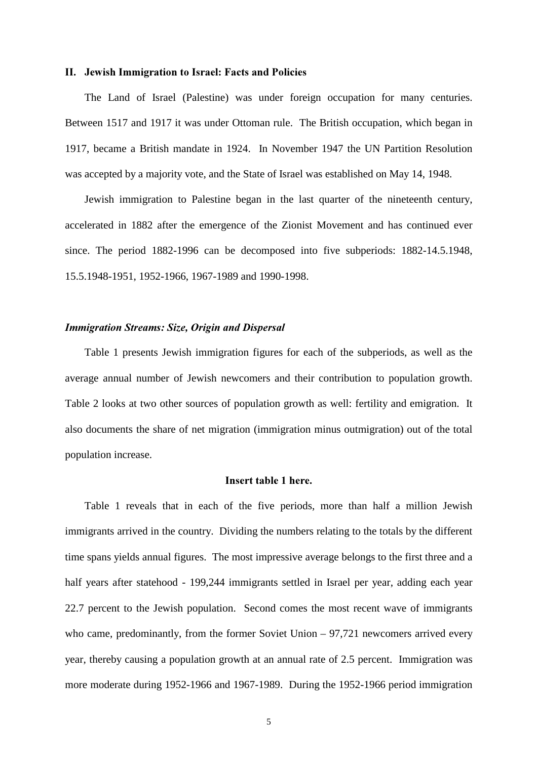## II. Jewish Immigration to Israel: Facts and Policies

The Land of Israel (Palestine) was under foreign occupation for many centuries. Between 1517 and 1917 it was under Ottoman rule. The British occupation, which began in 1917, became a British mandate in 1924. In November 1947 the UN Partition Resolution was accepted by a majority vote, and the State of Israel was established on May 14, 1948.

Jewish immigration to Palestine began in the last quarter of the nineteenth century, accelerated in 1882 after the emergence of the Zionist Movement and has continued ever since. The period 1882-1996 can be decomposed into five subperiods: 1882-14.5.1948, 15.5.1948-1951, 1952-1966, 1967-1989 and 1990-1998.

### *Immigration Streams: Size, Origin and Dispersal*

Table 1 presents Jewish immigration figures for each of the subperiods, as well as the average annual number of Jewish newcomers and their contribution to population growth. Table 2 looks at two other sources of population growth as well: fertility and emigration. It also documents the share of net migration (immigration minus outmigration) out of the total population increase.

**Insert table 1 here.**

Table 1 reveals that in each of the five periods, more than half a million Jewish immigrants arrived in the country. Dividing the numbers relating to the totals by the different time spans yields annual figures. The most impressive average belongs to the first three and a half years after statehood - 199,244 immigrants settled in Israel per year, adding each year 22.7 percent to the Jewish population. Second comes the most recent wave of immigrants who came, predominantly, from the former Soviet Union – 97,721 newcomers arrived every year, thereby causing a population growth at an annual rate of 2.5 percent. Immigration was more moderate during 1952-1966 and 1967-1989. During the 1952-1966 period immigration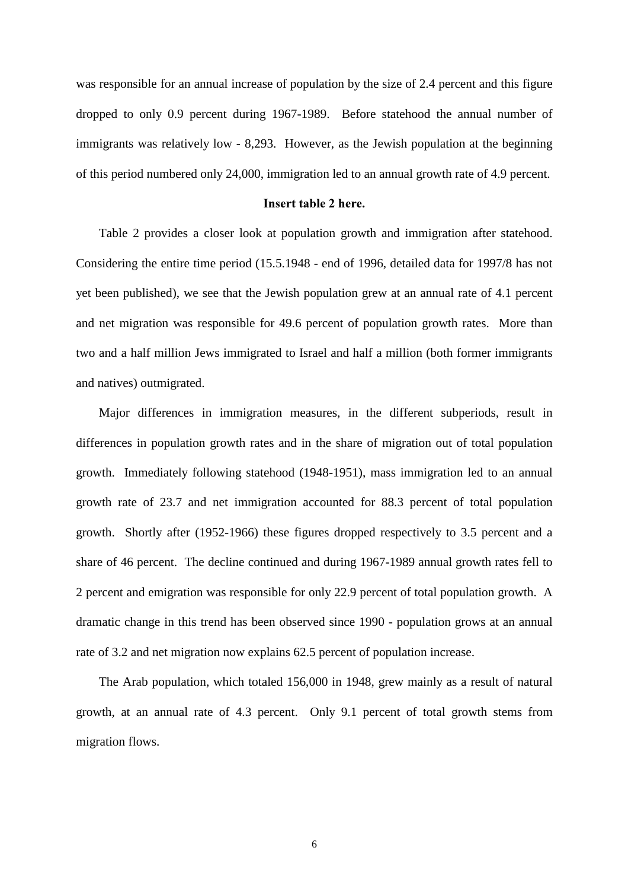was responsible for an annual increase of population by the size of 2.4 percent and this figure dropped to only 0.9 percent during 1967-1989. Before statehood the annual number of immigrants was relatively low - 8,293. However, as the Jewish population at the beginning of this period numbered only 24,000, immigration led to an annual growth rate of 4.9 percent.

**Insert table 2 here.**

Table 2 provides a closer look at population growth and immigration after statehood. Considering the entire time period (15.5.1948 - end of 1996, detailed data for 1997/8 has not yet been published), we see that the Jewish population grew at an annual rate of 4.1 percent and net migration was responsible for 49.6 percent of population growth rates. More than two and a half million Jews immigrated to Israel and half a million (both former immigrants and natives) outmigrated.

Major differences in immigration measures, in the different subperiods, result in differences in population growth rates and in the share of migration out of total population growth. Immediately following statehood (1948-1951), mass immigration led to an annual growth rate of 23.7 and net immigration accounted for 88.3 percent of total population growth. Shortly after (1952-1966) these figures dropped respectively to 3.5 percent and a share of 46 percent. The decline continued and during 1967-1989 annual growth rates fell to 2 percent and emigration was responsible for only 22.9 percent of total population growth. A dramatic change in this trend has been observed since 1990 - population grows at an annual rate of 3.2 and net migration now explains 62.5 percent of population increase.

The Arab population, which totaled 156,000 in 1948, grew mainly as a result of natural growth, at an annual rate of 4.3 percent. Only 9.1 percent of total growth stems from migration flows.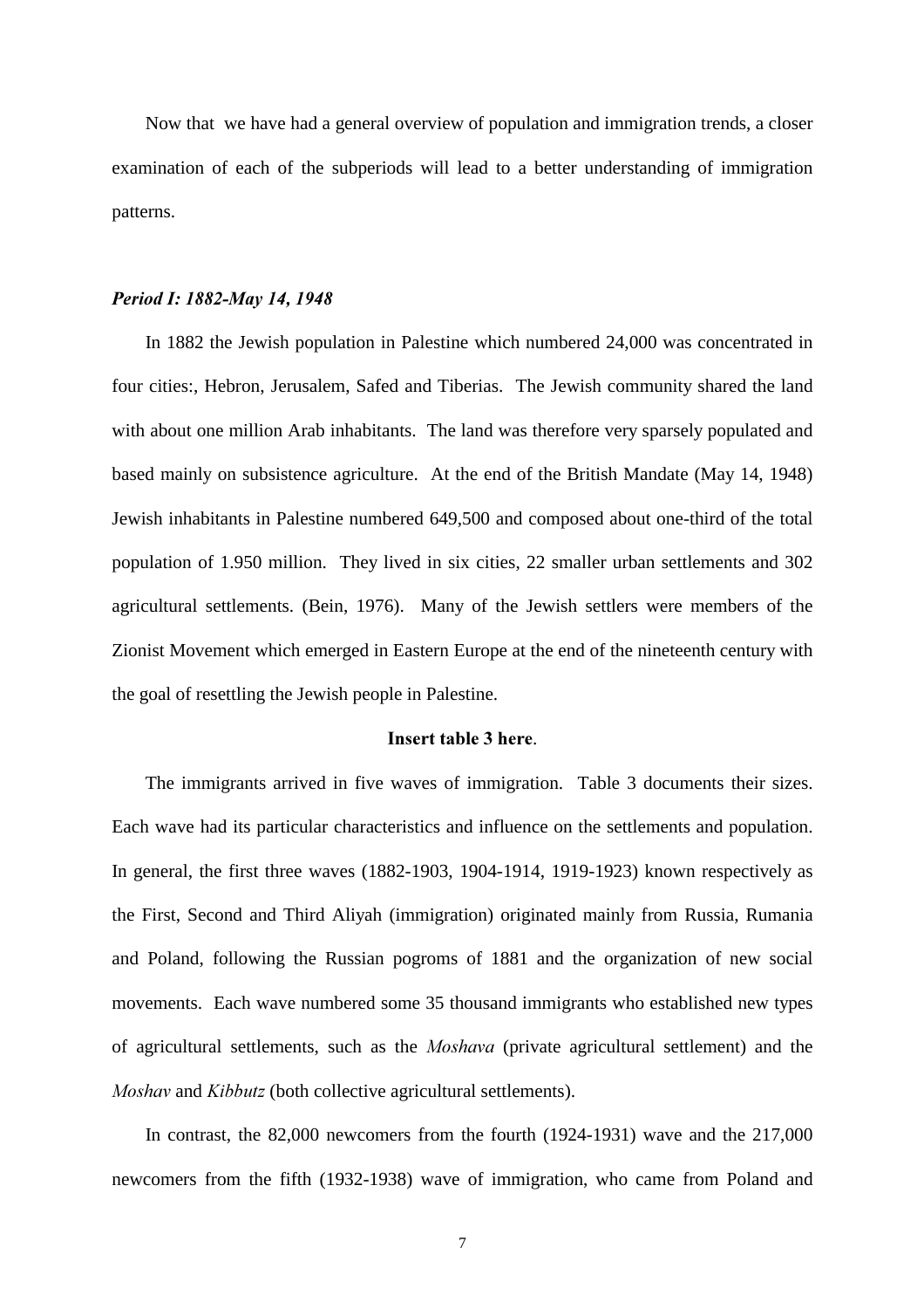Now that  we have had a general overview of population and immigration trends, a closer examination of each of the subperiods will lead to a better understanding of immigration patterns.

### *Period I: 1882-May 14, 1948*

In 1882 the Jewish population in Palestine which numbered 24,000 was concentrated in four cities:, Hebron, Jerusalem, Safed and Tiberias.  The Jewish community shared the land with about one million Arab inhabitants.  The land was therefore very sparsely populated and based mainly on subsistence agriculture.  At the end of the British Mandate (May 14, 1948) Jewish inhabitants in Palestine numbered 649,500 and composed about one-third of the total population of 1.950 million.  They lived in six cities, 22 smaller urban settlements and 302 agricultural settlements. (Bein, 1976).  Many of the Jewish settlers were members of the Zionist Movement which emerged in Eastern Europe at the end of the nineteenth century with the goal of resettling the Jewish people in Palestine.

**Insert table 3 here**.

The immigrants arrived in five waves of immigration.  Table 3 documents their sizes. Each wave had its particular characteristics and influence on the settlements and population. In general, the first three waves (1882-1903, 1904-1914, 1919-1923) known respectively as the First, Second and Third Aliyah (immigration) originated mainly from Russia, Rumania and Poland, following the Russian pogroms of 1881 and the organization of new social movements.  Each wave numbered some 35 thousand immigrants who established new types of agricultural settlements, such as the *Moshava* (private agricultural settlement) and the *Moshav* and *Kibbutz* (both collective agricultural settlements).

In contrast, the 82,000 newcomers from the fourth (1924-1931) wave and the 217,000 newcomers from the fifth (1932-1938) wave of immigration, who came from Poland and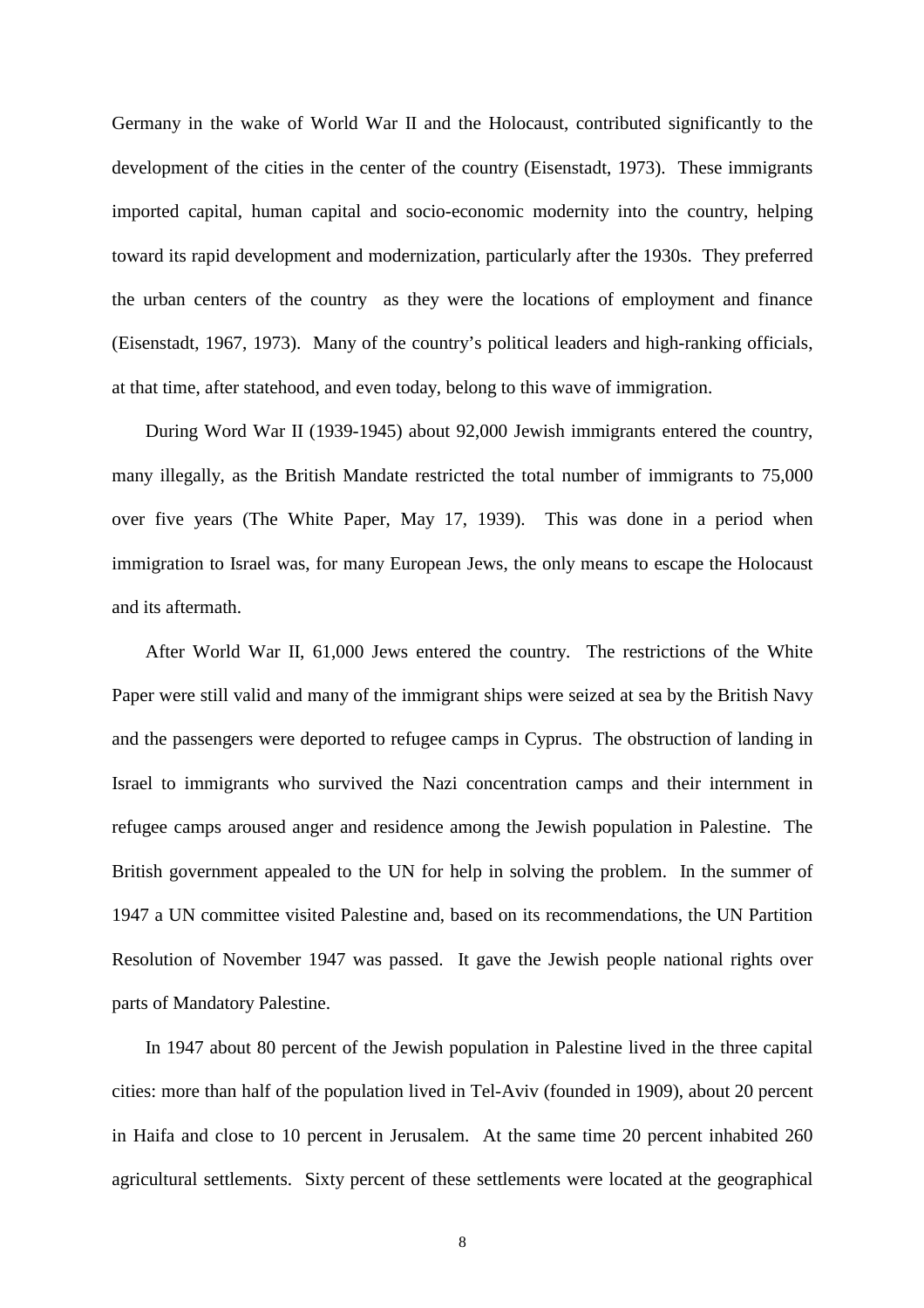Germany in the wake of World War II and the Holocaust, contributed significantly to the development of the cities in the center of the country (Eisenstadt, 1973). These immigrants imported capital, human capital and socio-economic modernity into the country, helping toward its rapid development and modernization, particularly after the 1930s. They preferred the urban centers of the country as they were the locations of employment and finance (Eisenstadt, 1967, 1973). Many of the country's political leaders and high-ranking officials, at that time, after statehood, and even today, belong to this wave of immigration.

During Word War II (1939-1945) about 92,000 Jewish immigrants entered the country, many illegally, as the British Mandate restricted the total number of immigrants to 75,000 over five years (The White Paper, May 17, 1939). This was done in a period when immigration to Israel was, for many European Jews, the only means to escape the Holocaust and its aftermath.

After World War II, 61,000 Jews entered the country. The restrictions of the White Paper were still valid and many of the immigrant ships were seized at sea by the British Navy and the passengers were deported to refugee camps in Cyprus. The obstruction of landing in Israel to immigrants who survived the Nazi concentration camps and their internment in refugee camps aroused anger and residence among the Jewish population in Palestine. The British government appealed to the UN for help in solving the problem. In the summer of 1947 a UN committee visited Palestine and, based on its recommendations, the UN Partition Resolution of November 1947 was passed. It gave the Jewish people national rights over parts of Mandatory Palestine.

In 1947 about 80 percent of the Jewish population in Palestine lived in the three capital cities: more than half of the population lived in Tel-Aviv (founded in 1909), about 20 percent in Haifa and close to 10 percent in Jerusalem. At the same time 20 percent inhabited 260 agricultural settlements. Sixty percent of these settlements were located at the geographical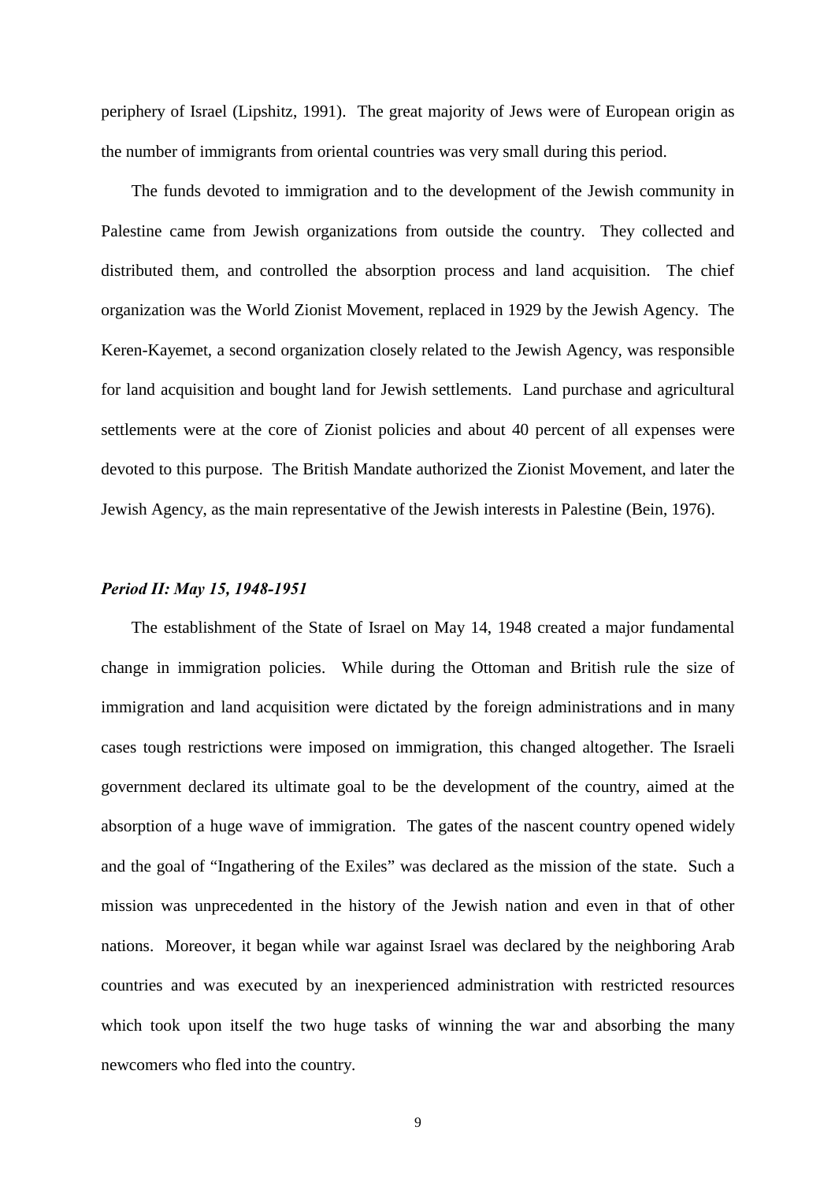periphery of Israel (Lipshitz, 1991). The great majority of Jews were of European origin as the number of immigrants from oriental countries was very small during this period.

The funds devoted to immigration and to the development of the Jewish community in Palestine came from Jewish organizations from outside the country. They collected and distributed them, and controlled the absorption process and land acquisition. The chief organization was the World Zionist Movement, replaced in 1929 by the Jewish Agency. The Keren-Kayemet, a second organization closely related to the Jewish Agency, was responsible for land acquisition and bought land for Jewish settlements. Land purchase and agricultural settlements were at the core of Zionist policies and about 40 percent of all expenses were devoted to this purpose. The British Mandate authorized the Zionist Movement, and later the Jewish Agency, as the main representative of the Jewish interests in Palestine (Bein, 1976).

***Period II: May 15, 1948-1951***

The establishment of the State of Israel on May 14, 1948 created a major fundamental change in immigration policies. While during the Ottoman and British rule the size of immigration and land acquisition were dictated by the foreign administrations and in many cases tough restrictions were imposed on immigration, this changed altogether. The Israeli government declared its ultimate goal to be the development of the country, aimed at the absorption of a huge wave of immigration. The gates of the nascent country opened widely and the goal of "Ingathering of the Exiles" was declared as the mission of the state. Such a mission was unprecedented in the history of the Jewish nation and even in that of other nations. Moreover, it began while war against Israel was declared by the neighboring Arab countries and was executed by an inexperienced administration with restricted resources which took upon itself the two huge tasks of winning the war and absorbing the many newcomers who fled into the country.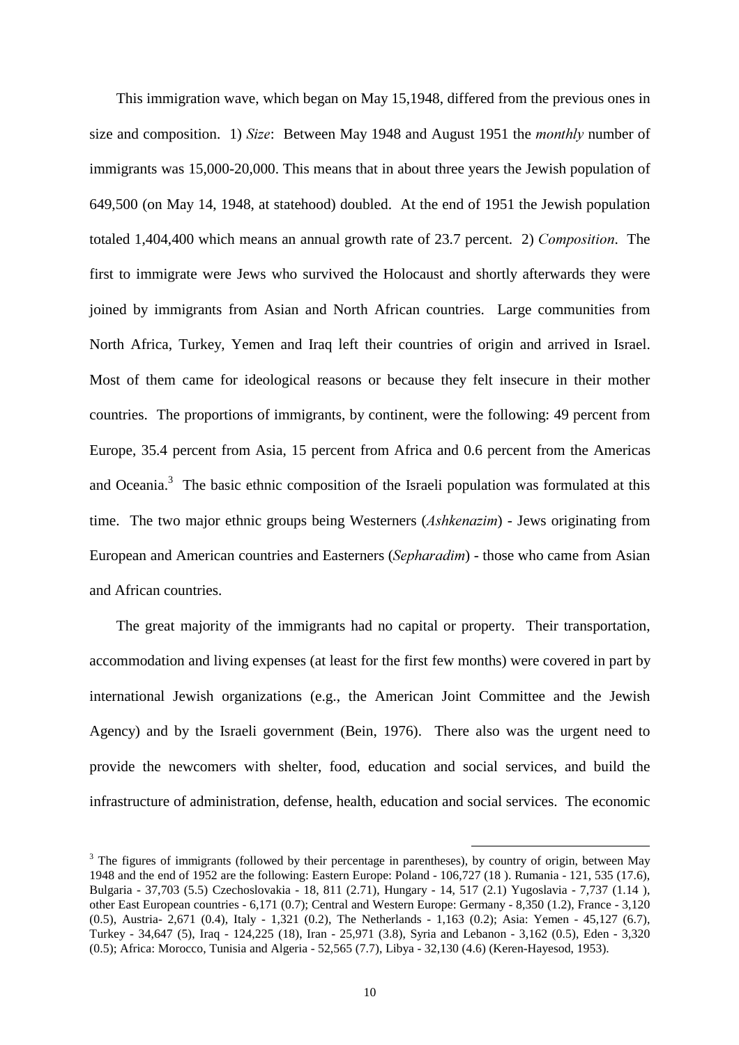This immigration wave, which began on May 15,1948, differed from the previous ones in size and composition. 1) *Size*: Between May 1948 and August 1951 the *monthly* number of immigrants was 15,000-20,000. This means that in about three years the Jewish population of 649,500 (on May 14, 1948, at statehood) doubled. At the end of 1951 the Jewish population totaled 1,404,400 which means an annual growth rate of 23.7 percent. 2) *Composition*. The first to immigrate were Jews who survived the Holocaust and shortly afterwards they were joined by immigrants from Asian and North African countries. Large communities from North Africa, Turkey, Yemen and Iraq left their countries of origin and arrived in Israel. Most of them came for ideological reasons or because they felt insecure in their mother countries. The proportions of immigrants, by continent, were the following: 49 percent from Europe, 35.4 percent from Asia, 15 percent from Africa and 0.6 percent from the Americas and Oceania.[3] The basic ethnic composition of the Israeli population was formulated at this time. The two major ethnic groups being Westerners (*Ashkenazim*) - Jews originating from European and American countries and Easterners (*Sepharadim*) - those who came from Asian and African countries.

The great majority of the immigrants had no capital or property. Their transportation, accommodation and living expenses (at least for the first few months) were covered in part by international Jewish organizations (e.g., the American Joint Committee and the Jewish Agency) and by the Israeli government (Bein, 1976). There also was the urgent need to provide the newcomers with shelter, food, education and social services, and build the infrastructure of administration, defense, health, education and social services. The economic

[3] The figures of immigrants (followed by their percentage in parentheses), by country of origin, between May 1948 and the end of 1952 are the following: Eastern Europe: Poland - 106,727 (18 ). Rumania - 121, 535 (17.6), Bulgaria - 37,703 (5.5) Czechoslovakia - 18, 811 (2.71), Hungary - 14, 517 (2.1) Yugoslavia - 7,737 (1.14 ), other East European countries - 6,171 (0.7); Central and Western Europe: Germany - 8,350 (1.2), France - 3,120 (0.5), Austria- 2,671 (0.4), Italy - 1,321 (0.2), The Netherlands - 1,163 (0.2); Asia: Yemen - 45,127 (6.7), Turkey - 34,647 (5), Iraq - 124,225 (18), Iran - 25,971 (3.8), Syria and Lebanon - 3,162 (0.5), Eden - 3,320 (0.5); Africa: Morocco, Tunisia and Algeria - 52,565 (7.7), Libya - 32,130 (4.6) (Keren-Hayesod, 1953).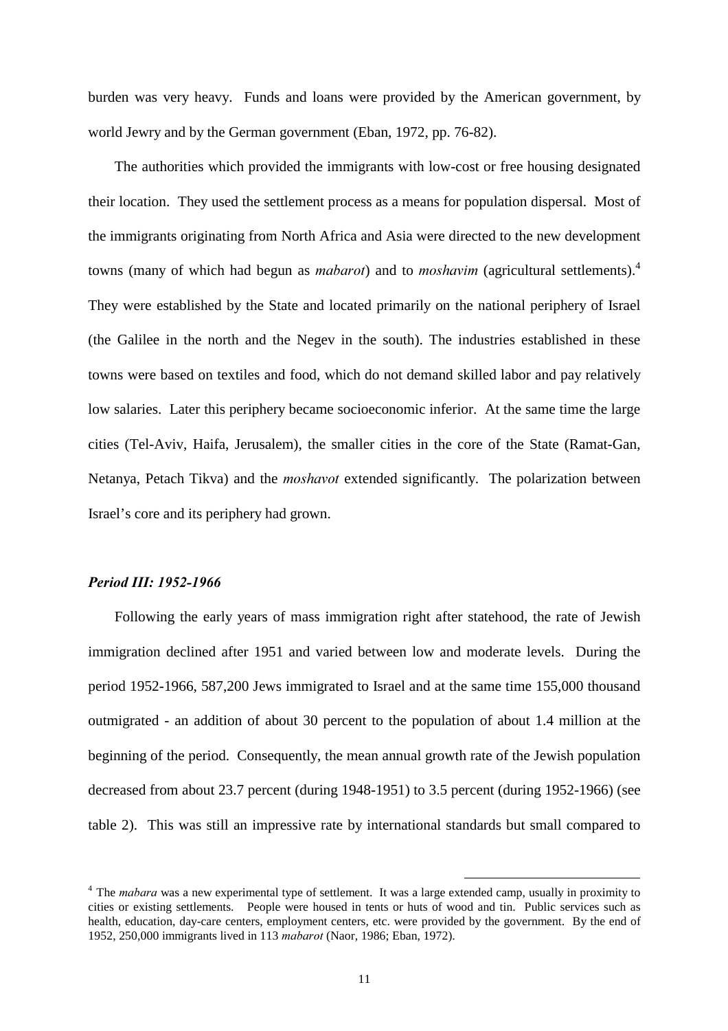burden was very heavy. Funds and loans were provided by the American government, by world Jewry and by the German government (Eban, 1972, pp. 76-82).

The authorities which provided the immigrants with low-cost or free housing designated their location. They used the settlement process as a means for population dispersal. Most of the immigrants originating from North Africa and Asia were directed to the new development towns (many of which had begun as *mabarot*) and to *moshavim* (agricultural settlements).[4] They were established by the State and located primarily on the national periphery of Israel (the Galilee in the north and the Negev in the south). The industries established in these towns were based on textiles and food, which do not demand skilled labor and pay relatively low salaries. Later this periphery became socioeconomic inferior. At the same time the large cities (Tel-Aviv, Haifa, Jerusalem), the smaller cities in the core of the State (Ramat-Gan, Netanya, Petach Tikva) and the *moshavot* extended significantly. The polarization between Israel's core and its periphery had grown.

### *Period III: 1952-1966*

Following the early years of mass immigration right after statehood, the rate of Jewish immigration declined after 1951 and varied between low and moderate levels. During the period 1952-1966, 587,200 Jews immigrated to Israel and at the same time 155,000 thousand outmigrated - an addition of about 30 percent to the population of about 1.4 million at the beginning of the period. Consequently, the mean annual growth rate of the Jewish population decreased from about 23.7 percent (during 1948-1951) to 3.5 percent (during 1952-1966) (see table 2). This was still an impressive rate by international standards but small compared to

---

[4] The *mabara* was a new experimental type of settlement. It was a large extended camp, usually in proximity to cities or existing settlements. People were housed in tents or huts of wood and tin. Public services such as health, education, day-care centers, employment centers, etc. were provided by the government. By the end of 1952, 250,000 immigrants lived in 113 *mabarot* (Naor, 1986; Eban, 1972).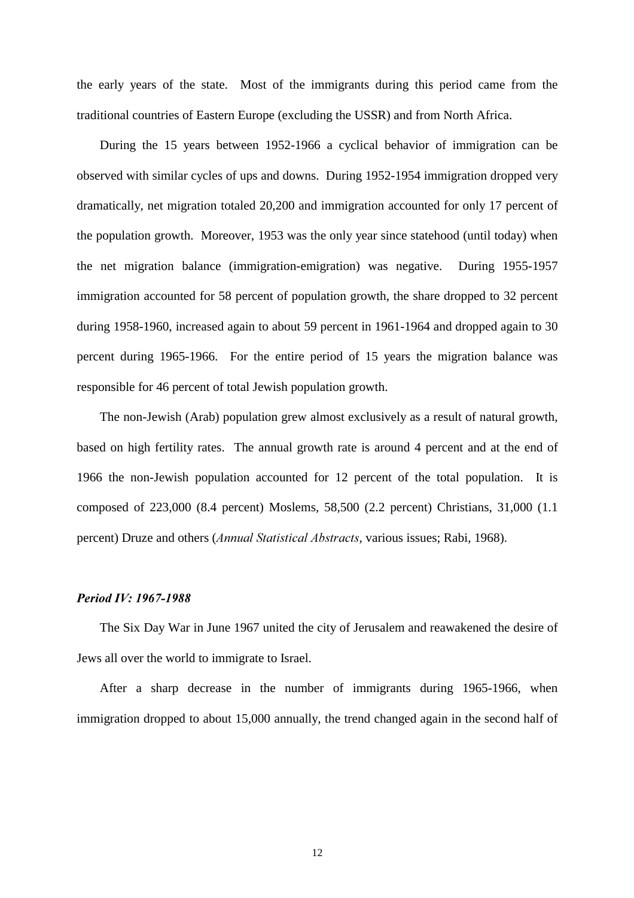the early years of the state. Most of the immigrants during this period came from the traditional countries of Eastern Europe (excluding the USSR) and from North Africa.

During the 15 years between 1952-1966 a cyclical behavior of immigration can be observed with similar cycles of ups and downs. During 1952-1954 immigration dropped very dramatically, net migration totaled 20,200 and immigration accounted for only 17 percent of the population growth. Moreover, 1953 was the only year since statehood (until today) when the net migration balance (immigration-emigration) was negative. During 1955-1957 immigration accounted for 58 percent of population growth, the share dropped to 32 percent during 1958-1960, increased again to about 59 percent in 1961-1964 and dropped again to 30 percent during 1965-1966. For the entire period of 15 years the migration balance was responsible for 46 percent of total Jewish population growth.

The non-Jewish (Arab) population grew almost exclusively as a result of natural growth, based on high fertility rates. The annual growth rate is around 4 percent and at the end of 1966 the non-Jewish population accounted for 12 percent of the total population. It is composed of 223,000 (8.4 percent) Moslems, 58,500 (2.2 percent) Christians, 31,000 (1.1 percent) Druze and others (*Annual Statistical Abstracts*, various issues; Rabi, 1968).

### *Period IV: 1967-1988*

The Six Day War in June 1967 united the city of Jerusalem and reawakened the desire of Jews all over the world to immigrate to Israel.

After a sharp decrease in the number of immigrants during 1965-1966, when immigration dropped to about 15,000 annually, the trend changed again in the second half of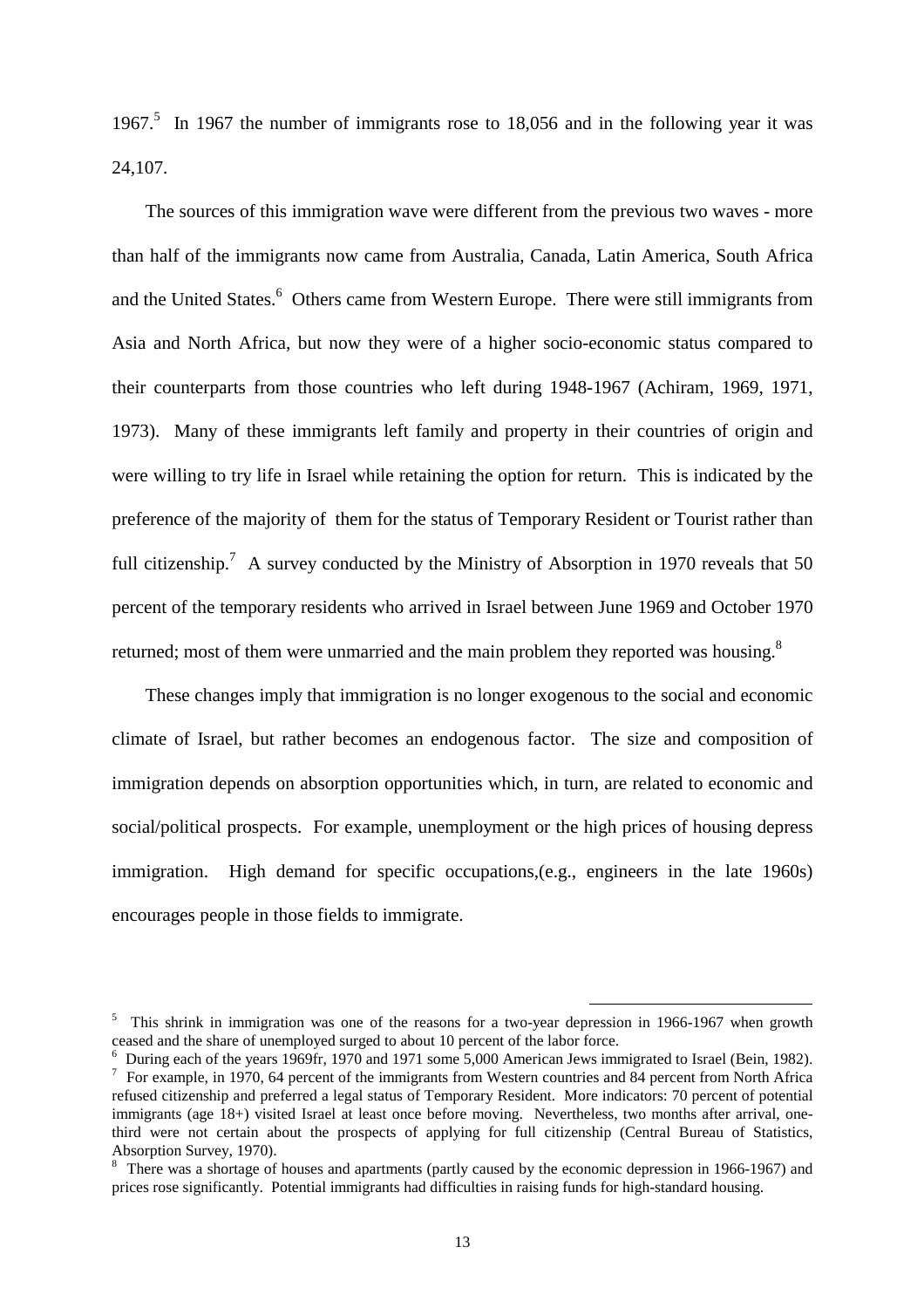1967.[5] In 1967 the number of immigrants rose to 18,056 and in the following year it was 24,107.

The sources of this immigration wave were different from the previous two waves - more than half of the immigrants now came from Australia, Canada, Latin America, South Africa and the United States.[6] Others came from Western Europe. There were still immigrants from Asia and North Africa, but now they were of a higher socio-economic status compared to their counterparts from those countries who left during 1948-1967 (Achiram, 1969, 1971, 1973). Many of these immigrants left family and property in their countries of origin and were willing to try life in Israel while retaining the option for return. This is indicated by the preference of the majority of them for the status of Temporary Resident or Tourist rather than full citizenship.[7] A survey conducted by the Ministry of Absorption in 1970 reveals that 50 percent of the temporary residents who arrived in Israel between June 1969 and October 1970 returned; most of them were unmarried and the main problem they reported was housing.[8]

These changes imply that immigration is no longer exogenous to the social and economic climate of Israel, but rather becomes an endogenous factor. The size and composition of immigration depends on absorption opportunities which, in turn, are related to economic and social/political prospects. For example, unemployment or the high prices of housing depress immigration. High demand for specific occupations,(e.g., engineers in the late 1960s) encourages people in those fields to immigrate.

---

[5] This shrink in immigration was one of the reasons for a two-year depression in 1966-1967 when growth ceased and the share of unemployed surged to about 10 percent of the labor force.

[6] During each of the years 1969fr, 1970 and 1971 some 5,000 American Jews immigrated to Israel (Bein, 1982).

[7] For example, in 1970, 64 percent of the immigrants from Western countries and 84 percent from North Africa refused citizenship and preferred a legal status of Temporary Resident. More indicators: 70 percent of potential immigrants (age 18+) visited Israel at least once before moving. Nevertheless, two months after arrival, one-third were not certain about the prospects of applying for full citizenship (Central Bureau of Statistics, Absorption Survey, 1970).

[8] There was a shortage of houses and apartments (partly caused by the economic depression in 1966-1967) and prices rose significantly. Potential immigrants had difficulties in raising funds for high-standard housing.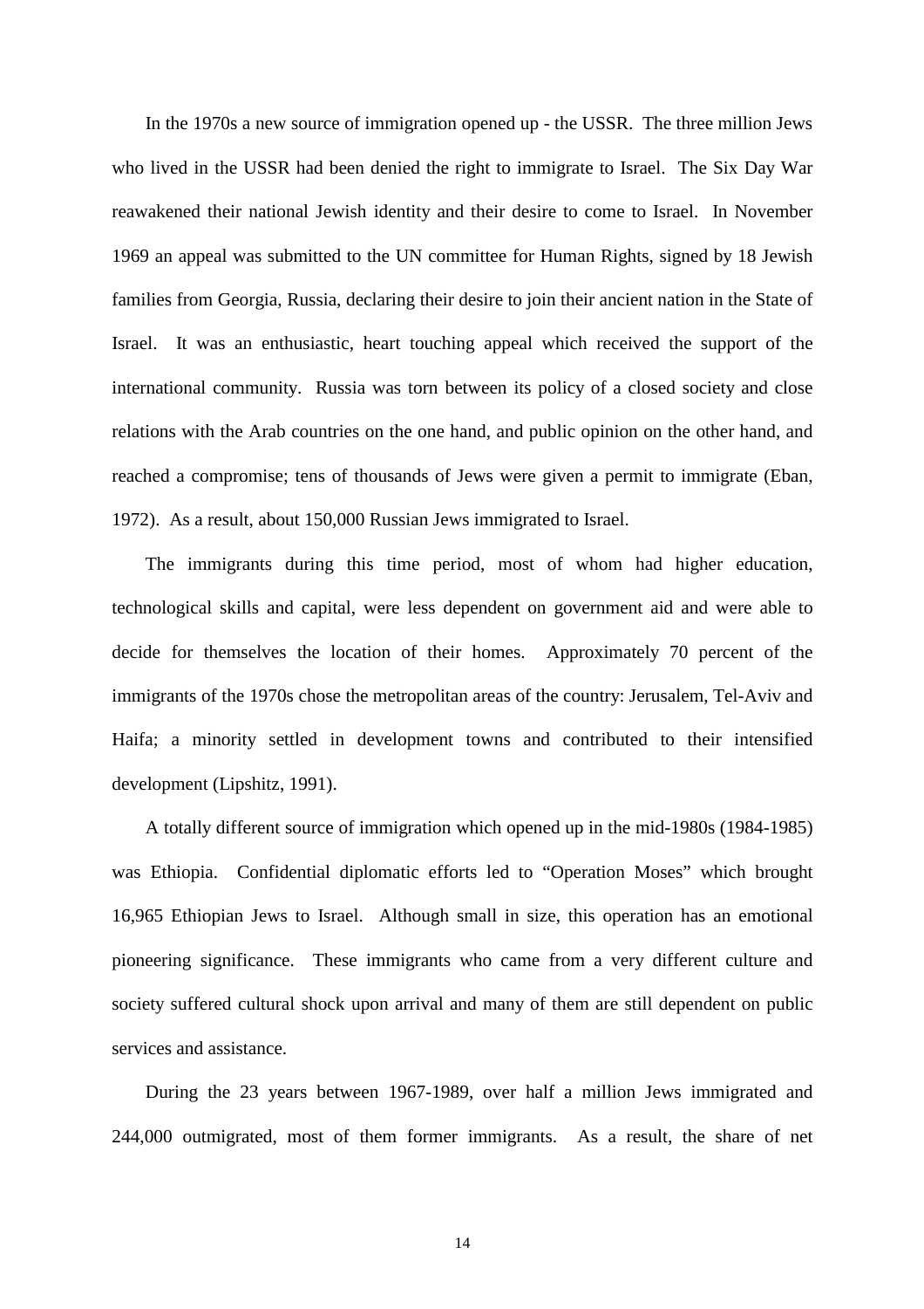In the 1970s a new source of immigration opened up - the USSR. The three million Jews who lived in the USSR had been denied the right to immigrate to Israel. The Six Day War reawakened their national Jewish identity and their desire to come to Israel. In November 1969 an appeal was submitted to the UN committee for Human Rights, signed by 18 Jewish families from Georgia, Russia, declaring their desire to join their ancient nation in the State of Israel. It was an enthusiastic, heart touching appeal which received the support of the international community. Russia was torn between its policy of a closed society and close relations with the Arab countries on the one hand, and public opinion on the other hand, and reached a compromise; tens of thousands of Jews were given a permit to immigrate (Eban, 1972). As a result, about 150,000 Russian Jews immigrated to Israel.

The immigrants during this time period, most of whom had higher education, technological skills and capital, were less dependent on government aid and were able to decide for themselves the location of their homes. Approximately 70 percent of the immigrants of the 1970s chose the metropolitan areas of the country: Jerusalem, Tel-Aviv and Haifa; a minority settled in development towns and contributed to their intensified development (Lipshitz, 1991).

A totally different source of immigration which opened up in the mid-1980s (1984-1985) was Ethiopia. Confidential diplomatic efforts led to "Operation Moses" which brought 16,965 Ethiopian Jews to Israel. Although small in size, this operation has an emotional pioneering significance. These immigrants who came from a very different culture and society suffered cultural shock upon arrival and many of them are still dependent on public services and assistance.

During the 23 years between 1967-1989, over half a million Jews immigrated and 244,000 outmigrated, most of them former immigrants. As a result, the share of net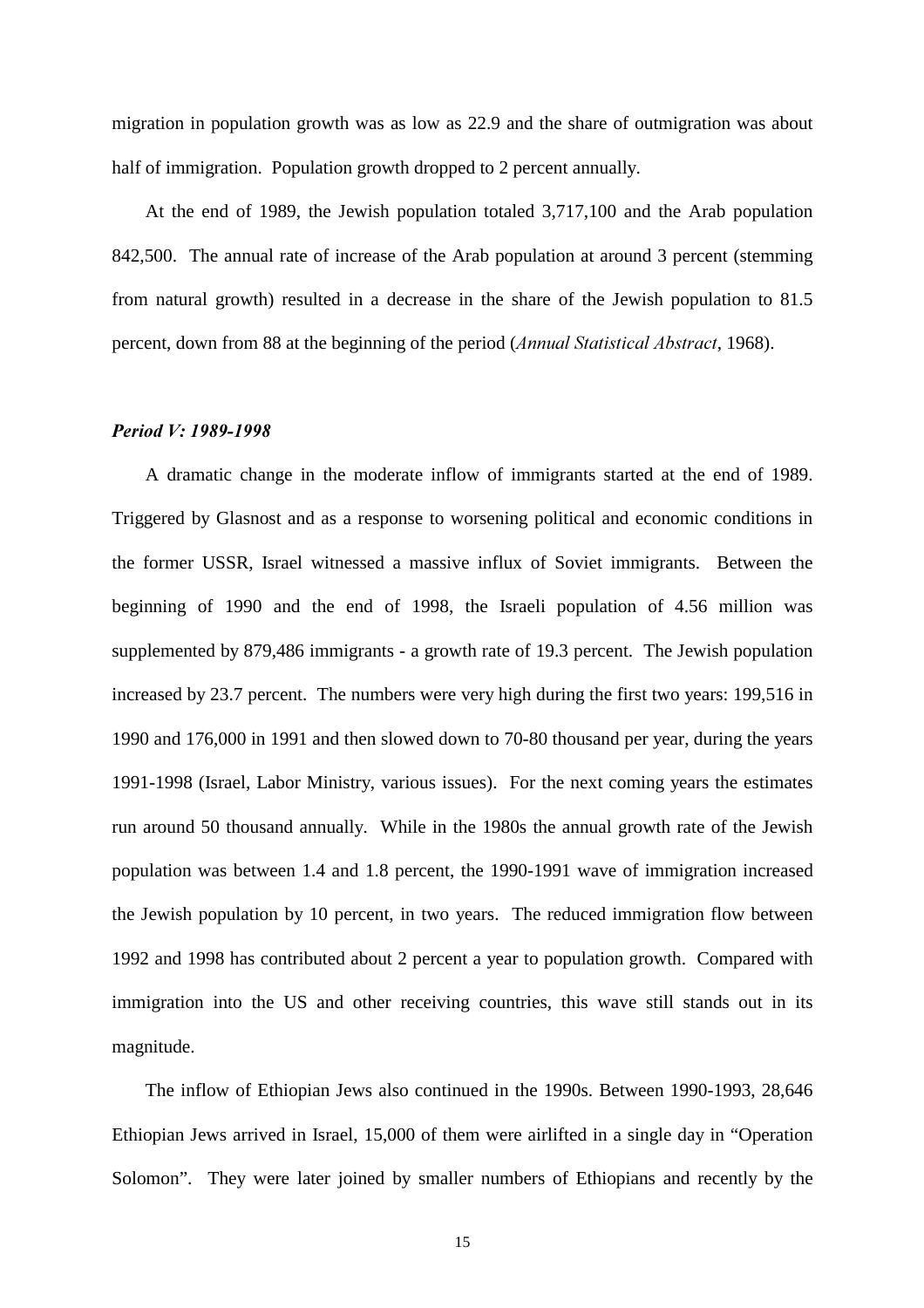migration in population growth was as low as 22.9 and the share of outmigration was about half of immigration. Population growth dropped to 2 percent annually.

At the end of 1989, the Jewish population totaled 3,717,100 and the Arab population 842,500. The annual rate of increase of the Arab population at around 3 percent (stemming from natural growth) resulted in a decrease in the share of the Jewish population to 81.5 percent, down from 88 at the beginning of the period (*Annual Statistical Abstract*, 1968).

### *Period V: 1989-1998*

A dramatic change in the moderate inflow of immigrants started at the end of 1989. Triggered by Glasnost and as a response to worsening political and economic conditions in the former USSR, Israel witnessed a massive influx of Soviet immigrants. Between the beginning of 1990 and the end of 1998, the Israeli population of 4.56 million was supplemented by 879,486 immigrants - a growth rate of 19.3 percent. The Jewish population increased by 23.7 percent. The numbers were very high during the first two years: 199,516 in 1990 and 176,000 in 1991 and then slowed down to 70-80 thousand per year, during the years 1991-1998 (Israel, Labor Ministry, various issues). For the next coming years the estimates run around 50 thousand annually. While in the 1980s the annual growth rate of the Jewish population was between 1.4 and 1.8 percent, the 1990-1991 wave of immigration increased the Jewish population by 10 percent, in two years. The reduced immigration flow between 1992 and 1998 has contributed about 2 percent a year to population growth. Compared with immigration into the US and other receiving countries, this wave still stands out in its magnitude.

The inflow of Ethiopian Jews also continued in the 1990s. Between 1990-1993, 28,646 Ethiopian Jews arrived in Israel, 15,000 of them were airlifted in a single day in "Operation Solomon". They were later joined by smaller numbers of Ethiopians and recently by the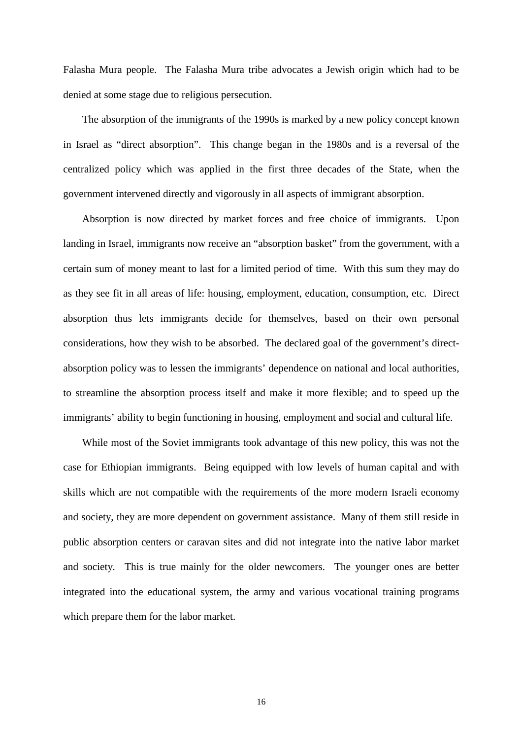Falasha Mura people. The Falasha Mura tribe advocates a Jewish origin which had to be denied at some stage due to religious persecution.

The absorption of the immigrants of the 1990s is marked by a new policy concept known in Israel as "direct absorption". This change began in the 1980s and is a reversal of the centralized policy which was applied in the first three decades of the State, when the government intervened directly and vigorously in all aspects of immigrant absorption.

Absorption is now directed by market forces and free choice of immigrants. Upon landing in Israel, immigrants now receive an "absorption basket" from the government, with a certain sum of money meant to last for a limited period of time. With this sum they may do as they see fit in all areas of life: housing, employment, education, consumption, etc. Direct absorption thus lets immigrants decide for themselves, based on their own personal considerations, how they wish to be absorbed. The declared goal of the government's direct-absorption policy was to lessen the immigrants' dependence on national and local authorities, to streamline the absorption process itself and make it more flexible; and to speed up the immigrants' ability to begin functioning in housing, employment and social and cultural life.

While most of the Soviet immigrants took advantage of this new policy, this was not the case for Ethiopian immigrants. Being equipped with low levels of human capital and with skills which are not compatible with the requirements of the more modern Israeli economy and society, they are more dependent on government assistance. Many of them still reside in public absorption centers or caravan sites and did not integrate into the native labor market and society. This is true mainly for the older newcomers. The younger ones are better integrated into the educational system, the army and various vocational training programs which prepare them for the labor market.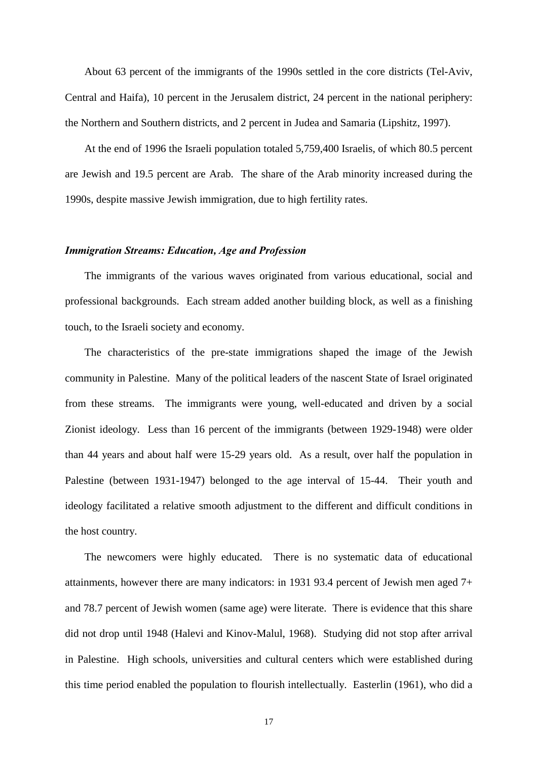About 63 percent of the immigrants of the 1990s settled in the core districts (Tel-Aviv, Central and Haifa), 10 percent in the Jerusalem district, 24 percent in the national periphery: the Northern and Southern districts, and 2 percent in Judea and Samaria (Lipshitz, 1997).

At the end of 1996 the Israeli population totaled 5,759,400 Israelis, of which 80.5 percent are Jewish and 19.5 percent are Arab. The share of the Arab minority increased during the 1990s, despite massive Jewish immigration, due to high fertility rates.

### *Immigration Streams: Education, Age and Profession*

The immigrants of the various waves originated from various educational, social and professional backgrounds. Each stream added another building block, as well as a finishing touch, to the Israeli society and economy.

The characteristics of the pre-state immigrations shaped the image of the Jewish community in Palestine. Many of the political leaders of the nascent State of Israel originated from these streams. The immigrants were young, well-educated and driven by a social Zionist ideology. Less than 16 percent of the immigrants (between 1929-1948) were older than 44 years and about half were 15-29 years old. As a result, over half the population in Palestine (between 1931-1947) belonged to the age interval of 15-44. Their youth and ideology facilitated a relative smooth adjustment to the different and difficult conditions in the host country.

The newcomers were highly educated. There is no systematic data of educational attainments, however there are many indicators: in 1931 93.4 percent of Jewish men aged 7+ and 78.7 percent of Jewish women (same age) were literate. There is evidence that this share did not drop until 1948 (Halevi and Kinov-Malul, 1968). Studying did not stop after arrival in Palestine. High schools, universities and cultural centers which were established during this time period enabled the population to flourish intellectually. Easterlin (1961), who did a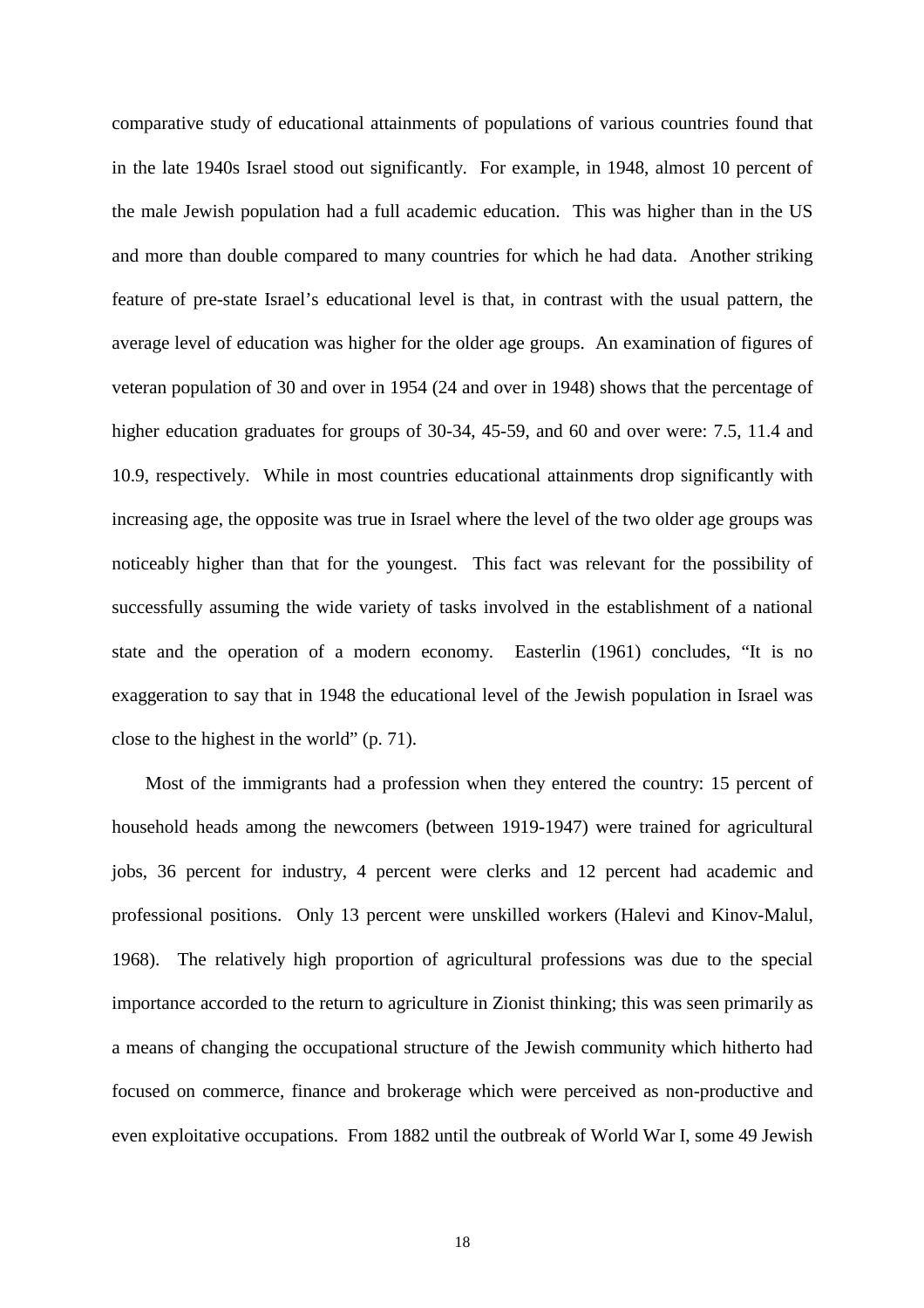comparative study of educational attainments of populations of various countries found that in the late 1940s Israel stood out significantly. For example, in 1948, almost 10 percent of the male Jewish population had a full academic education. This was higher than in the US and more than double compared to many countries for which he had data. Another striking feature of pre-state Israel's educational level is that, in contrast with the usual pattern, the average level of education was higher for the older age groups. An examination of figures of veteran population of 30 and over in 1954 (24 and over in 1948) shows that the percentage of higher education graduates for groups of 30-34, 45-59, and 60 and over were: 7.5, 11.4 and 10.9, respectively. While in most countries educational attainments drop significantly with increasing age, the opposite was true in Israel where the level of the two older age groups was noticeably higher than that for the youngest. This fact was relevant for the possibility of successfully assuming the wide variety of tasks involved in the establishment of a national state and the operation of a modern economy. Easterlin (1961) concludes, "It is no exaggeration to say that in 1948 the educational level of the Jewish population in Israel was close to the highest in the world" (p. 71).

Most of the immigrants had a profession when they entered the country: 15 percent of household heads among the newcomers (between 1919-1947) were trained for agricultural jobs, 36 percent for industry, 4 percent were clerks and 12 percent had academic and professional positions. Only 13 percent were unskilled workers (Halevi and Kinov-Malul, 1968). The relatively high proportion of agricultural professions was due to the special importance accorded to the return to agriculture in Zionist thinking; this was seen primarily as a means of changing the occupational structure of the Jewish community which hitherto had focused on commerce, finance and brokerage which were perceived as non-productive and even exploitative occupations. From 1882 until the outbreak of World War I, some 49 Jewish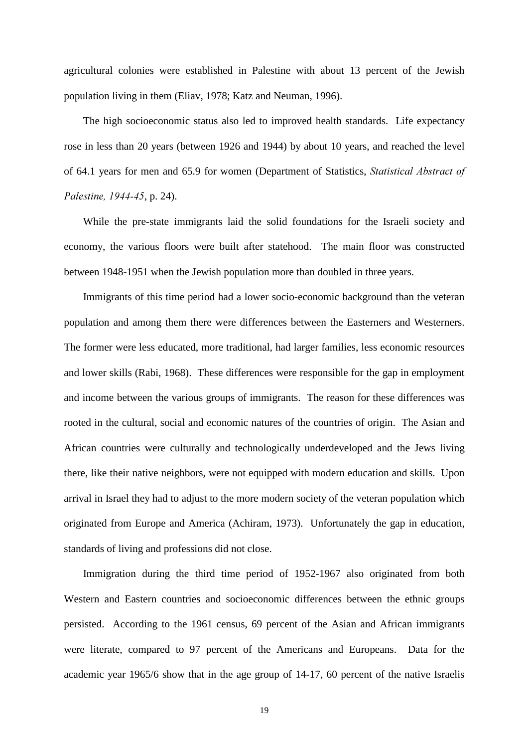agricultural colonies were established in Palestine with about 13 percent of the Jewish population living in them (Eliav, 1978; Katz and Neuman, 1996).

The high socioeconomic status also led to improved health standards. Life expectancy rose in less than 20 years (between 1926 and 1944) by about 10 years, and reached the level of 64.1 years for men and 65.9 for women (Department of Statistics, *Statistical Abstract of Palestine, 1944-45*, p. 24).

While the pre-state immigrants laid the solid foundations for the Israeli society and economy, the various floors were built after statehood. The main floor was constructed between 1948-1951 when the Jewish population more than doubled in three years.

Immigrants of this time period had a lower socio-economic background than the veteran population and among them there were differences between the Easterners and Westerners. The former were less educated, more traditional, had larger families, less economic resources and lower skills (Rabi, 1968). These differences were responsible for the gap in employment and income between the various groups of immigrants. The reason for these differences was rooted in the cultural, social and economic natures of the countries of origin. The Asian and African countries were culturally and technologically underdeveloped and the Jews living there, like their native neighbors, were not equipped with modern education and skills. Upon arrival in Israel they had to adjust to the more modern society of the veteran population which originated from Europe and America (Achiram, 1973). Unfortunately the gap in education, standards of living and professions did not close.

Immigration during the third time period of 1952-1967 also originated from both Western and Eastern countries and socioeconomic differences between the ethnic groups persisted. According to the 1961 census, 69 percent of the Asian and African immigrants were literate, compared to 97 percent of the Americans and Europeans. Data for the academic year 1965/6 show that in the age group of 14-17, 60 percent of the native Israelis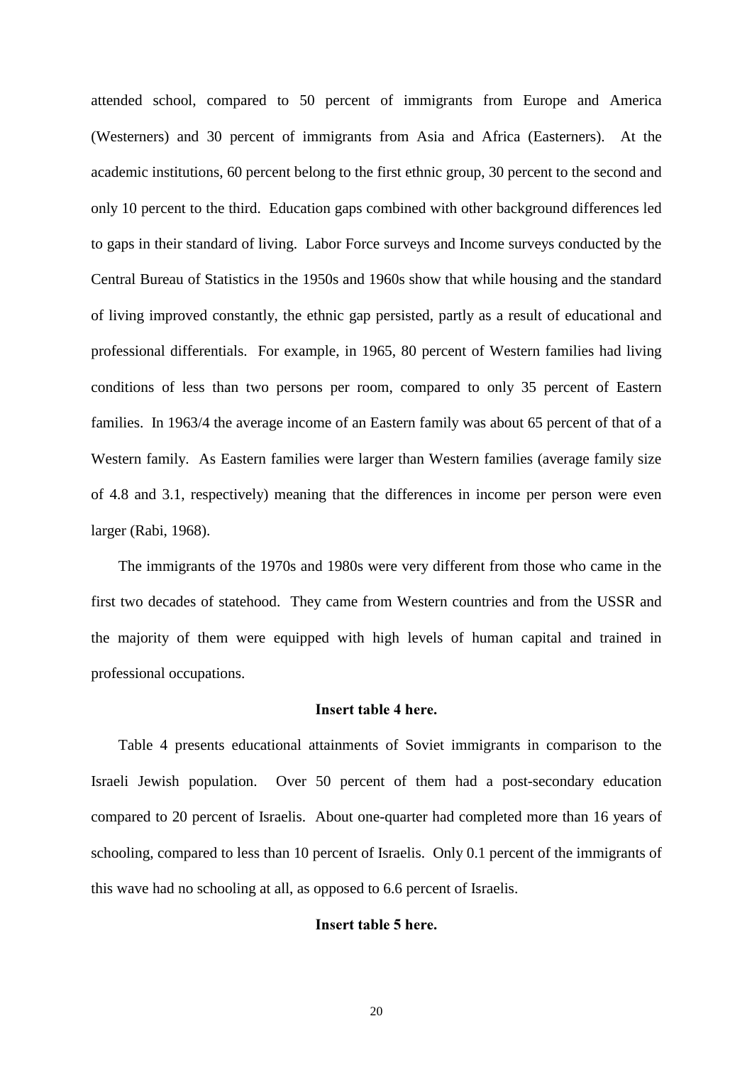attended school, compared to 50 percent of immigrants from Europe and America (Westerners) and 30 percent of immigrants from Asia and Africa (Easterners). At the academic institutions, 60 percent belong to the first ethnic group, 30 percent to the second and only 10 percent to the third. Education gaps combined with other background differences led to gaps in their standard of living. Labor Force surveys and Income surveys conducted by the Central Bureau of Statistics in the 1950s and 1960s show that while housing and the standard of living improved constantly, the ethnic gap persisted, partly as a result of educational and professional differentials. For example, in 1965, 80 percent of Western families had living conditions of less than two persons per room, compared to only 35 percent of Eastern families. In 1963/4 the average income of an Eastern family was about 65 percent of that of a Western family. As Eastern families were larger than Western families (average family size of 4.8 and 3.1, respectively) meaning that the differences in income per person were even larger (Rabi, 1968).

The immigrants of the 1970s and 1980s were very different from those who came in the first two decades of statehood. They came from Western countries and from the USSR and the majority of them were equipped with high levels of human capital and trained in professional occupations.

**Insert table 4 here.**

Table 4 presents educational attainments of Soviet immigrants in comparison to the Israeli Jewish population. Over 50 percent of them had a post-secondary education compared to 20 percent of Israelis. About one-quarter had completed more than 16 years of schooling, compared to less than 10 percent of Israelis. Only 0.1 percent of the immigrants of this wave had no schooling at all, as opposed to 6.6 percent of Israelis.

**Insert table 5 here.**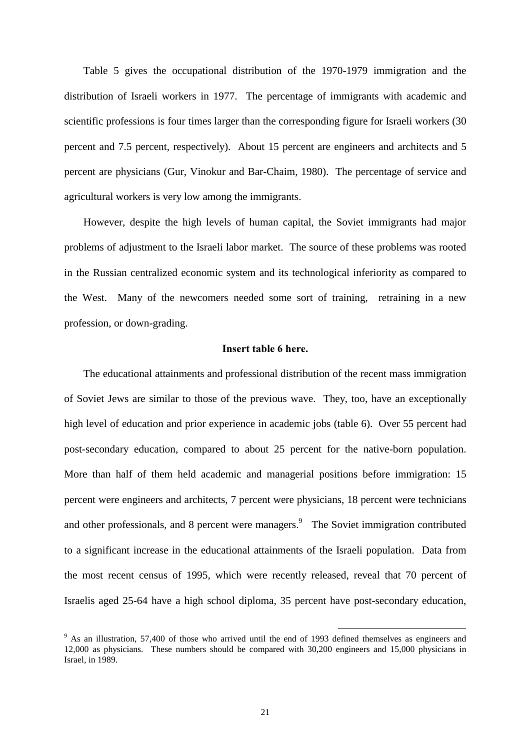Table 5 gives the occupational distribution of the 1970-1979 immigration and the distribution of Israeli workers in 1977. The percentage of immigrants with academic and scientific professions is four times larger than the corresponding figure for Israeli workers (30 percent and 7.5 percent, respectively). About 15 percent are engineers and architects and 5 percent are physicians (Gur, Vinokur and Bar-Chaim, 1980). The percentage of service and agricultural workers is very low among the immigrants.

However, despite the high levels of human capital, the Soviet immigrants had major problems of adjustment to the Israeli labor market. The source of these problems was rooted in the Russian centralized economic system and its technological inferiority as compared to the West. Many of the newcomers needed some sort of training, retraining in a new profession, or down-grading.

**Insert table 6 here.**

The educational attainments and professional distribution of the recent mass immigration of Soviet Jews are similar to those of the previous wave. They, too, have an exceptionally high level of education and prior experience in academic jobs (table 6). Over 55 percent had post-secondary education, compared to about 25 percent for the native-born population. More than half of them held academic and managerial positions before immigration: 15 percent were engineers and architects, 7 percent were physicians, 18 percent were technicians and other professionals, and 8 percent were managers.[9] The Soviet immigration contributed to a significant increase in the educational attainments of the Israeli population. Data from the most recent census of 1995, which were recently released, reveal that 70 percent of Israelis aged 25-64 have a high school diploma, 35 percent have post-secondary education,

[9] As an illustration, 57,400 of those who arrived until the end of 1993 defined themselves as engineers and 12,000 as physicians. These numbers should be compared with 30,200 engineers and 15,000 physicians in Israel, in 1989.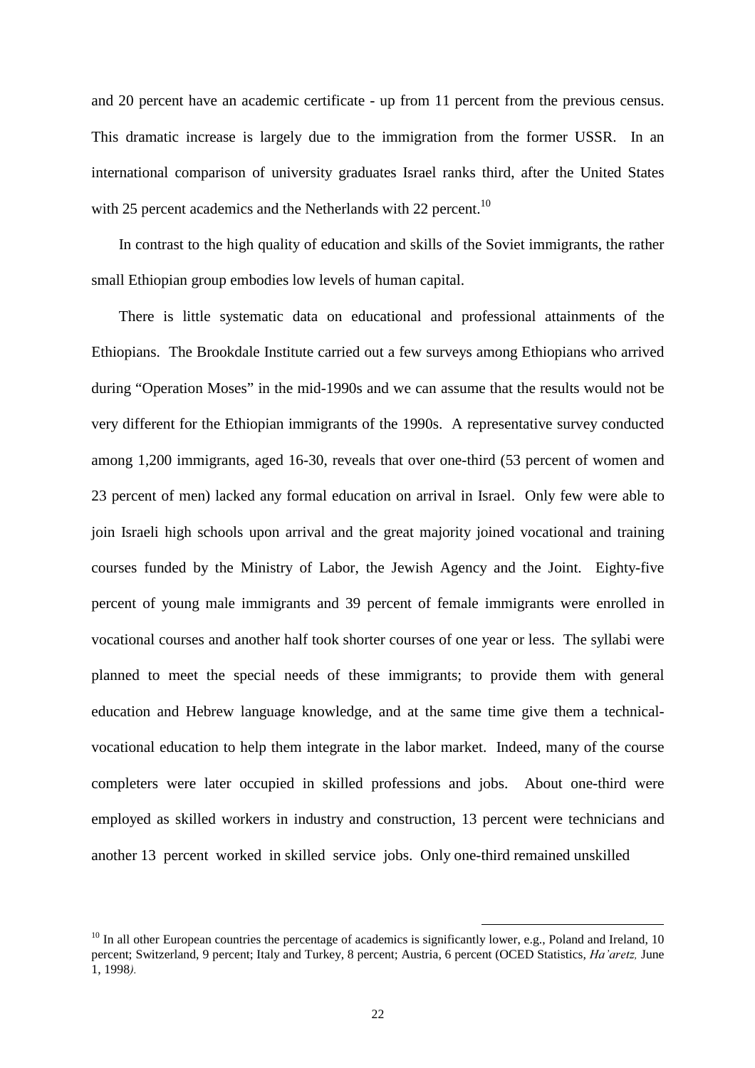and 20 percent have an academic certificate - up from 11 percent from the previous census. This dramatic increase is largely due to the immigration from the former USSR. In an international comparison of university graduates Israel ranks third, after the United States with 25 percent academics and the Netherlands with 22 percent.[10]

In contrast to the high quality of education and skills of the Soviet immigrants, the rather small Ethiopian group embodies low levels of human capital.

There is little systematic data on educational and professional attainments of the Ethiopians. The Brookdale Institute carried out a few surveys among Ethiopians who arrived during "Operation Moses" in the mid-1990s and we can assume that the results would not be very different for the Ethiopian immigrants of the 1990s. A representative survey conducted among 1,200 immigrants, aged 16-30, reveals that over one-third (53 percent of women and 23 percent of men) lacked any formal education on arrival in Israel. Only few were able to join Israeli high schools upon arrival and the great majority joined vocational and training courses funded by the Ministry of Labor, the Jewish Agency and the Joint. Eighty-five percent of young male immigrants and 39 percent of female immigrants were enrolled in vocational courses and another half took shorter courses of one year or less. The syllabi were planned to meet the special needs of these immigrants; to provide them with general education and Hebrew language knowledge, and at the same time give them a technical-vocational education to help them integrate in the labor market. Indeed, many of the course completers were later occupied in skilled professions and jobs. About one-third were employed as skilled workers in industry and construction, 13 percent were technicians and another 13 percent worked in skilled service jobs. Only one-third remained unskilled

---

[10] In all other European countries the percentage of academics is significantly lower, e.g., Poland and Ireland, 10 percent; Switzerland, 9 percent; Italy and Turkey, 8 percent; Austria, 6 percent (OCED Statistics, *Ha'aretz,* June 1, 1998*).*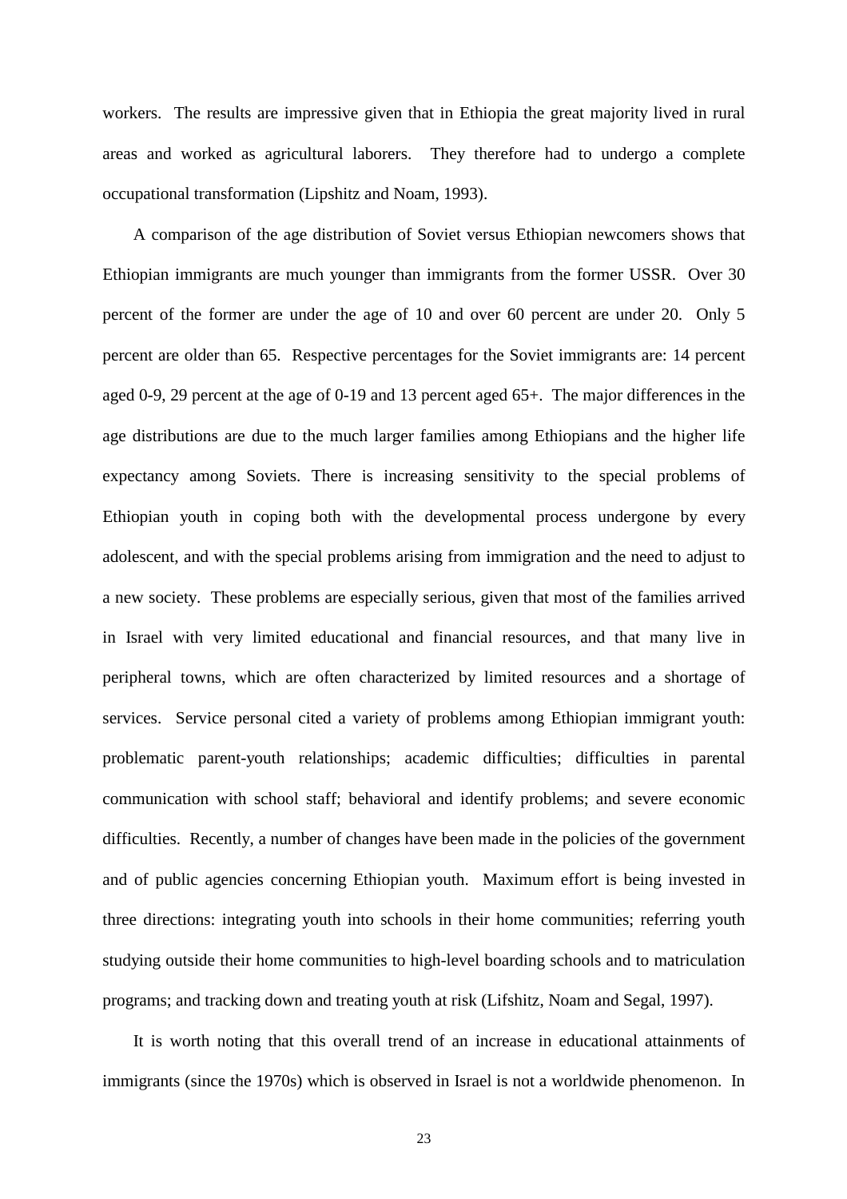workers. The results are impressive given that in Ethiopia the great majority lived in rural areas and worked as agricultural laborers. They therefore had to undergo a complete occupational transformation (Lipshitz and Noam, 1993).

A comparison of the age distribution of Soviet versus Ethiopian newcomers shows that Ethiopian immigrants are much younger than immigrants from the former USSR. Over 30 percent of the former are under the age of 10 and over 60 percent are under 20. Only 5 percent are older than 65. Respective percentages for the Soviet immigrants are: 14 percent aged 0-9, 29 percent at the age of 0-19 and 13 percent aged 65+. The major differences in the age distributions are due to the much larger families among Ethiopians and the higher life expectancy among Soviets. There is increasing sensitivity to the special problems of Ethiopian youth in coping both with the developmental process undergone by every adolescent, and with the special problems arising from immigration and the need to adjust to a new society. These problems are especially serious, given that most of the families arrived in Israel with very limited educational and financial resources, and that many live in peripheral towns, which are often characterized by limited resources and a shortage of services. Service personal cited a variety of problems among Ethiopian immigrant youth: problematic parent-youth relationships; academic difficulties; difficulties in parental communication with school staff; behavioral and identify problems; and severe economic difficulties. Recently, a number of changes have been made in the policies of the government and of public agencies concerning Ethiopian youth. Maximum effort is being invested in three directions: integrating youth into schools in their home communities; referring youth studying outside their home communities to high-level boarding schools and to matriculation programs; and tracking down and treating youth at risk (Lifshitz, Noam and Segal, 1997).

It is worth noting that this overall trend of an increase in educational attainments of immigrants (since the 1970s) which is observed in Israel is not a worldwide phenomenon. In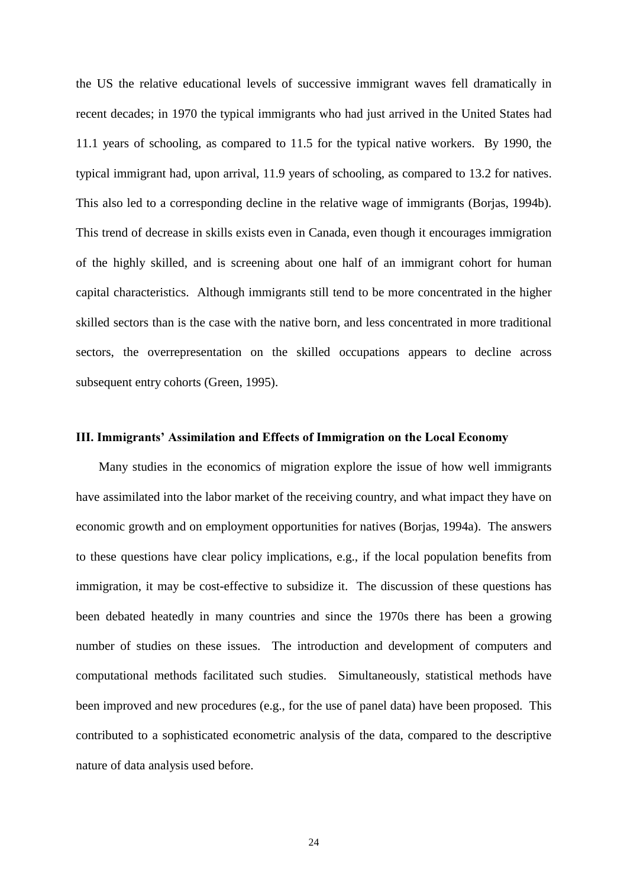the US the relative educational levels of successive immigrant waves fell dramatically in recent decades; in 1970 the typical immigrants who had just arrived in the United States had 11.1 years of schooling, as compared to 11.5 for the typical native workers. By 1990, the typical immigrant had, upon arrival, 11.9 years of schooling, as compared to 13.2 for natives. This also led to a corresponding decline in the relative wage of immigrants (Borjas, 1994b). This trend of decrease in skills exists even in Canada, even though it encourages immigration of the highly skilled, and is screening about one half of an immigrant cohort for human capital characteristics. Although immigrants still tend to be more concentrated in the higher skilled sectors than is the case with the native born, and less concentrated in more traditional sectors, the overrepresentation on the skilled occupations appears to decline across subsequent entry cohorts (Green, 1995).

## III. Immigrants' Assimilation and Effects of Immigration on the Local Economy

Many studies in the economics of migration explore the issue of how well immigrants have assimilated into the labor market of the receiving country, and what impact they have on economic growth and on employment opportunities for natives (Borjas, 1994a). The answers to these questions have clear policy implications, e.g., if the local population benefits from immigration, it may be cost-effective to subsidize it. The discussion of these questions has been debated heatedly in many countries and since the 1970s there has been a growing number of studies on these issues. The introduction and development of computers and computational methods facilitated such studies. Simultaneously, statistical methods have been improved and new procedures (e.g., for the use of panel data) have been proposed. This contributed to a sophisticated econometric analysis of the data, compared to the descriptive nature of data analysis used before.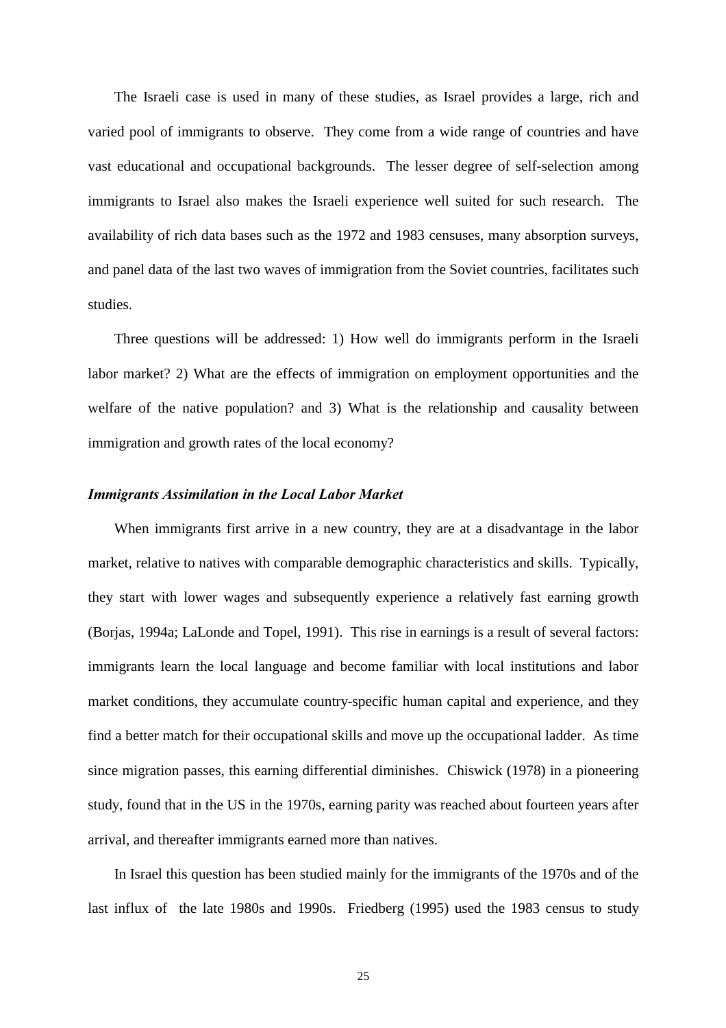The Israeli case is used in many of these studies, as Israel provides a large, rich and varied pool of immigrants to observe. They come from a wide range of countries and have vast educational and occupational backgrounds. The lesser degree of self-selection among immigrants to Israel also makes the Israeli experience well suited for such research. The availability of rich data bases such as the 1972 and 1983 censuses, many absorption surveys, and panel data of the last two waves of immigration from the Soviet countries, facilitates such studies.

Three questions will be addressed: 1) How well do immigrants perform in the Israeli labor market? 2) What are the effects of immigration on employment opportunities and the welfare of the native population? and 3) What is the relationship and causality between immigration and growth rates of the local economy?

### *Immigrants Assimilation in the Local Labor Market*

When immigrants first arrive in a new country, they are at a disadvantage in the labor market, relative to natives with comparable demographic characteristics and skills. Typically, they start with lower wages and subsequently experience a relatively fast earning growth (Borjas, 1994a; LaLonde and Topel, 1991). This rise in earnings is a result of several factors: immigrants learn the local language and become familiar with local institutions and labor market conditions, they accumulate country-specific human capital and experience, and they find a better match for their occupational skills and move up the occupational ladder. As time since migration passes, this earning differential diminishes. Chiswick (1978) in a pioneering study, found that in the US in the 1970s, earning parity was reached about fourteen years after arrival, and thereafter immigrants earned more than natives.

In Israel this question has been studied mainly for the immigrants of the 1970s and of the last influx of the late 1980s and 1990s. Friedberg (1995) used the 1983 census to study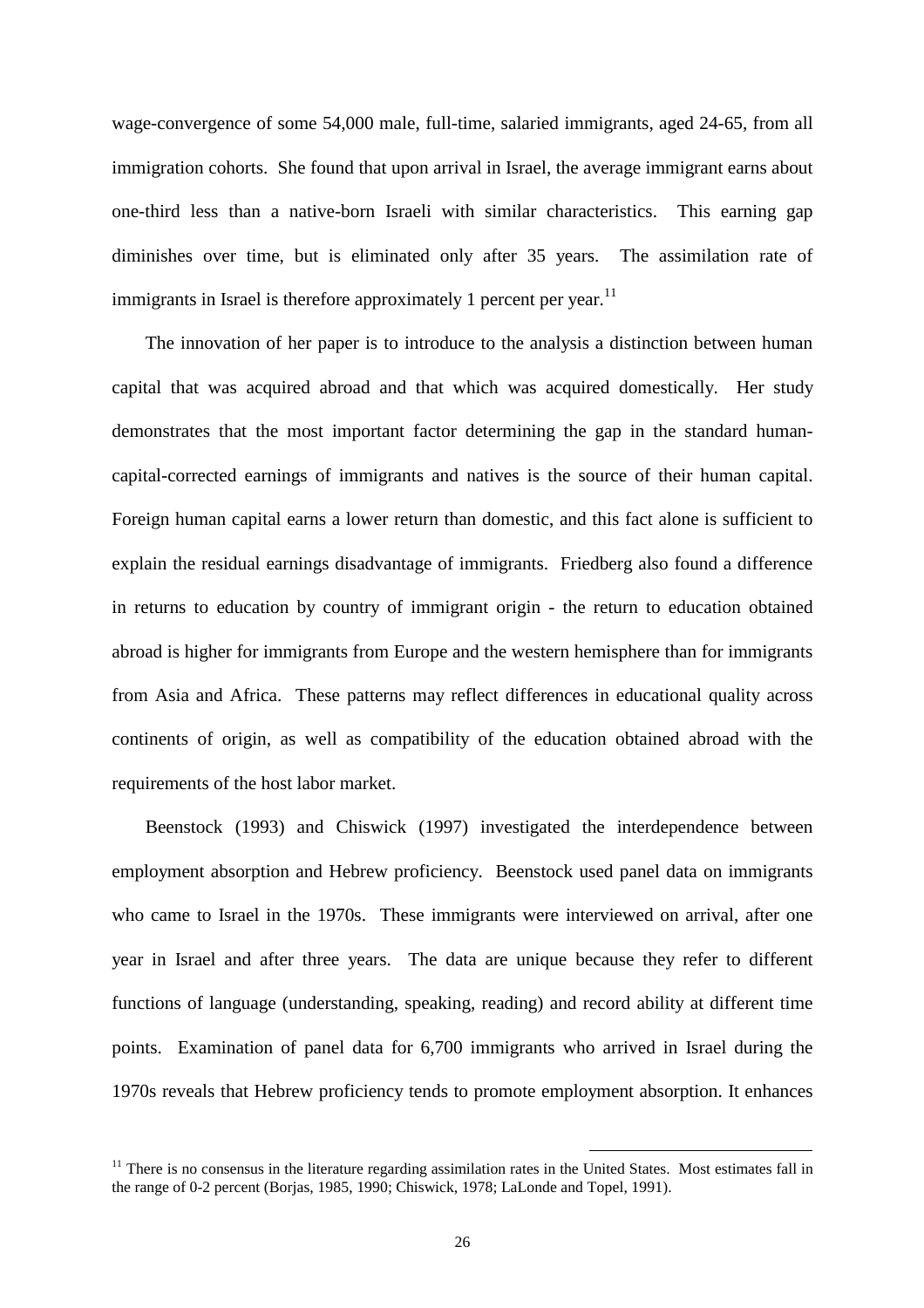wage-convergence of some 54,000 male, full-time, salaried immigrants, aged 24-65, from all immigration cohorts. She found that upon arrival in Israel, the average immigrant earns about one-third less than a native-born Israeli with similar characteristics. This earning gap diminishes over time, but is eliminated only after 35 years. The assimilation rate of immigrants in Israel is therefore approximately 1 percent per year.[11]

The innovation of her paper is to introduce to the analysis a distinction between human capital that was acquired abroad and that which was acquired domestically. Her study demonstrates that the most important factor determining the gap in the standard human-capital-corrected earnings of immigrants and natives is the source of their human capital. Foreign human capital earns a lower return than domestic, and this fact alone is sufficient to explain the residual earnings disadvantage of immigrants. Friedberg also found a difference in returns to education by country of immigrant origin - the return to education obtained abroad is higher for immigrants from Europe and the western hemisphere than for immigrants from Asia and Africa. These patterns may reflect differences in educational quality across continents of origin, as well as compatibility of the education obtained abroad with the requirements of the host labor market.

Beenstock (1993) and Chiswick (1997) investigated the interdependence between employment absorption and Hebrew proficiency. Beenstock used panel data on immigrants who came to Israel in the 1970s. These immigrants were interviewed on arrival, after one year in Israel and after three years. The data are unique because they refer to different functions of language (understanding, speaking, reading) and record ability at different time points. Examination of panel data for 6,700 immigrants who arrived in Israel during the 1970s reveals that Hebrew proficiency tends to promote employment absorption. It enhances

[11] There is no consensus in the literature regarding assimilation rates in the United States. Most estimates fall in the range of 0-2 percent (Borjas, 1985, 1990; Chiswick, 1978; LaLonde and Topel, 1991).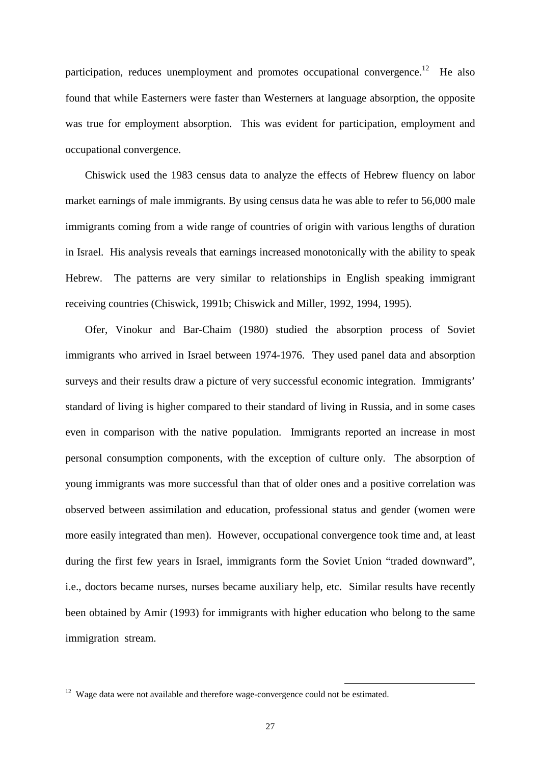participation, reduces unemployment and promotes occupational convergence.[12] He also found that while Easterners were faster than Westerners at language absorption, the opposite was true for employment absorption. This was evident for participation, employment and occupational convergence.

Chiswick used the 1983 census data to analyze the effects of Hebrew fluency on labor market earnings of male immigrants. By using census data he was able to refer to 56,000 male immigrants coming from a wide range of countries of origin with various lengths of duration in Israel. His analysis reveals that earnings increased monotonically with the ability to speak Hebrew. The patterns are very similar to relationships in English speaking immigrant receiving countries (Chiswick, 1991b; Chiswick and Miller, 1992, 1994, 1995).

Ofer, Vinokur and Bar-Chaim (1980) studied the absorption process of Soviet immigrants who arrived in Israel between 1974-1976. They used panel data and absorption surveys and their results draw a picture of very successful economic integration. Immigrants' standard of living is higher compared to their standard of living in Russia, and in some cases even in comparison with the native population. Immigrants reported an increase in most personal consumption components, with the exception of culture only. The absorption of young immigrants was more successful than that of older ones and a positive correlation was observed between assimilation and education, professional status and gender (women were more easily integrated than men). However, occupational convergence took time and, at least during the first few years in Israel, immigrants form the Soviet Union "traded downward", i.e., doctors became nurses, nurses became auxiliary help, etc. Similar results have recently been obtained by Amir (1993) for immigrants with higher education who belong to the same immigration stream.

[12] Wage data were not available and therefore wage-convergence could not be estimated.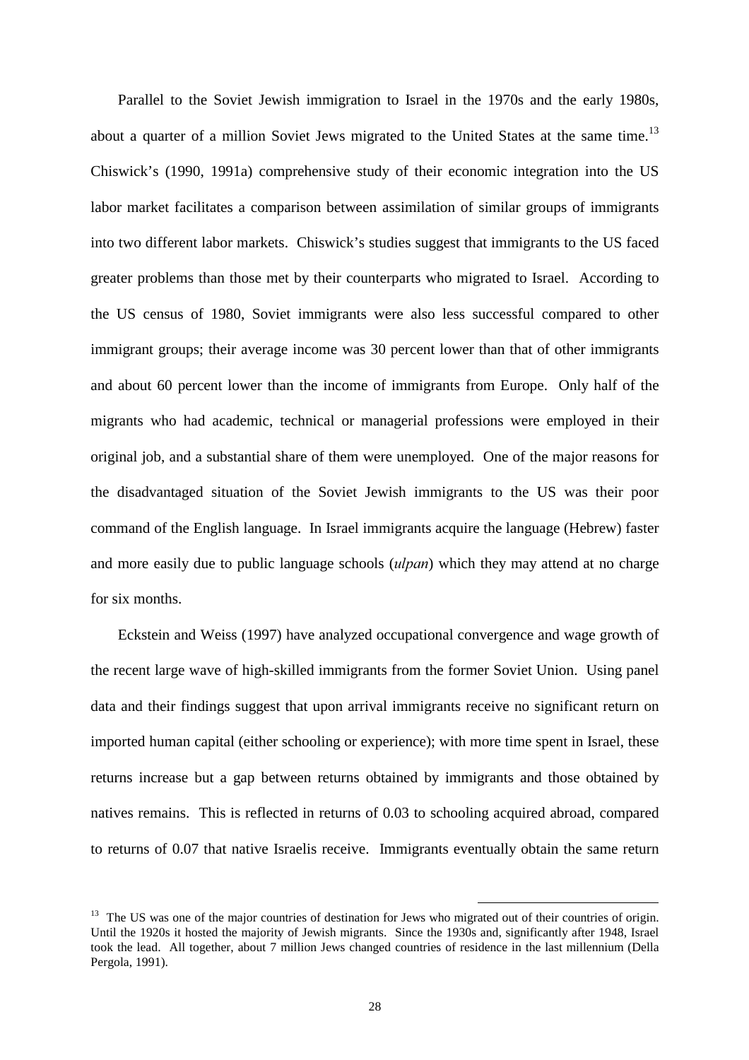Parallel to the Soviet Jewish immigration to Israel in the 1970s and the early 1980s, about a quarter of a million Soviet Jews migrated to the United States at the same time.[13] Chiswick's (1990, 1991a) comprehensive study of their economic integration into the US labor market facilitates a comparison between assimilation of similar groups of immigrants into two different labor markets. Chiswick's studies suggest that immigrants to the US faced greater problems than those met by their counterparts who migrated to Israel. According to the US census of 1980, Soviet immigrants were also less successful compared to other immigrant groups; their average income was 30 percent lower than that of other immigrants and about 60 percent lower than the income of immigrants from Europe. Only half of the migrants who had academic, technical or managerial professions were employed in their original job, and a substantial share of them were unemployed. One of the major reasons for the disadvantaged situation of the Soviet Jewish immigrants to the US was their poor command of the English language. In Israel immigrants acquire the language (Hebrew) faster and more easily due to public language schools (*ulpan*) which they may attend at no charge for six months.

Eckstein and Weiss (1997) have analyzed occupational convergence and wage growth of the recent large wave of high-skilled immigrants from the former Soviet Union. Using panel data and their findings suggest that upon arrival immigrants receive no significant return on imported human capital (either schooling or experience); with more time spent in Israel, these returns increase but a gap between returns obtained by immigrants and those obtained by natives remains. This is reflected in returns of 0.03 to schooling acquired abroad, compared to returns of 0.07 that native Israelis receive. Immigrants eventually obtain the same return

---

[13] The US was one of the major countries of destination for Jews who migrated out of their countries of origin. Until the 1920s it hosted the majority of Jewish migrants. Since the 1930s and, significantly after 1948, Israel took the lead. All together, about 7 million Jews changed countries of residence in the last millennium (Della Pergola, 1991).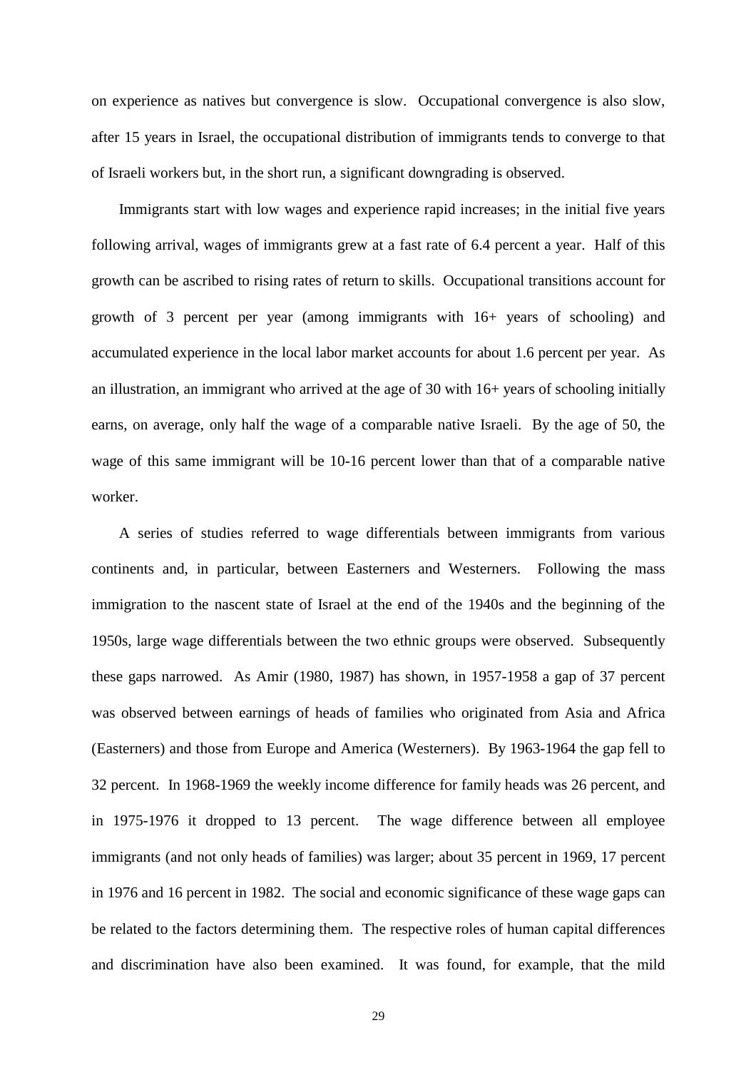on experience as natives but convergence is slow. Occupational convergence is also slow, after 15 years in Israel, the occupational distribution of immigrants tends to converge to that of Israeli workers but, in the short run, a significant downgrading is observed.

Immigrants start with low wages and experience rapid increases; in the initial five years following arrival, wages of immigrants grew at a fast rate of 6.4 percent a year. Half of this growth can be ascribed to rising rates of return to skills. Occupational transitions account for growth of 3 percent per year (among immigrants with 16+ years of schooling) and accumulated experience in the local labor market accounts for about 1.6 percent per year. As an illustration, an immigrant who arrived at the age of 30 with 16+ years of schooling initially earns, on average, only half the wage of a comparable native Israeli. By the age of 50, the wage of this same immigrant will be 10-16 percent lower than that of a comparable native worker.

A series of studies referred to wage differentials between immigrants from various continents and, in particular, between Easterners and Westerners. Following the mass immigration to the nascent state of Israel at the end of the 1940s and the beginning of the 1950s, large wage differentials between the two ethnic groups were observed. Subsequently these gaps narrowed. As Amir (1980, 1987) has shown, in 1957-1958 a gap of 37 percent was observed between earnings of heads of families who originated from Asia and Africa (Easterners) and those from Europe and America (Westerners). By 1963-1964 the gap fell to 32 percent. In 1968-1969 the weekly income difference for family heads was 26 percent, and in 1975-1976 it dropped to 13 percent. The wage difference between all employee immigrants (and not only heads of families) was larger; about 35 percent in 1969, 17 percent in 1976 and 16 percent in 1982. The social and economic significance of these wage gaps can be related to the factors determining them. The respective roles of human capital differences and discrimination have also been examined. It was found, for example, that the mild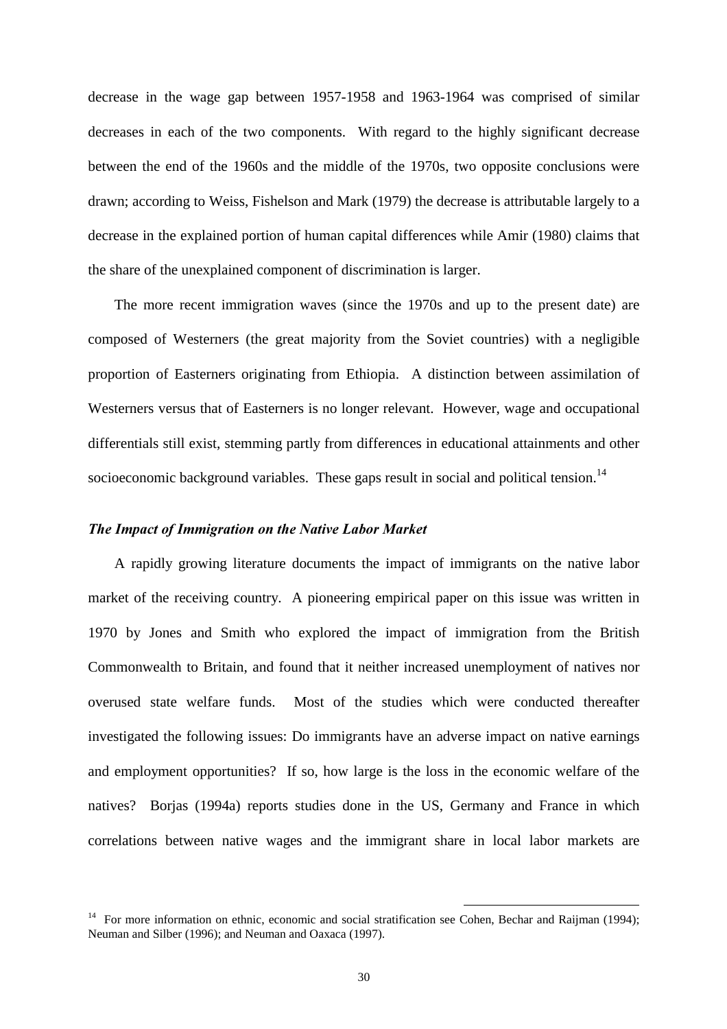decrease in the wage gap between 1957-1958 and 1963-1964 was comprised of similar decreases in each of the two components. With regard to the highly significant decrease between the end of the 1960s and the middle of the 1970s, two opposite conclusions were drawn; according to Weiss, Fishelson and Mark (1979) the decrease is attributable largely to a decrease in the explained portion of human capital differences while Amir (1980) claims that the share of the unexplained component of discrimination is larger.

The more recent immigration waves (since the 1970s and up to the present date) are composed of Westerners (the great majority from the Soviet countries) with a negligible proportion of Easterners originating from Ethiopia. A distinction between assimilation of Westerners versus that of Easterners is no longer relevant. However, wage and occupational differentials still exist, stemming partly from differences in educational attainments and other socioeconomic background variables. These gaps result in social and political tension.[14]

### *The Impact of Immigration on the Native Labor Market*

A rapidly growing literature documents the impact of immigrants on the native labor market of the receiving country. A pioneering empirical paper on this issue was written in 1970 by Jones and Smith who explored the impact of immigration from the British Commonwealth to Britain, and found that it neither increased unemployment of natives nor overused state welfare funds. Most of the studies which were conducted thereafter investigated the following issues: Do immigrants have an adverse impact on native earnings and employment opportunities? If so, how large is the loss in the economic welfare of the natives? Borjas (1994a) reports studies done in the US, Germany and France in which correlations between native wages and the immigrant share in local labor markets are

---

[14] For more information on ethnic, economic and social stratification see Cohen, Bechar and Raijman (1994); Neuman and Silber (1996); and Neuman and Oaxaca (1997).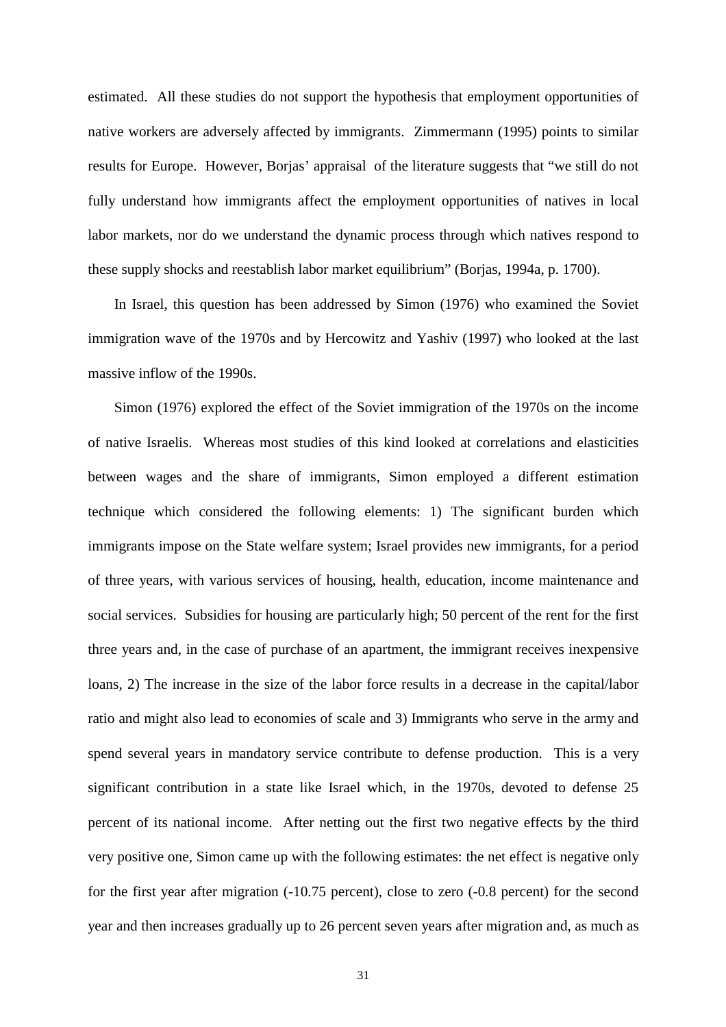estimated. All these studies do not support the hypothesis that employment opportunities of native workers are adversely affected by immigrants. Zimmermann (1995) points to similar results for Europe. However, Borjas' appraisal of the literature suggests that "we still do not fully understand how immigrants affect the employment opportunities of natives in local labor markets, nor do we understand the dynamic process through which natives respond to these supply shocks and reestablish labor market equilibrium" (Borjas, 1994a, p. 1700).

In Israel, this question has been addressed by Simon (1976) who examined the Soviet immigration wave of the 1970s and by Hercowitz and Yashiv (1997) who looked at the last massive inflow of the 1990s.

Simon (1976) explored the effect of the Soviet immigration of the 1970s on the income of native Israelis. Whereas most studies of this kind looked at correlations and elasticities between wages and the share of immigrants, Simon employed a different estimation technique which considered the following elements: 1) The significant burden which immigrants impose on the State welfare system; Israel provides new immigrants, for a period of three years, with various services of housing, health, education, income maintenance and social services. Subsidies for housing are particularly high; 50 percent of the rent for the first three years and, in the case of purchase of an apartment, the immigrant receives inexpensive loans, 2) The increase in the size of the labor force results in a decrease in the capital/labor ratio and might also lead to economies of scale and 3) Immigrants who serve in the army and spend several years in mandatory service contribute to defense production. This is a very significant contribution in a state like Israel which, in the 1970s, devoted to defense 25 percent of its national income. After netting out the first two negative effects by the third very positive one, Simon came up with the following estimates: the net effect is negative only for the first year after migration (-10.75 percent), close to zero (-0.8 percent) for the second year and then increases gradually up to 26 percent seven years after migration and, as much as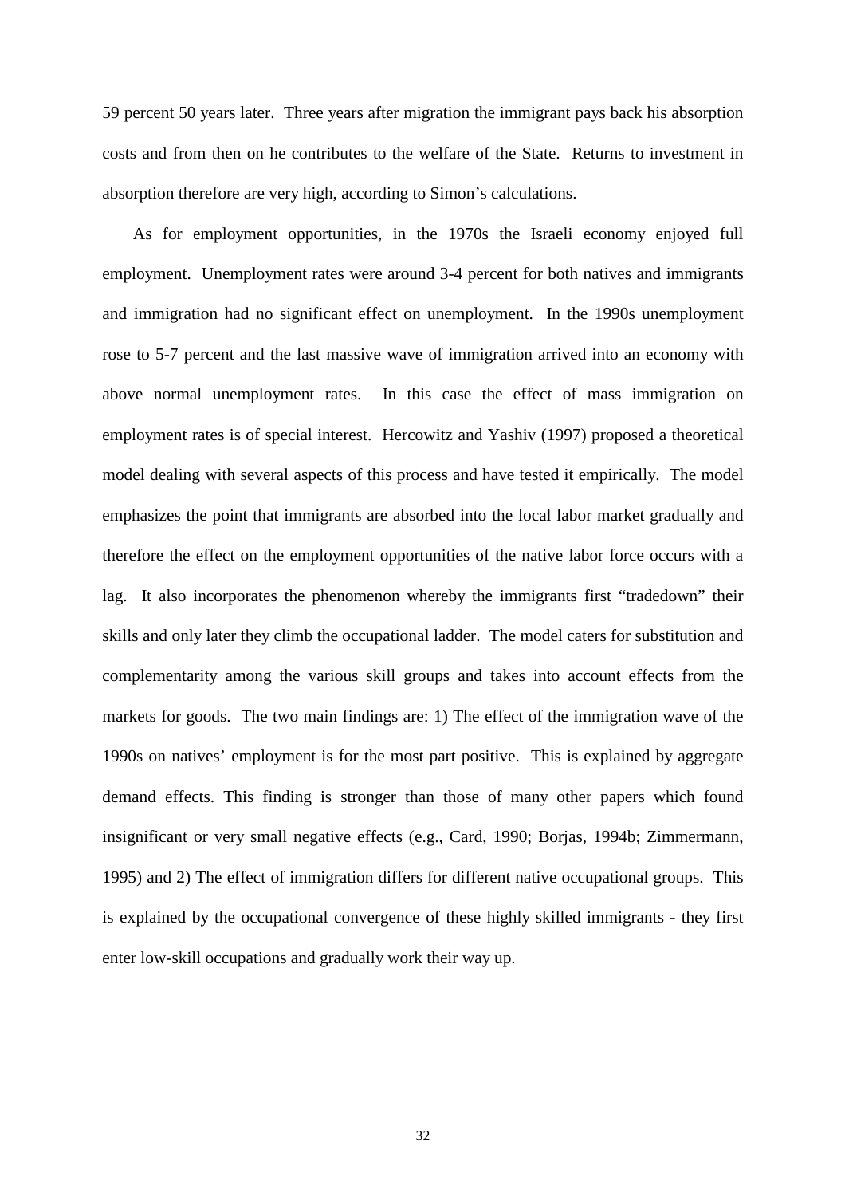59 percent 50 years later. Three years after migration the immigrant pays back his absorption costs and from then on he contributes to the welfare of the State. Returns to investment in absorption therefore are very high, according to Simon's calculations.

As for employment opportunities, in the 1970s the Israeli economy enjoyed full employment. Unemployment rates were around 3-4 percent for both natives and immigrants and immigration had no significant effect on unemployment. In the 1990s unemployment rose to 5-7 percent and the last massive wave of immigration arrived into an economy with above normal unemployment rates. In this case the effect of mass immigration on employment rates is of special interest. Hercowitz and Yashiv (1997) proposed a theoretical model dealing with several aspects of this process and have tested it empirically. The model emphasizes the point that immigrants are absorbed into the local labor market gradually and therefore the effect on the employment opportunities of the native labor force occurs with a lag. It also incorporates the phenomenon whereby the immigrants first "tradedown" their skills and only later they climb the occupational ladder. The model caters for substitution and complementarity among the various skill groups and takes into account effects from the markets for goods. The two main findings are: 1) The effect of the immigration wave of the 1990s on natives' employment is for the most part positive. This is explained by aggregate demand effects. This finding is stronger than those of many other papers which found insignificant or very small negative effects (e.g., Card, 1990; Borjas, 1994b; Zimmermann, 1995) and 2) The effect of immigration differs for different native occupational groups. This is explained by the occupational convergence of these highly skilled immigrants - they first enter low-skill occupations and gradually work their way up.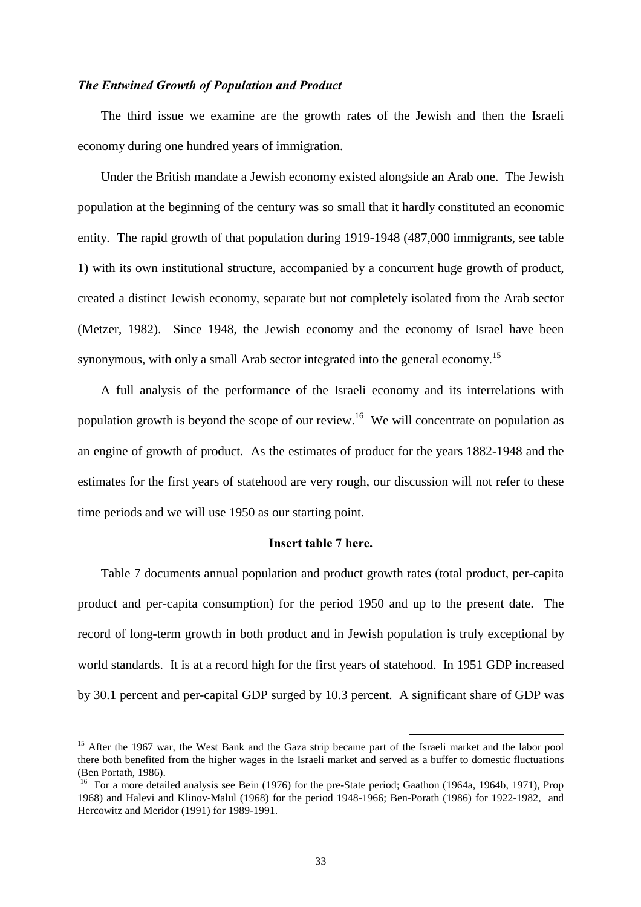### *The Entwined Growth of Population and Product*

The third issue we examine are the growth rates of the Jewish and then the Israeli economy during one hundred years of immigration.

Under the British mandate a Jewish economy existed alongside an Arab one. The Jewish population at the beginning of the century was so small that it hardly constituted an economic entity. The rapid growth of that population during 1919-1948 (487,000 immigrants, see table 1) with its own institutional structure, accompanied by a concurrent huge growth of product, created a distinct Jewish economy, separate but not completely isolated from the Arab sector (Metzer, 1982). Since 1948, the Jewish economy and the economy of Israel have been synonymous, with only a small Arab sector integrated into the general economy.[15]

A full analysis of the performance of the Israeli economy and its interrelations with population growth is beyond the scope of our review.[16] We will concentrate on population as an engine of growth of product. As the estimates of product for the years 1882-1948 and the estimates for the first years of statehood are very rough, our discussion will not refer to these time periods and we will use 1950 as our starting point.

**Insert table 7 here.**

Table 7 documents annual population and product growth rates (total product, per-capita product and per-capita consumption) for the period 1950 and up to the present date. The record of long-term growth in both product and in Jewish population is truly exceptional by world standards. It is at a record high for the first years of statehood. In 1951 GDP increased by 30.1 percent and per-capital GDP surged by 10.3 percent. A significant share of GDP was

---

[15] After the 1967 war, the West Bank and the Gaza strip became part of the Israeli market and the labor pool there both benefited from the higher wages in the Israeli market and served as a buffer to domestic fluctuations (Ben Portath, 1986).

[16] For a more detailed analysis see Bein (1976) for the pre-State period; Gaathon (1964a, 1964b, 1971), Prop 1968) and Halevi and Klinov-Malul (1968) for the period 1948-1966; Ben-Porath (1986) for 1922-1982, and Hercowitz and Meridor (1991) for 1989-1991.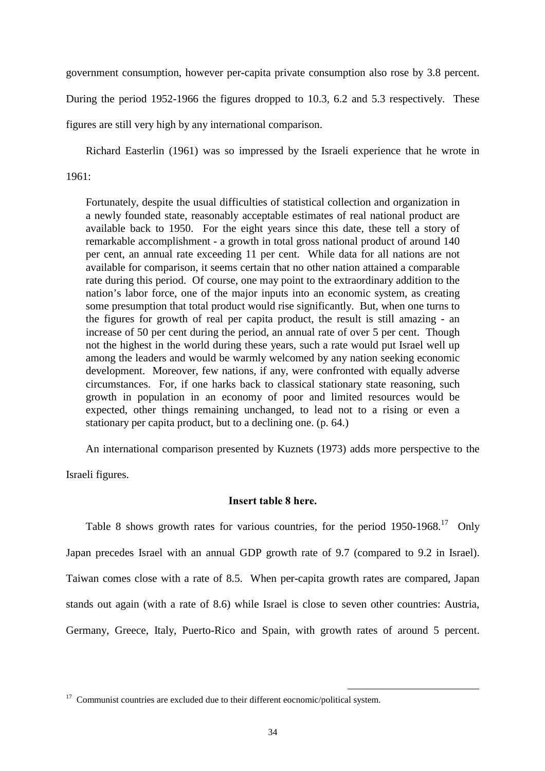government consumption, however per-capita private consumption also rose by 3.8 percent. During the period 1952-1966 the figures dropped to 10.3, 6.2 and 5.3 respectively. These figures are still very high by any international comparison.

Richard Easterlin (1961) was so impressed by the Israeli experience that he wrote in 1961:

> Fortunately, despite the usual difficulties of statistical collection and organization in a newly founded state, reasonably acceptable estimates of real national product are available back to 1950. For the eight years since this date, these tell a story of remarkable accomplishment - a growth in total gross national product of around 140 per cent, an annual rate exceeding 11 per cent. While data for all nations are not available for comparison, it seems certain that no other nation attained a comparable rate during this period. Of course, one may point to the extraordinary addition to the nation's labor force, one of the major inputs into an economic system, as creating some presumption that total product would rise significantly. But, when one turns to the figures for growth of real per capita product, the result is still amazing - an increase of 50 per cent during the period, an annual rate of over 5 per cent. Though not the highest in the world during these years, such a rate would put Israel well up among the leaders and would be warmly welcomed by any nation seeking economic development. Moreover, few nations, if any, were confronted with equally adverse circumstances. For, if one harks back to classical stationary state reasoning, such growth in population in an economy of poor and limited resources would be expected, other things remaining unchanged, to lead not to a rising or even a stationary per capita product, but to a declining one. (p. 64.)

An international comparison presented by Kuznets (1973) adds more perspective to the Israeli figures.

**Insert table 8 here.**

Table 8 shows growth rates for various countries, for the period 1950-1968.[17] Only Japan precedes Israel with an annual GDP growth rate of 9.7 (compared to 9.2 in Israel). Taiwan comes close with a rate of 8.5. When per-capita growth rates are compared, Japan stands out again (with a rate of 8.6) while Israel is close to seven other countries: Austria, Germany, Greece, Italy, Puerto-Rico and Spain, with growth rates of around 5 percent.

[17] Communist countries are excluded due to their different eocnomic/political system.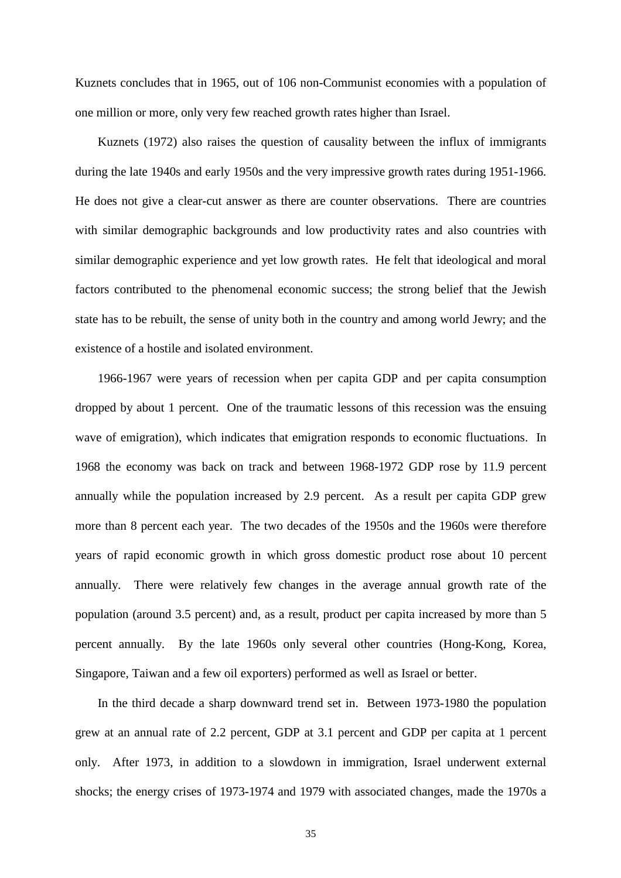Kuznets concludes that in 1965, out of 106 non-Communist economies with a population of one million or more, only very few reached growth rates higher than Israel.

Kuznets (1972) also raises the question of causality between the influx of immigrants during the late 1940s and early 1950s and the very impressive growth rates during 1951-1966. He does not give a clear-cut answer as there are counter observations. There are countries with similar demographic backgrounds and low productivity rates and also countries with similar demographic experience and yet low growth rates. He felt that ideological and moral factors contributed to the phenomenal economic success; the strong belief that the Jewish state has to be rebuilt, the sense of unity both in the country and among world Jewry; and the existence of a hostile and isolated environment.

1966-1967 were years of recession when per capita GDP and per capita consumption dropped by about 1 percent. One of the traumatic lessons of this recession was the ensuing wave of emigration), which indicates that emigration responds to economic fluctuations. In 1968 the economy was back on track and between 1968-1972 GDP rose by 11.9 percent annually while the population increased by 2.9 percent. As a result per capita GDP grew more than 8 percent each year. The two decades of the 1950s and the 1960s were therefore years of rapid economic growth in which gross domestic product rose about 10 percent annually. There were relatively few changes in the average annual growth rate of the population (around 3.5 percent) and, as a result, product per capita increased by more than 5 percent annually. By the late 1960s only several other countries (Hong-Kong, Korea, Singapore, Taiwan and a few oil exporters) performed as well as Israel or better.

In the third decade a sharp downward trend set in. Between 1973-1980 the population grew at an annual rate of 2.2 percent, GDP at 3.1 percent and GDP per capita at 1 percent only. After 1973, in addition to a slowdown in immigration, Israel underwent external shocks; the energy crises of 1973-1974 and 1979 with associated changes, made the 1970s a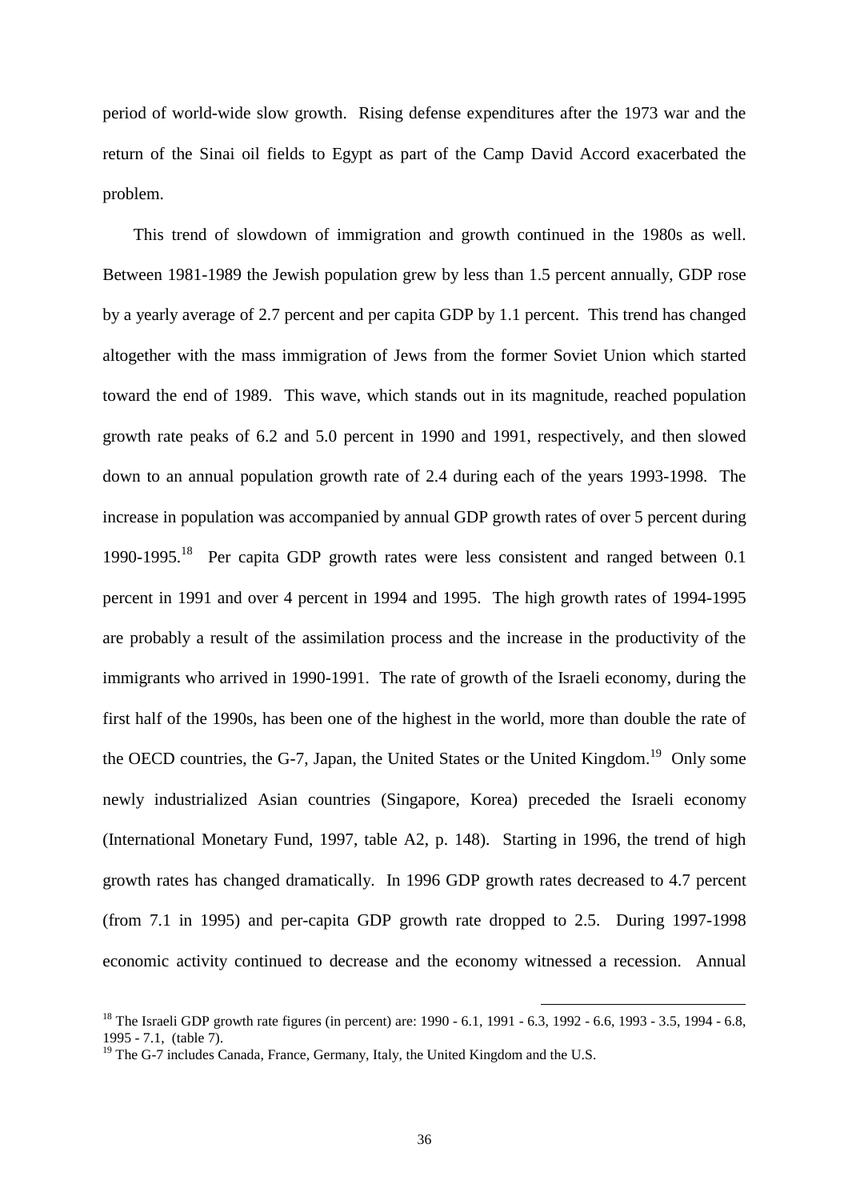period of world-wide slow growth. Rising defense expenditures after the 1973 war and the return of the Sinai oil fields to Egypt as part of the Camp David Accord exacerbated the problem.

This trend of slowdown of immigration and growth continued in the 1980s as well. Between 1981-1989 the Jewish population grew by less than 1.5 percent annually, GDP rose by a yearly average of 2.7 percent and per capita GDP by 1.1 percent. This trend has changed altogether with the mass immigration of Jews from the former Soviet Union which started toward the end of 1989. This wave, which stands out in its magnitude, reached population growth rate peaks of 6.2 and 5.0 percent in 1990 and 1991, respectively, and then slowed down to an annual population growth rate of 2.4 during each of the years 1993-1998. The increase in population was accompanied by annual GDP growth rates of over 5 percent during 1990-1995.[18] Per capita GDP growth rates were less consistent and ranged between 0.1 percent in 1991 and over 4 percent in 1994 and 1995. The high growth rates of 1994-1995 are probably a result of the assimilation process and the increase in the productivity of the immigrants who arrived in 1990-1991. The rate of growth of the Israeli economy, during the first half of the 1990s, has been one of the highest in the world, more than double the rate of the OECD countries, the G-7, Japan, the United States or the United Kingdom.[19] Only some newly industrialized Asian countries (Singapore, Korea) preceded the Israeli economy (International Monetary Fund, 1997, table A2, p. 148). Starting in 1996, the trend of high growth rates has changed dramatically. In 1996 GDP growth rates decreased to 4.7 percent (from 7.1 in 1995) and per-capita GDP growth rate dropped to 2.5. During 1997-1998 economic activity continued to decrease and the economy witnessed a recession. Annual

---

[18] The Israeli GDP growth rate figures (in percent) are: 1990 - 6.1, 1991 - 6.3, 1992 - 6.6, 1993 - 3.5, 1994 - 6.8, 1995 - 7.1, (table 7).

[19] The G-7 includes Canada, France, Germany, Italy, the United Kingdom and the U.S.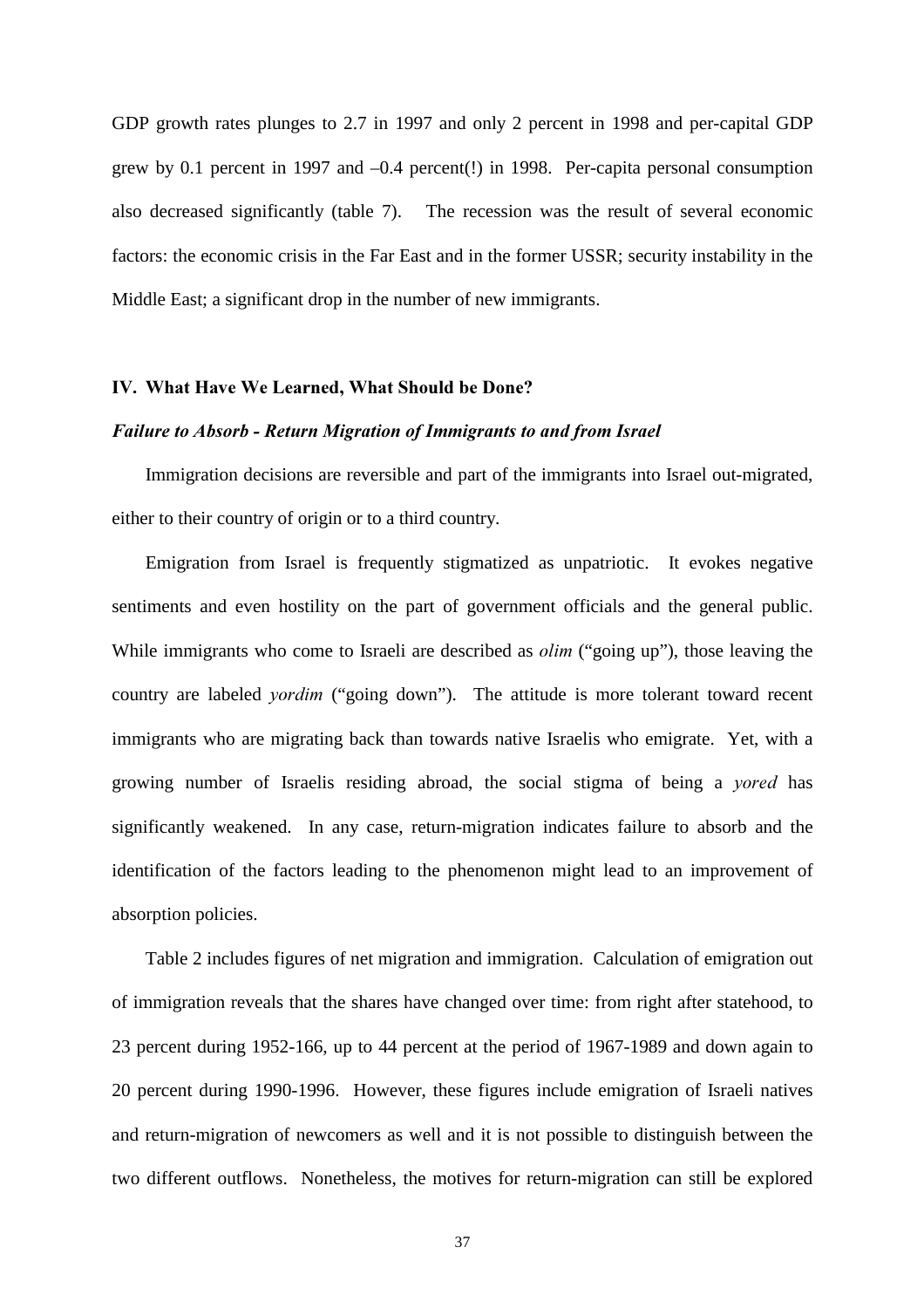GDP growth rates plunges to 2.7 in 1997 and only 2 percent in 1998 and per-capital GDP grew by 0.1 percent in 1997 and –0.4 percent(!) in 1998. Per-capita personal consumption also decreased significantly (table 7). The recession was the result of several economic factors: the economic crisis in the Far East and in the former USSR; security instability in the Middle East; a significant drop in the number of new immigrants.

## IV. What Have We Learned, What Should be Done?

### *Failure to Absorb - Return Migration of Immigrants to and from Israel*

Immigration decisions are reversible and part of the immigrants into Israel out-migrated, either to their country of origin or to a third country.

Emigration from Israel is frequently stigmatized as unpatriotic. It evokes negative sentiments and even hostility on the part of government officials and the general public. While immigrants who come to Israeli are described as *olim* ("going up"), those leaving the country are labeled *yordim* ("going down"). The attitude is more tolerant toward recent immigrants who are migrating back than towards native Israelis who emigrate. Yet, with a growing number of Israelis residing abroad, the social stigma of being a *yored* has significantly weakened. In any case, return-migration indicates failure to absorb and the identification of the factors leading to the phenomenon might lead to an improvement of absorption policies.

Table 2 includes figures of net migration and immigration. Calculation of emigration out of immigration reveals that the shares have changed over time: from right after statehood, to 23 percent during 1952-166, up to 44 percent at the period of 1967-1989 and down again to 20 percent during 1990-1996. However, these figures include emigration of Israeli natives and return-migration of newcomers as well and it is not possible to distinguish between the two different outflows. Nonetheless, the motives for return-migration can still be explored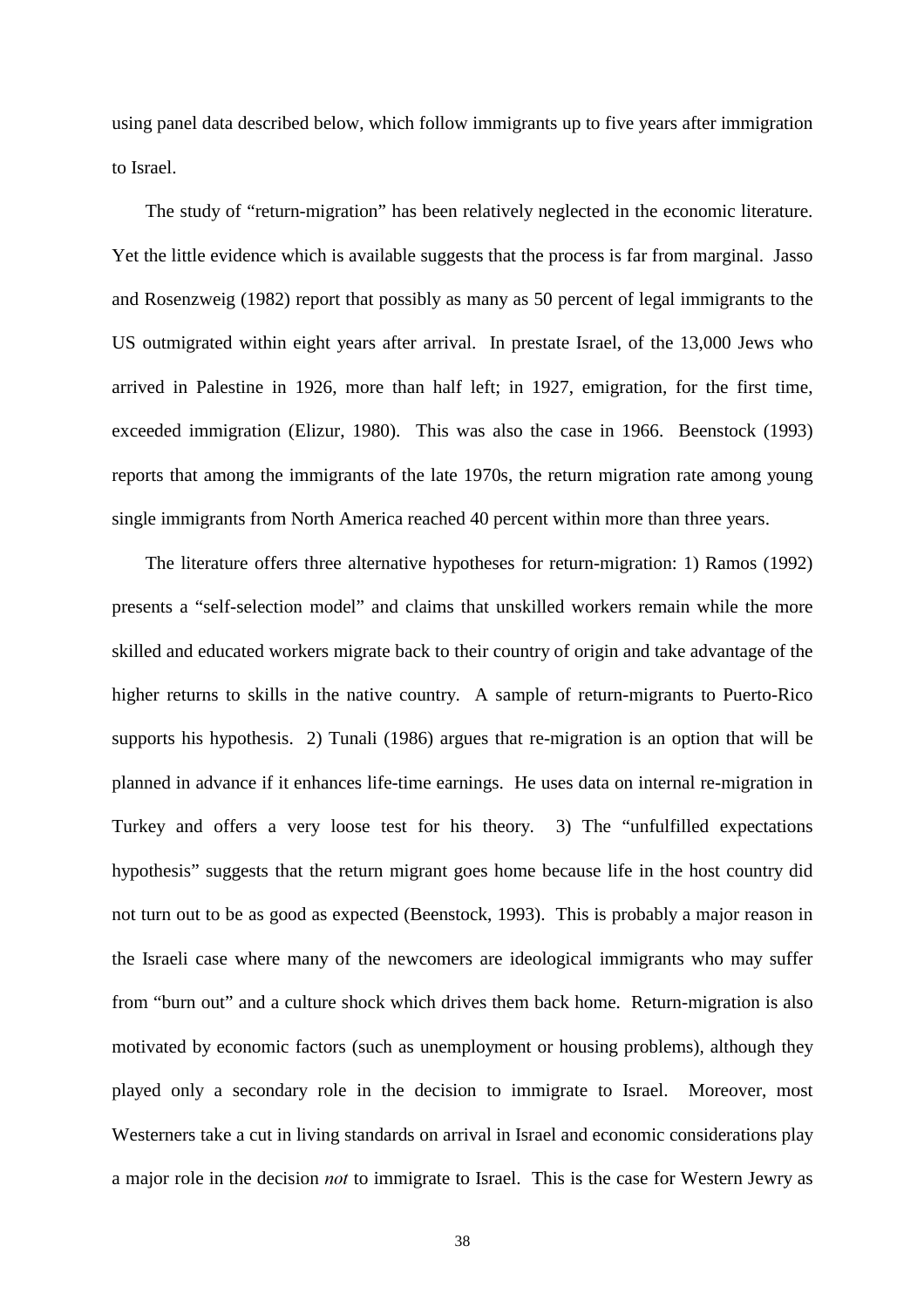using panel data described below, which follow immigrants up to five years after immigration to Israel.

The study of "return-migration" has been relatively neglected in the economic literature. Yet the little evidence which is available suggests that the process is far from marginal. Jasso and Rosenzweig (1982) report that possibly as many as 50 percent of legal immigrants to the US outmigrated within eight years after arrival. In prestate Israel, of the 13,000 Jews who arrived in Palestine in 1926, more than half left; in 1927, emigration, for the first time, exceeded immigration (Elizur, 1980). This was also the case in 1966. Beenstock (1993) reports that among the immigrants of the late 1970s, the return migration rate among young single immigrants from North America reached 40 percent within more than three years.

The literature offers three alternative hypotheses for return-migration: 1) Ramos (1992) presents a "self-selection model" and claims that unskilled workers remain while the more skilled and educated workers migrate back to their country of origin and take advantage of the higher returns to skills in the native country. A sample of return-migrants to Puerto-Rico supports his hypothesis. 2) Tunali (1986) argues that re-migration is an option that will be planned in advance if it enhances life-time earnings. He uses data on internal re-migration in Turkey and offers a very loose test for his theory. 3) The "unfulfilled expectations hypothesis" suggests that the return migrant goes home because life in the host country did not turn out to be as good as expected (Beenstock, 1993). This is probably a major reason in the Israeli case where many of the newcomers are ideological immigrants who may suffer from "burn out" and a culture shock which drives them back home. Return-migration is also motivated by economic factors (such as unemployment or housing problems), although they played only a secondary role in the decision to immigrate to Israel. Moreover, most Westerners take a cut in living standards on arrival in Israel and economic considerations play a major role in the decision *not* to immigrate to Israel. This is the case for Western Jewry as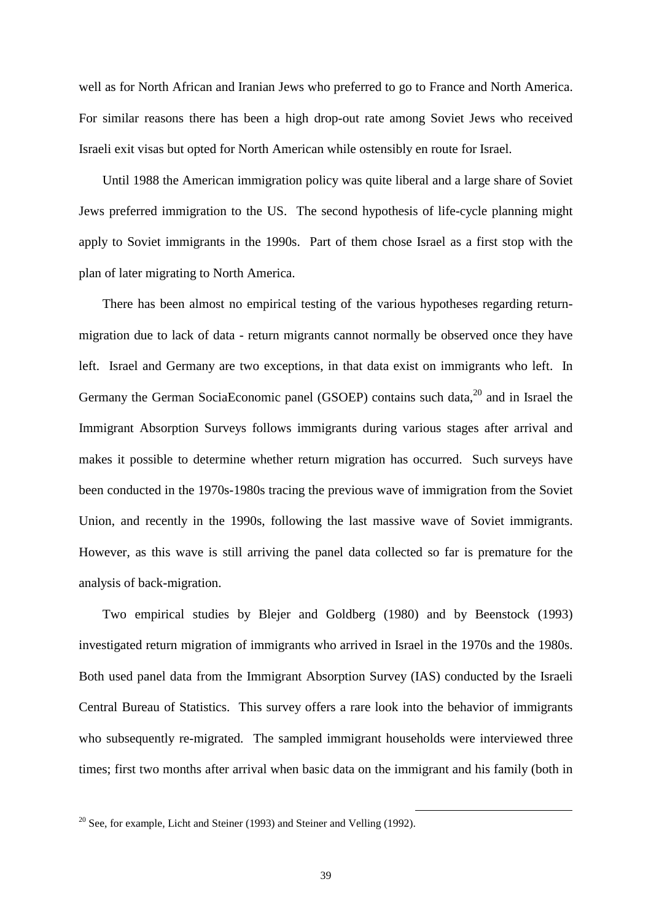well as for North African and Iranian Jews who preferred to go to France and North America. For similar reasons there has been a high drop-out rate among Soviet Jews who received Israeli exit visas but opted for North American while ostensibly en route for Israel.

Until 1988 the American immigration policy was quite liberal and a large share of Soviet Jews preferred immigration to the US. The second hypothesis of life-cycle planning might apply to Soviet immigrants in the 1990s. Part of them chose Israel as a first stop with the plan of later migrating to North America.

There has been almost no empirical testing of the various hypotheses regarding return-migration due to lack of data - return migrants cannot normally be observed once they have left. Israel and Germany are two exceptions, in that data exist on immigrants who left. In Germany the German SociaEconomic panel (GSOEP) contains such data,[20] and in Israel the Immigrant Absorption Surveys follows immigrants during various stages after arrival and makes it possible to determine whether return migration has occurred. Such surveys have been conducted in the 1970s-1980s tracing the previous wave of immigration from the Soviet Union, and recently in the 1990s, following the last massive wave of Soviet immigrants. However, as this wave is still arriving the panel data collected so far is premature for the analysis of back-migration.

Two empirical studies by Blejer and Goldberg (1980) and by Beenstock (1993) investigated return migration of immigrants who arrived in Israel in the 1970s and the 1980s. Both used panel data from the Immigrant Absorption Survey (IAS) conducted by the Israeli Central Bureau of Statistics. This survey offers a rare look into the behavior of immigrants who subsequently re-migrated. The sampled immigrant households were interviewed three times; first two months after arrival when basic data on the immigrant and his family (both in

[20] See, for example, Licht and Steiner (1993) and Steiner and Velling (1992).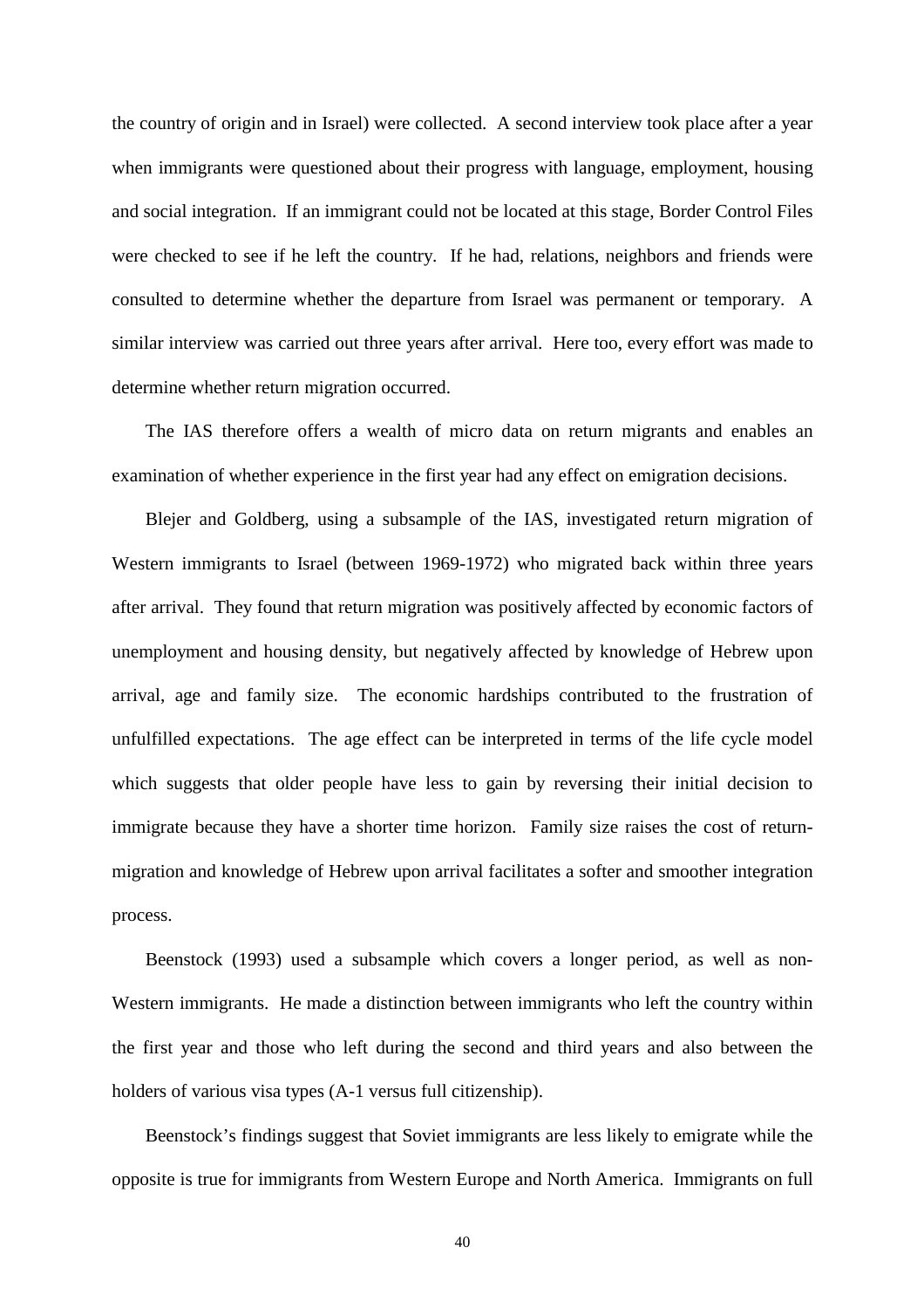the country of origin and in Israel) were collected. A second interview took place after a year when immigrants were questioned about their progress with language, employment, housing and social integration. If an immigrant could not be located at this stage, Border Control Files were checked to see if he left the country. If he had, relations, neighbors and friends were consulted to determine whether the departure from Israel was permanent or temporary. A similar interview was carried out three years after arrival. Here too, every effort was made to determine whether return migration occurred.

The IAS therefore offers a wealth of micro data on return migrants and enables an examination of whether experience in the first year had any effect on emigration decisions.

Blejer and Goldberg, using a subsample of the IAS, investigated return migration of Western immigrants to Israel (between 1969-1972) who migrated back within three years after arrival. They found that return migration was positively affected by economic factors of unemployment and housing density, but negatively affected by knowledge of Hebrew upon arrival, age and family size. The economic hardships contributed to the frustration of unfulfilled expectations. The age effect can be interpreted in terms of the life cycle model which suggests that older people have less to gain by reversing their initial decision to immigrate because they have a shorter time horizon. Family size raises the cost of return-migration and knowledge of Hebrew upon arrival facilitates a softer and smoother integration process.

Beenstock (1993) used a subsample which covers a longer period, as well as non-Western immigrants. He made a distinction between immigrants who left the country within the first year and those who left during the second and third years and also between the holders of various visa types (A-1 versus full citizenship).

Beenstock's findings suggest that Soviet immigrants are less likely to emigrate while the opposite is true for immigrants from Western Europe and North America. Immigrants on full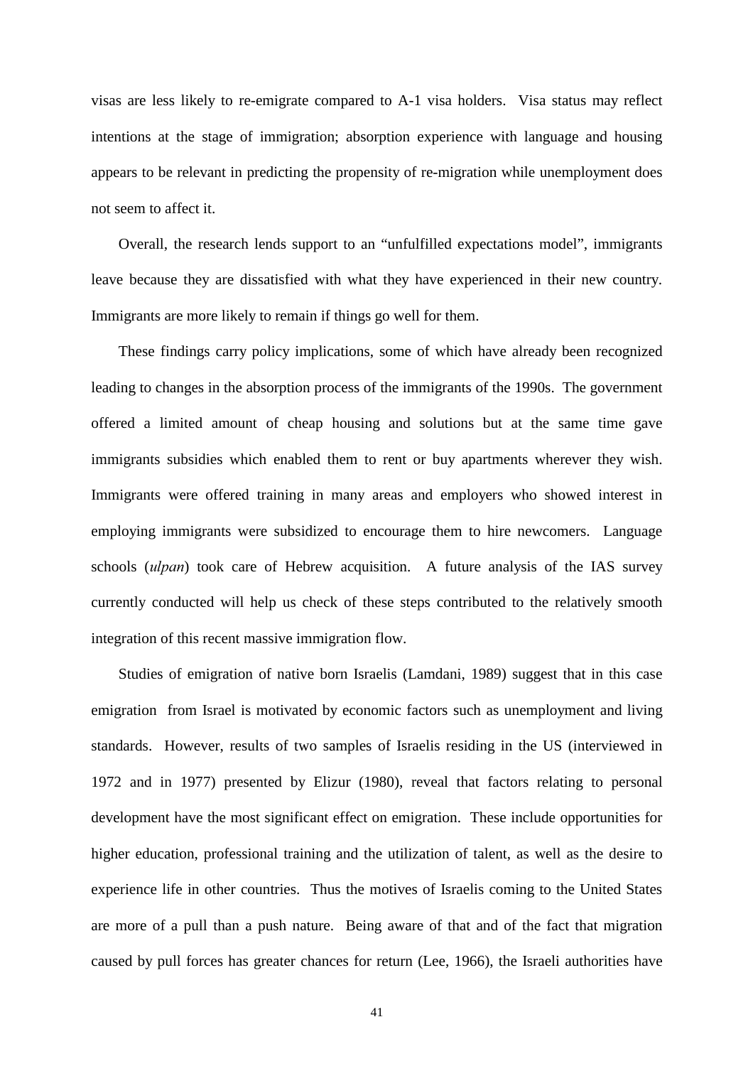visas are less likely to re-emigrate compared to A-1 visa holders. Visa status may reflect intentions at the stage of immigration; absorption experience with language and housing appears to be relevant in predicting the propensity of re-migration while unemployment does not seem to affect it.

Overall, the research lends support to an "unfulfilled expectations model", immigrants leave because they are dissatisfied with what they have experienced in their new country. Immigrants are more likely to remain if things go well for them.

These findings carry policy implications, some of which have already been recognized leading to changes in the absorption process of the immigrants of the 1990s. The government offered a limited amount of cheap housing and solutions but at the same time gave immigrants subsidies which enabled them to rent or buy apartments wherever they wish. Immigrants were offered training in many areas and employers who showed interest in employing immigrants were subsidized to encourage them to hire newcomers. Language schools (*ulpan*) took care of Hebrew acquisition. A future analysis of the IAS survey currently conducted will help us check of these steps contributed to the relatively smooth integration of this recent massive immigration flow.

Studies of emigration of native born Israelis (Lamdani, 1989) suggest that in this case emigration from Israel is motivated by economic factors such as unemployment and living standards. However, results of two samples of Israelis residing in the US (interviewed in 1972 and in 1977) presented by Elizur (1980), reveal that factors relating to personal development have the most significant effect on emigration. These include opportunities for higher education, professional training and the utilization of talent, as well as the desire to experience life in other countries. Thus the motives of Israelis coming to the United States are more of a pull than a push nature. Being aware of that and of the fact that migration caused by pull forces has greater chances for return (Lee, 1966), the Israeli authorities have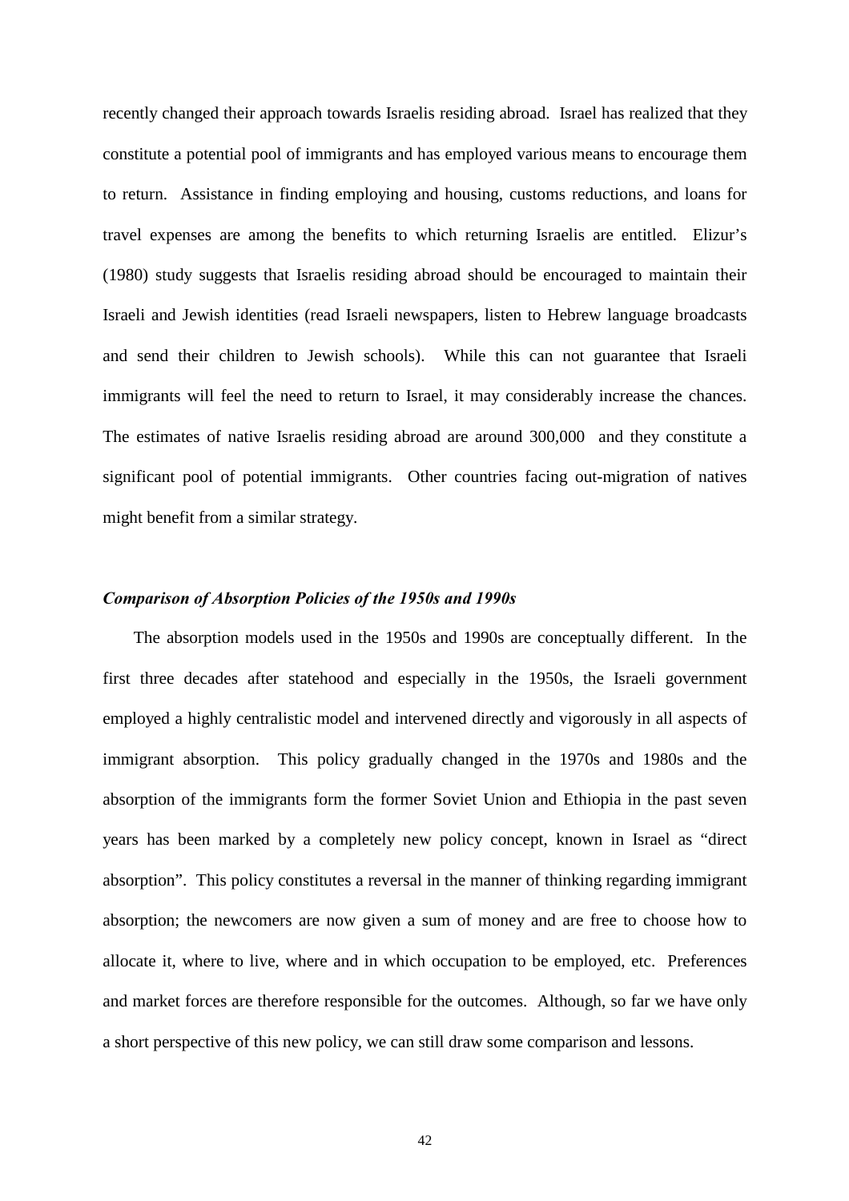recently changed their approach towards Israelis residing abroad. Israel has realized that they constitute a potential pool of immigrants and has employed various means to encourage them to return. Assistance in finding employing and housing, customs reductions, and loans for travel expenses are among the benefits to which returning Israelis are entitled. Elizur's (1980) study suggests that Israelis residing abroad should be encouraged to maintain their Israeli and Jewish identities (read Israeli newspapers, listen to Hebrew language broadcasts and send their children to Jewish schools). While this can not guarantee that Israeli immigrants will feel the need to return to Israel, it may considerably increase the chances. The estimates of native Israelis residing abroad are around 300,000 and they constitute a significant pool of potential immigrants. Other countries facing out-migration of natives might benefit from a similar strategy.

### *Comparison of Absorption Policies of the 1950s and 1990s*

The absorption models used in the 1950s and 1990s are conceptually different. In the first three decades after statehood and especially in the 1950s, the Israeli government employed a highly centralistic model and intervened directly and vigorously in all aspects of immigrant absorption. This policy gradually changed in the 1970s and 1980s and the absorption of the immigrants form the former Soviet Union and Ethiopia in the past seven years has been marked by a completely new policy concept, known in Israel as "direct absorption". This policy constitutes a reversal in the manner of thinking regarding immigrant absorption; the newcomers are now given a sum of money and are free to choose how to allocate it, where to live, where and in which occupation to be employed, etc. Preferences and market forces are therefore responsible for the outcomes. Although, so far we have only a short perspective of this new policy, we can still draw some comparison and lessons.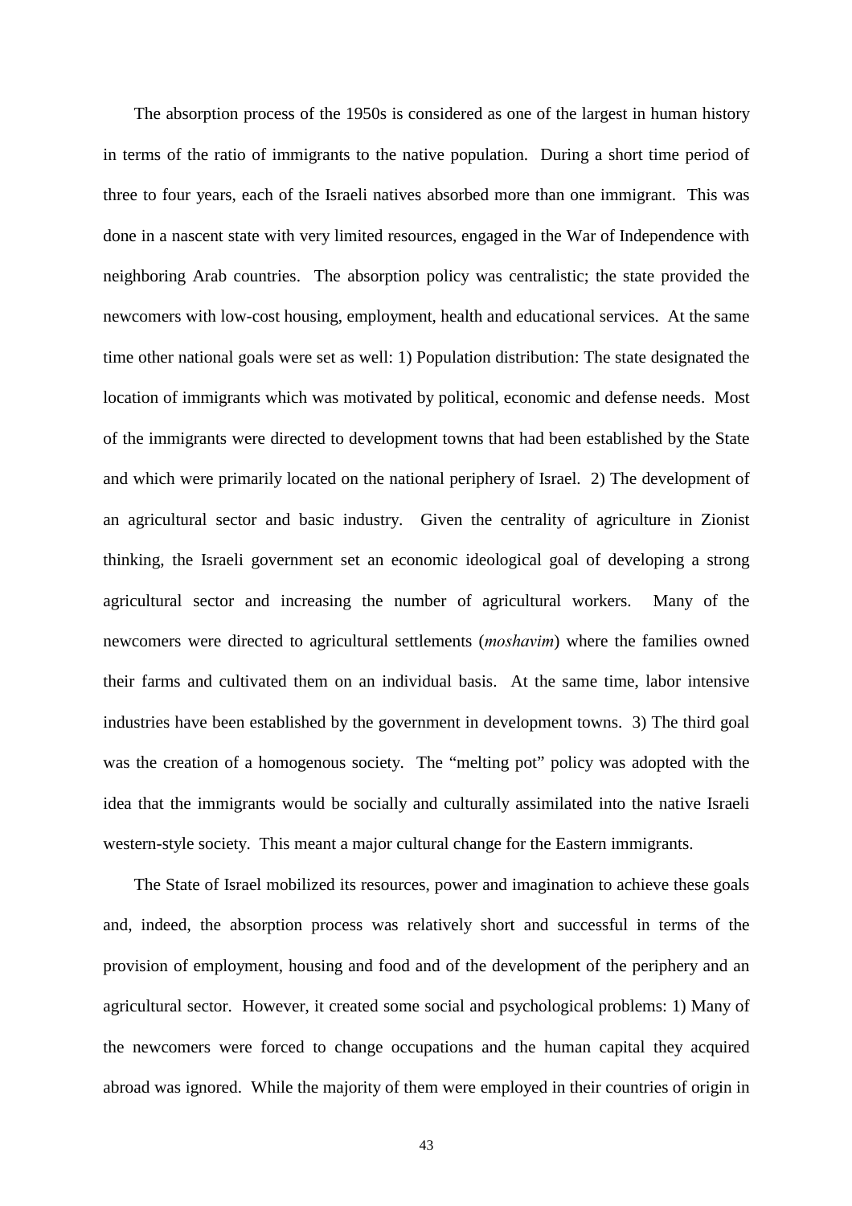The absorption process of the 1950s is considered as one of the largest in human history in terms of the ratio of immigrants to the native population. During a short time period of three to four years, each of the Israeli natives absorbed more than one immigrant. This was done in a nascent state with very limited resources, engaged in the War of Independence with neighboring Arab countries. The absorption policy was centralistic; the state provided the newcomers with low-cost housing, employment, health and educational services. At the same time other national goals were set as well: 1) Population distribution: The state designated the location of immigrants which was motivated by political, economic and defense needs. Most of the immigrants were directed to development towns that had been established by the State and which were primarily located on the national periphery of Israel. 2) The development of an agricultural sector and basic industry. Given the centrality of agriculture in Zionist thinking, the Israeli government set an economic ideological goal of developing a strong agricultural sector and increasing the number of agricultural workers. Many of the newcomers were directed to agricultural settlements (*moshavim*) where the families owned their farms and cultivated them on an individual basis. At the same time, labor intensive industries have been established by the government in development towns. 3) The third goal was the creation of a homogenous society. The "melting pot" policy was adopted with the idea that the immigrants would be socially and culturally assimilated into the native Israeli western-style society. This meant a major cultural change for the Eastern immigrants.

The State of Israel mobilized its resources, power and imagination to achieve these goals and, indeed, the absorption process was relatively short and successful in terms of the provision of employment, housing and food and of the development of the periphery and an agricultural sector. However, it created some social and psychological problems: 1) Many of the newcomers were forced to change occupations and the human capital they acquired abroad was ignored. While the majority of them were employed in their countries of origin in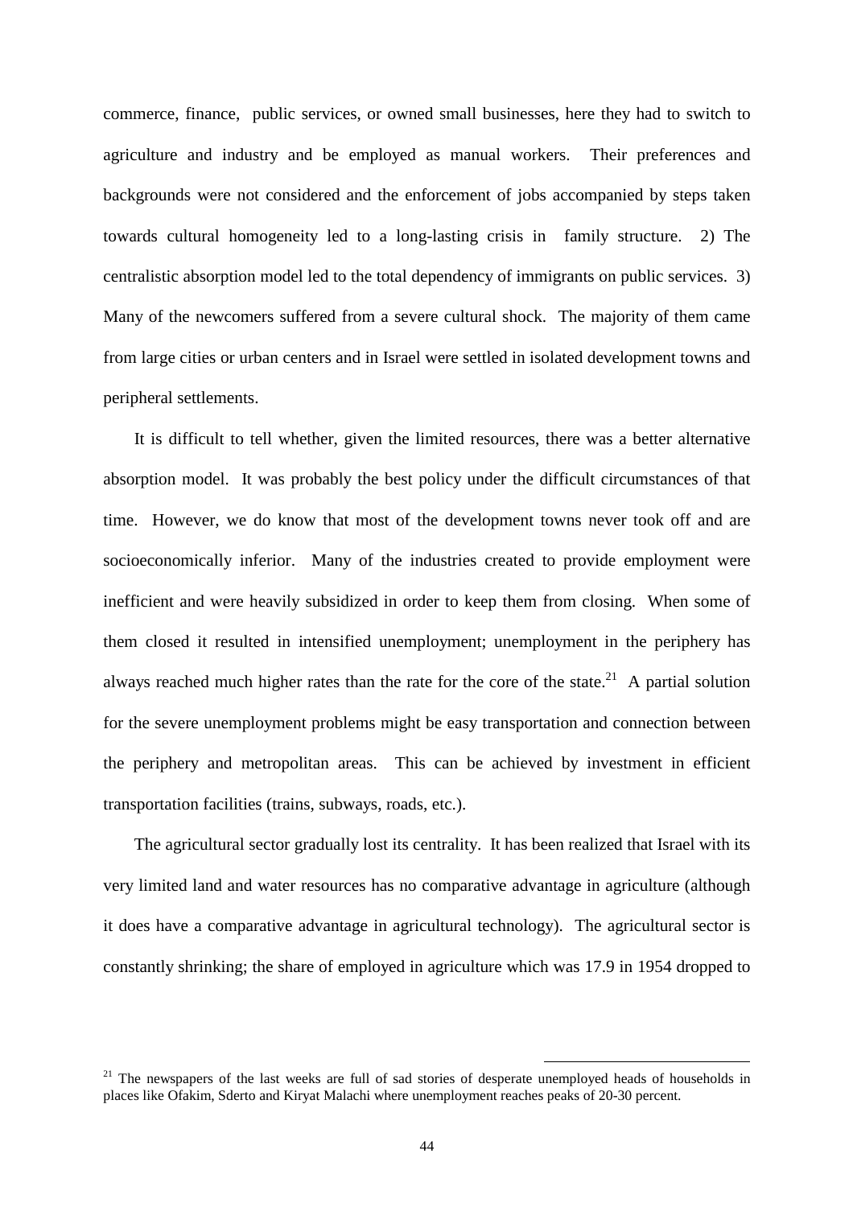commerce, finance, public services, or owned small businesses, here they had to switch to agriculture and industry and be employed as manual workers. Their preferences and backgrounds were not considered and the enforcement of jobs accompanied by steps taken towards cultural homogeneity led to a long-lasting crisis in family structure. 2) The centralistic absorption model led to the total dependency of immigrants on public services. 3) Many of the newcomers suffered from a severe cultural shock. The majority of them came from large cities or urban centers and in Israel were settled in isolated development towns and peripheral settlements.

It is difficult to tell whether, given the limited resources, there was a better alternative absorption model. It was probably the best policy under the difficult circumstances of that time. However, we do know that most of the development towns never took off and are socioeconomically inferior. Many of the industries created to provide employment were inefficient and were heavily subsidized in order to keep them from closing. When some of them closed it resulted in intensified unemployment; unemployment in the periphery has always reached much higher rates than the rate for the core of the state.[21] A partial solution for the severe unemployment problems might be easy transportation and connection between the periphery and metropolitan areas. This can be achieved by investment in efficient transportation facilities (trains, subways, roads, etc.).

The agricultural sector gradually lost its centrality. It has been realized that Israel with its very limited land and water resources has no comparative advantage in agriculture (although it does have a comparative advantage in agricultural technology). The agricultural sector is constantly shrinking; the share of employed in agriculture which was 17.9 in 1954 dropped to

[21] The newspapers of the last weeks are full of sad stories of desperate unemployed heads of households in places like Ofakim, Sderto and Kiryat Malachi where unemployment reaches peaks of 20-30 percent.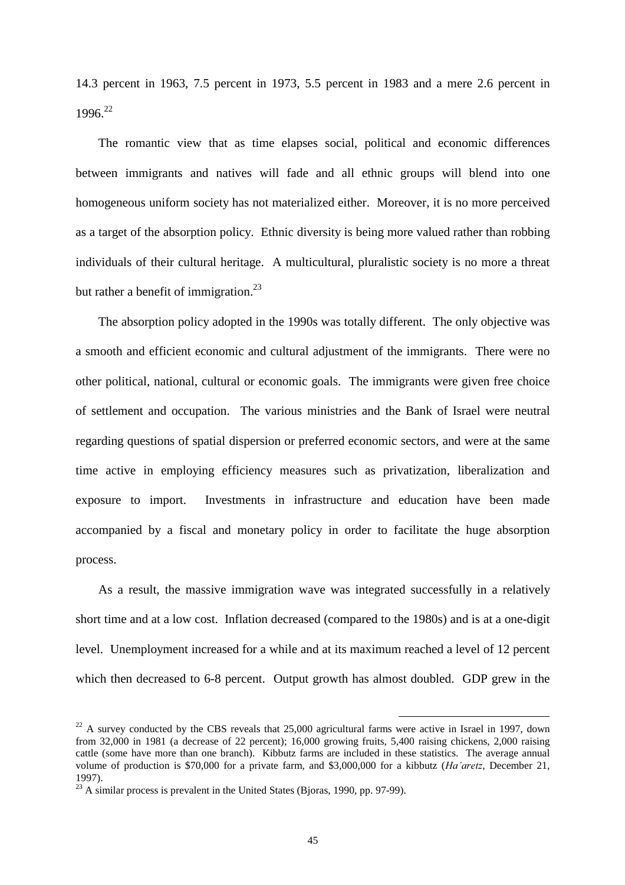14.3 percent in 1963, 7.5 percent in 1973, 5.5 percent in 1983 and a mere 2.6 percent in 1996.[22]

The romantic view that as time elapses social, political and economic differences between immigrants and natives will fade and all ethnic groups will blend into one homogeneous uniform society has not materialized either. Moreover, it is no more perceived as a target of the absorption policy. Ethnic diversity is being more valued rather than robbing individuals of their cultural heritage. A multicultural, pluralistic society is no more a threat but rather a benefit of immigration.[23]

The absorption policy adopted in the 1990s was totally different. The only objective was a smooth and efficient economic and cultural adjustment of the immigrants. There were no other political, national, cultural or economic goals. The immigrants were given free choice of settlement and occupation. The various ministries and the Bank of Israel were neutral regarding questions of spatial dispersion or preferred economic sectors, and were at the same time active in employing efficiency measures such as privatization, liberalization and exposure to import. Investments in infrastructure and education have been made accompanied by a fiscal and monetary policy in order to facilitate the huge absorption process.

As a result, the massive immigration wave was integrated successfully in a relatively short time and at a low cost. Inflation decreased (compared to the 1980s) and is at a one-digit level. Unemployment increased for a while and at its maximum reached a level of 12 percent which then decreased to 6-8 percent. Output growth has almost doubled. GDP grew in the

---

[22] A survey conducted by the CBS reveals that 25,000 agricultural farms were active in Israel in 1997, down from 32,000 in 1981 (a decrease of 22 percent); 16,000 growing fruits, 5,400 raising chickens, 2,000 raising cattle (some have more than one branch). Kibbutz farms are included in these statistics. The average annual volume of production is $70,000 for a private farm, and $3,000,000 for a kibbutz (*Ha'aretz*, December 21, 1997).

[23] A similar process is prevalent in the United States (Bjoras, 1990, pp. 97-99).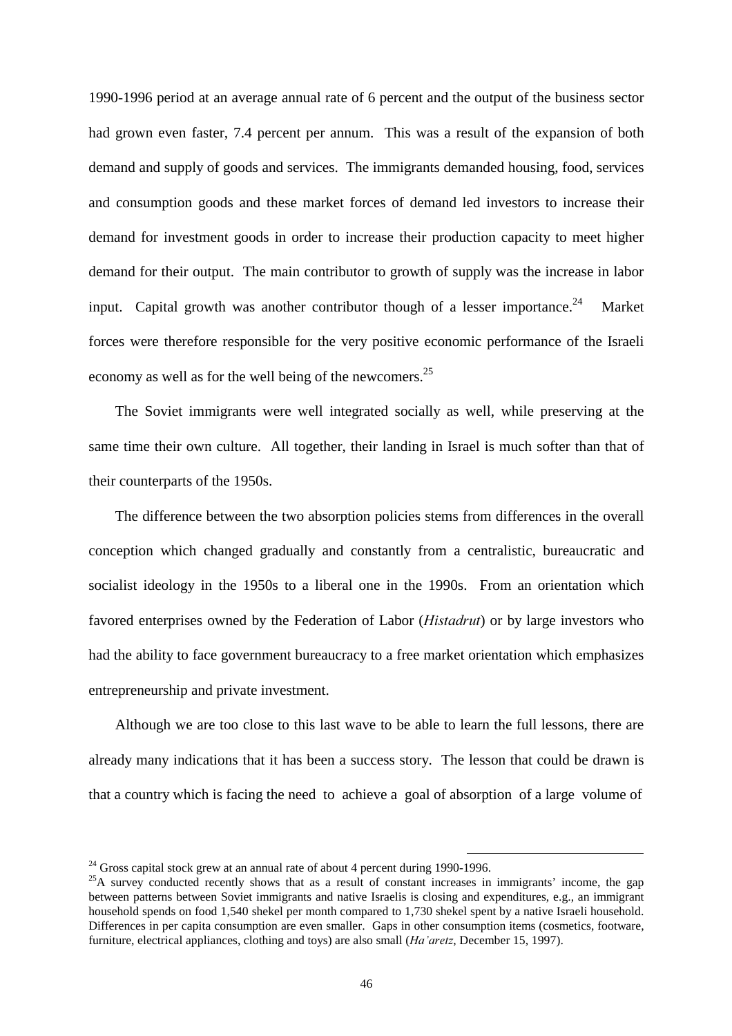1990-1996 period at an average annual rate of 6 percent and the output of the business sector had grown even faster, 7.4 percent per annum. This was a result of the expansion of both demand and supply of goods and services. The immigrants demanded housing, food, services and consumption goods and these market forces of demand led investors to increase their demand for investment goods in order to increase their production capacity to meet higher demand for their output. The main contributor to growth of supply was the increase in labor input. Capital growth was another contributor though of a lesser importance.[24] Market forces were therefore responsible for the very positive economic performance of the Israeli economy as well as for the well being of the newcomers.[25]

The Soviet immigrants were well integrated socially as well, while preserving at the same time their own culture. All together, their landing in Israel is much softer than that of their counterparts of the 1950s.

The difference between the two absorption policies stems from differences in the overall conception which changed gradually and constantly from a centralistic, bureaucratic and socialist ideology in the 1950s to a liberal one in the 1990s. From an orientation which favored enterprises owned by the Federation of Labor (*Histadrut*) or by large investors who had the ability to face government bureaucracy to a free market orientation which emphasizes entrepreneurship and private investment.

Although we are too close to this last wave to be able to learn the full lessons, there are already many indications that it has been a success story. The lesson that could be drawn is that a country which is facing the need to achieve a goal of absorption of a large volume of

---

[24] Gross capital stock grew at an annual rate of about 4 percent during 1990-1996.

[25] A survey conducted recently shows that as a result of constant increases in immigrants' income, the gap between patterns between Soviet immigrants and native Israelis is closing and expenditures, e.g., an immigrant household spends on food 1,540 shekel per month compared to 1,730 shekel spent by a native Israeli household. Differences in per capita consumption are even smaller. Gaps in other consumption items (cosmetics, footware, furniture, electrical appliances, clothing and toys) are also small (*Ha'aretz*, December 15, 1997).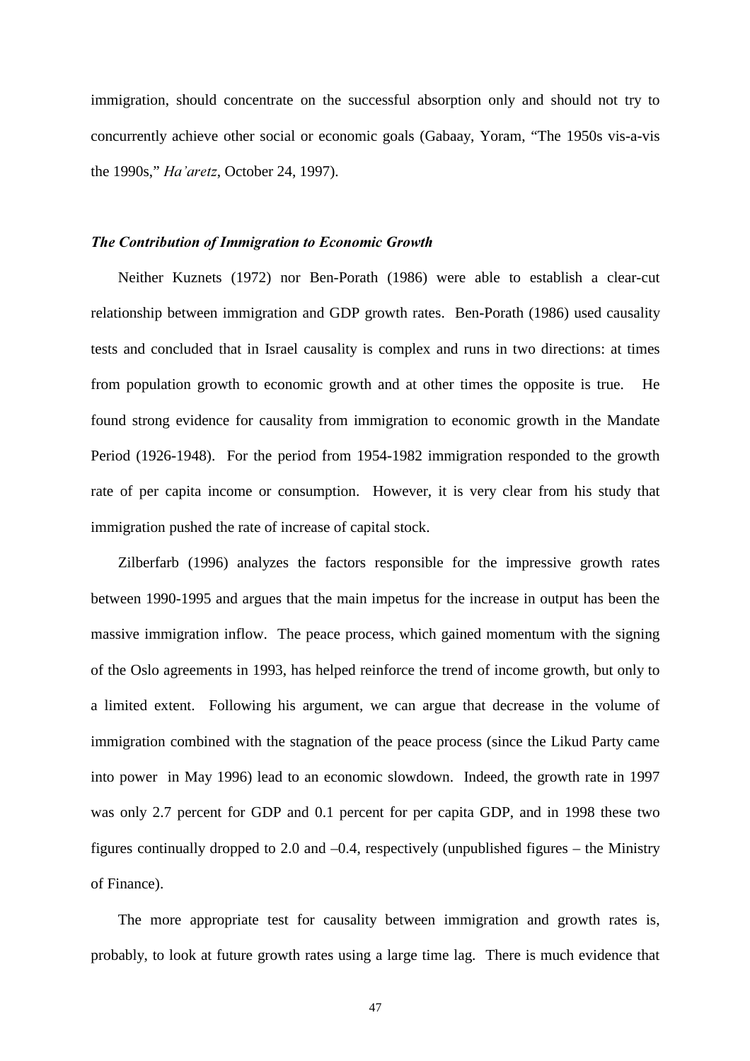immigration, should concentrate on the successful absorption only and should not try to concurrently achieve other social or economic goals (Gabaay, Yoram, "The 1950s vis-a-vis the 1990s," *Ha'aretz*, October 24, 1997).

### *The Contribution of Immigration to Economic Growth*

Neither Kuznets (1972) nor Ben-Porath (1986) were able to establish a clear-cut relationship between immigration and GDP growth rates. Ben-Porath (1986) used causality tests and concluded that in Israel causality is complex and runs in two directions: at times from population growth to economic growth and at other times the opposite is true. He found strong evidence for causality from immigration to economic growth in the Mandate Period (1926-1948). For the period from 1954-1982 immigration responded to the growth rate of per capita income or consumption. However, it is very clear from his study that immigration pushed the rate of increase of capital stock.

Zilberfarb (1996) analyzes the factors responsible for the impressive growth rates between 1990-1995 and argues that the main impetus for the increase in output has been the massive immigration inflow. The peace process, which gained momentum with the signing of the Oslo agreements in 1993, has helped reinforce the trend of income growth, but only to a limited extent. Following his argument, we can argue that decrease in the volume of immigration combined with the stagnation of the peace process (since the Likud Party came into power in May 1996) lead to an economic slowdown. Indeed, the growth rate in 1997 was only 2.7 percent for GDP and 0.1 percent for per capita GDP, and in 1998 these two figures continually dropped to 2.0 and –0.4, respectively (unpublished figures – the Ministry of Finance).

The more appropriate test for causality between immigration and growth rates is, probably, to look at future growth rates using a large time lag. There is much evidence that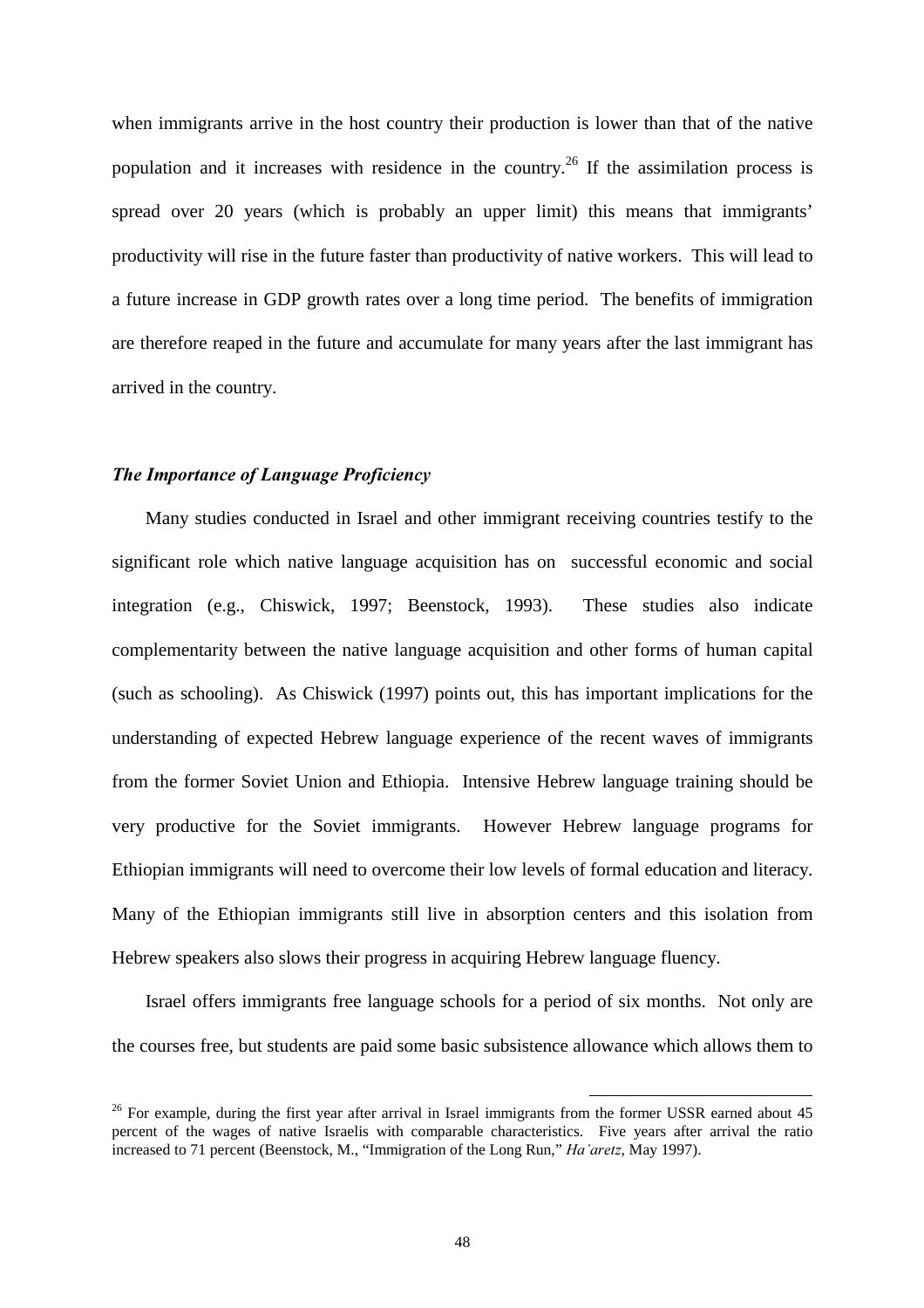when immigrants arrive in the host country their production is lower than that of the native population and it increases with residence in the country.[26] If the assimilation process is spread over 20 years (which is probably an upper limit) this means that immigrants' productivity will rise in the future faster than productivity of native workers. This will lead to a future increase in GDP growth rates over a long time period. The benefits of immigration are therefore reaped in the future and accumulate for many years after the last immigrant has arrived in the country.

***The Importance of Language Proficiency***

Many studies conducted in Israel and other immigrant receiving countries testify to the significant role which native language acquisition has on successful economic and social integration (e.g., Chiswick, 1997; Beenstock, 1993). These studies also indicate complementarity between the native language acquisition and other forms of human capital (such as schooling). As Chiswick (1997) points out, this has important implications for the understanding of expected Hebrew language experience of the recent waves of immigrants from the former Soviet Union and Ethiopia. Intensive Hebrew language training should be very productive for the Soviet immigrants. However Hebrew language programs for Ethiopian immigrants will need to overcome their low levels of formal education and literacy. Many of the Ethiopian immigrants still live in absorption centers and this isolation from Hebrew speakers also slows their progress in acquiring Hebrew language fluency.

Israel offers immigrants free language schools for a period of six months. Not only are the courses free, but students are paid some basic subsistence allowance which allows them to

---

[26] For example, during the first year after arrival in Israel immigrants from the former USSR earned about 45 percent of the wages of native Israelis with comparable characteristics. Five years after arrival the ratio increased to 71 percent (Beenstock, M., "Immigration of the Long Run," *Ha'aretz*, May 1997).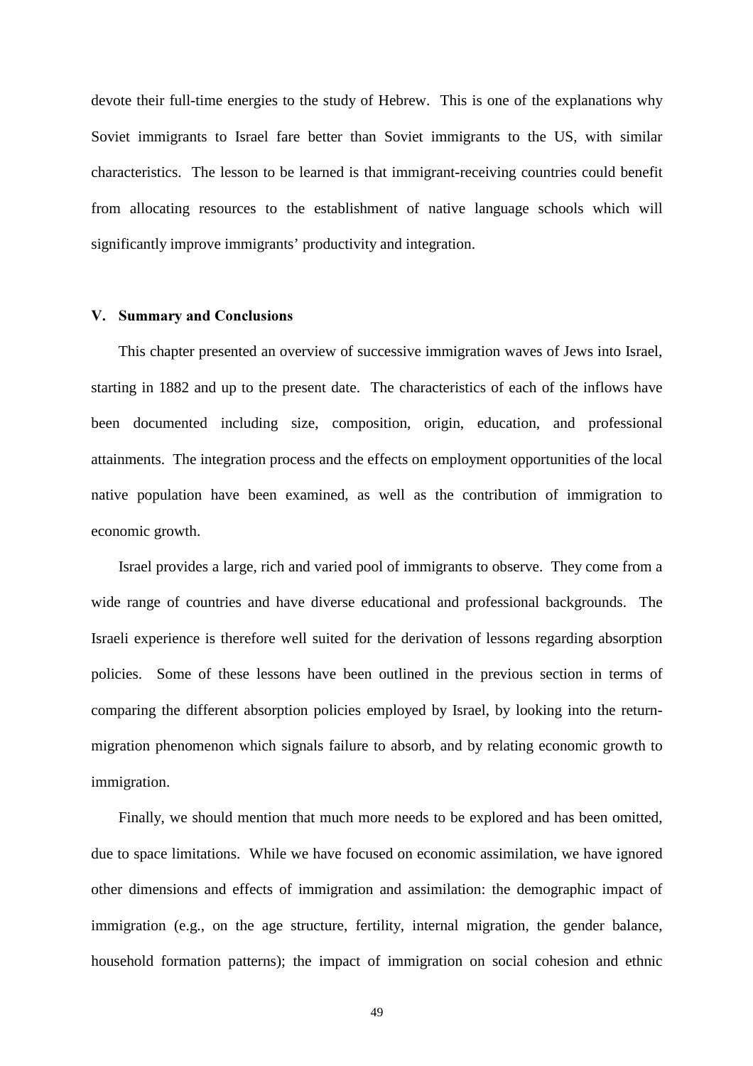devote their full-time energies to the study of Hebrew. This is one of the explanations why Soviet immigrants to Israel fare better than Soviet immigrants to the US, with similar characteristics. The lesson to be learned is that immigrant-receiving countries could benefit from allocating resources to the establishment of native language schools which will significantly improve immigrants' productivity and integration.

## V. Summary and Conclusions

This chapter presented an overview of successive immigration waves of Jews into Israel, starting in 1882 and up to the present date. The characteristics of each of the inflows have been documented including size, composition, origin, education, and professional attainments. The integration process and the effects on employment opportunities of the local native population have been examined, as well as the contribution of immigration to economic growth.

Israel provides a large, rich and varied pool of immigrants to observe. They come from a wide range of countries and have diverse educational and professional backgrounds. The Israeli experience is therefore well suited for the derivation of lessons regarding absorption policies. Some of these lessons have been outlined in the previous section in terms of comparing the different absorption policies employed by Israel, by looking into the return-migration phenomenon which signals failure to absorb, and by relating economic growth to immigration.

Finally, we should mention that much more needs to be explored and has been omitted, due to space limitations. While we have focused on economic assimilation, we have ignored other dimensions and effects of immigration and assimilation: the demographic impact of immigration (e.g., on the age structure, fertility, internal migration, the gender balance, household formation patterns); the impact of immigration on social cohesion and ethnic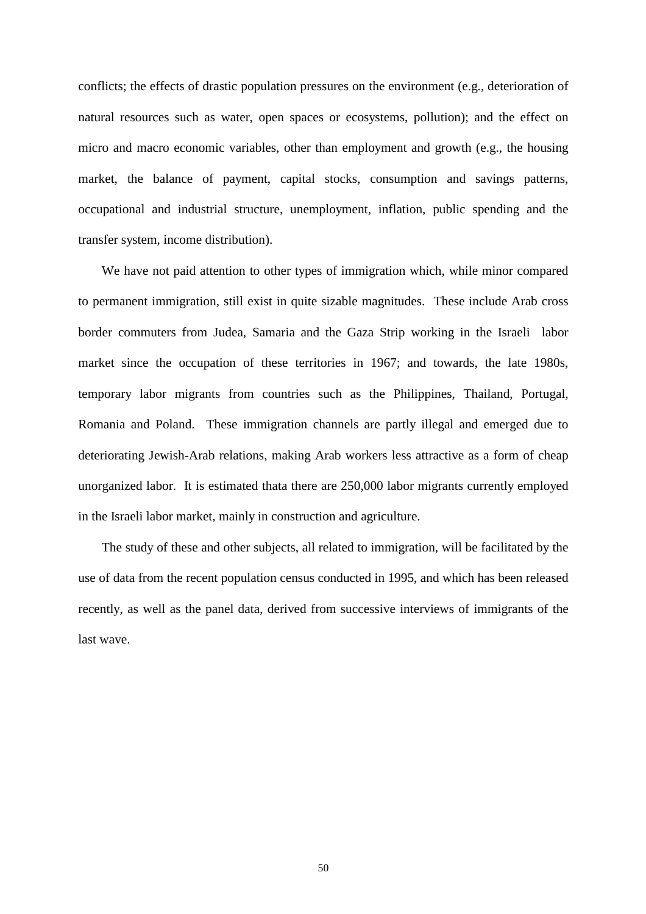conflicts; the effects of drastic population pressures on the environment (e.g., deterioration of natural resources such as water, open spaces or ecosystems, pollution); and the effect on micro and macro economic variables, other than employment and growth (e.g., the housing market, the balance of payment, capital stocks, consumption and savings patterns, occupational and industrial structure, unemployment, inflation, public spending and the transfer system, income distribution).

We have not paid attention to other types of immigration which, while minor compared to permanent immigration, still exist in quite sizable magnitudes. These include Arab cross border commuters from Judea, Samaria and the Gaza Strip working in the Israeli labor market since the occupation of these territories in 1967; and towards, the late 1980s, temporary labor migrants from countries such as the Philippines, Thailand, Portugal, Romania and Poland. These immigration channels are partly illegal and emerged due to deteriorating Jewish-Arab relations, making Arab workers less attractive as a form of cheap unorganized labor. It is estimated thata there are 250,000 labor migrants currently employed in the Israeli labor market, mainly in construction and agriculture.

The study of these and other subjects, all related to immigration, will be facilitated by the use of data from the recent population census conducted in 1995, and which has been released recently, as well as the panel data, derived from successive interviews of immigrants of the last wave.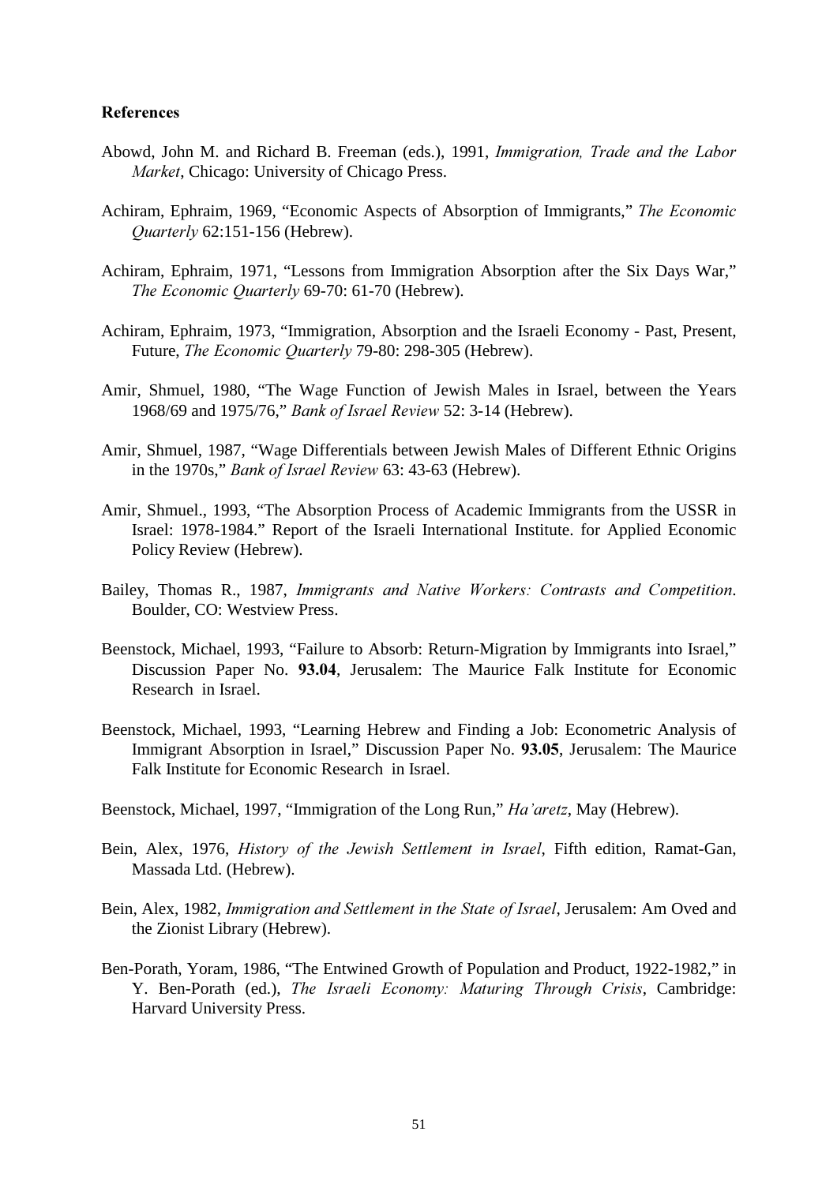### References

Abowd, John M. and Richard B. Freeman (eds.), 1991, *Immigration, Trade and the Labor Market*, Chicago: University of Chicago Press.

Achiram, Ephraim, 1969, "Economic Aspects of Absorption of Immigrants," *The Economic Quarterly* 62:151-156 (Hebrew).

Achiram, Ephraim, 1971, "Lessons from Immigration Absorption after the Six Days War," *The Economic Quarterly* 69-70: 61-70 (Hebrew).

Achiram, Ephraim, 1973, "Immigration, Absorption and the Israeli Economy - Past, Present, Future, *The Economic Quarterly* 79-80: 298-305 (Hebrew).

Amir, Shmuel, 1980, "The Wage Function of Jewish Males in Israel, between the Years 1968/69 and 1975/76," *Bank of Israel Review* 52: 3-14 (Hebrew).

Amir, Shmuel, 1987, "Wage Differentials between Jewish Males of Different Ethnic Origins in the 1970s," *Bank of Israel Review* 63: 43-63 (Hebrew).

Amir, Shmuel., 1993, "The Absorption Process of Academic Immigrants from the USSR in Israel: 1978-1984." Report of the Israeli International Institute. for Applied Economic Policy Review (Hebrew).

Bailey, Thomas R., 1987, *Immigrants and Native Workers: Contrasts and Competition*. Boulder, CO: Westview Press.

Beenstock, Michael, 1993, "Failure to Absorb: Return-Migration by Immigrants into Israel," Discussion Paper No. **93.04**, Jerusalem: The Maurice Falk Institute for Economic Research in Israel.

Beenstock, Michael, 1993, "Learning Hebrew and Finding a Job: Econometric Analysis of Immigrant Absorption in Israel," Discussion Paper No. **93.05**, Jerusalem: The Maurice Falk Institute for Economic Research in Israel.

Beenstock, Michael, 1997, "Immigration of the Long Run," *Ha'aretz*, May (Hebrew).

Bein, Alex, 1976, *History of the Jewish Settlement in Israel*, Fifth edition, Ramat-Gan, Massada Ltd. (Hebrew).

Bein, Alex, 1982, *Immigration and Settlement in the State of Israel*, Jerusalem: Am Oved and the Zionist Library (Hebrew).

Ben-Porath, Yoram, 1986, "The Entwined Growth of Population and Product, 1922-1982," in Y. Ben-Porath (ed.), *The Israeli Economy: Maturing Through Crisis*, Cambridge: Harvard University Press.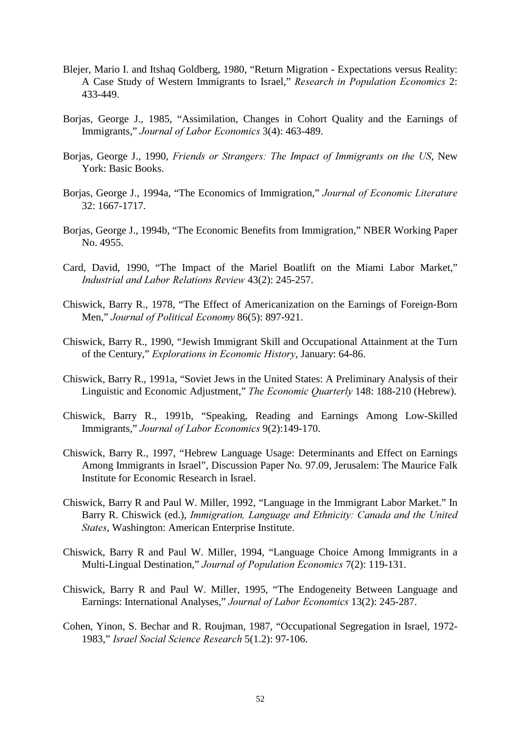Blejer, Mario I. and Itshaq Goldberg, 1980, "Return Migration - Expectations versus Reality: A Case Study of Western Immigrants to Israel," *Research in Population Economics* 2: 433-449.

Borjas, George J., 1985, "Assimilation, Changes in Cohort Quality and the Earnings of Immigrants," *Journal of Labor Economics* 3(4): 463-489.

Borjas, George J., 1990, *Friends or Strangers: The Impact of Immigrants on the US*, New York: Basic Books.

Borjas, George J., 1994a, "The Economics of Immigration," *Journal of Economic Literature* 32: 1667-1717.

Borjas, George J., 1994b, "The Economic Benefits from Immigration," NBER Working Paper No. 4955.

Card, David, 1990, "The Impact of the Mariel Boatlift on the Miami Labor Market," *Industrial and Labor Relations Review* 43(2): 245-257.

Chiswick, Barry R., 1978, "The Effect of Americanization on the Earnings of Foreign-Born Men," *Journal of Political Economy* 86(5): 897-921.

Chiswick, Barry R., 1990, "Jewish Immigrant Skill and Occupational Attainment at the Turn of the Century," *Explorations in Economic History*, January: 64-86.

Chiswick, Barry R., 1991a, "Soviet Jews in the United States: A Preliminary Analysis of their Linguistic and Economic Adjustment," *The Economic Quarterly* 148: 188-210 (Hebrew).

Chiswick, Barry R., 1991b, "Speaking, Reading and Earnings Among Low-Skilled Immigrants," *Journal of Labor Economics* 9(2):149-170.

Chiswick, Barry R., 1997, "Hebrew Language Usage: Determinants and Effect on Earnings Among Immigrants in Israel", Discussion Paper No. 97.09, Jerusalem: The Maurice Falk Institute for Economic Research in Israel.

Chiswick, Barry R and Paul W. Miller, 1992, "Language in the Immigrant Labor Market." In Barry R. Chiswick (ed.), *Immigration, Language and Ethnicity: Canada and the United States*, Washington: American Enterprise Institute.

Chiswick, Barry R and Paul W. Miller, 1994, "Language Choice Among Immigrants in a Multi-Lingual Destination," *Journal of Population Economics* 7(2): 119-131.

Chiswick, Barry R and Paul W. Miller, 1995, "The Endogeneity Between Language and Earnings: International Analyses," *Journal of Labor Economics* 13(2): 245-287.

Cohen, Yinon, S. Bechar and R. Roujman, 1987, "Occupational Segregation in Israel, 1972-1983," *Israel Social Science Research* 5(1.2): 97-106.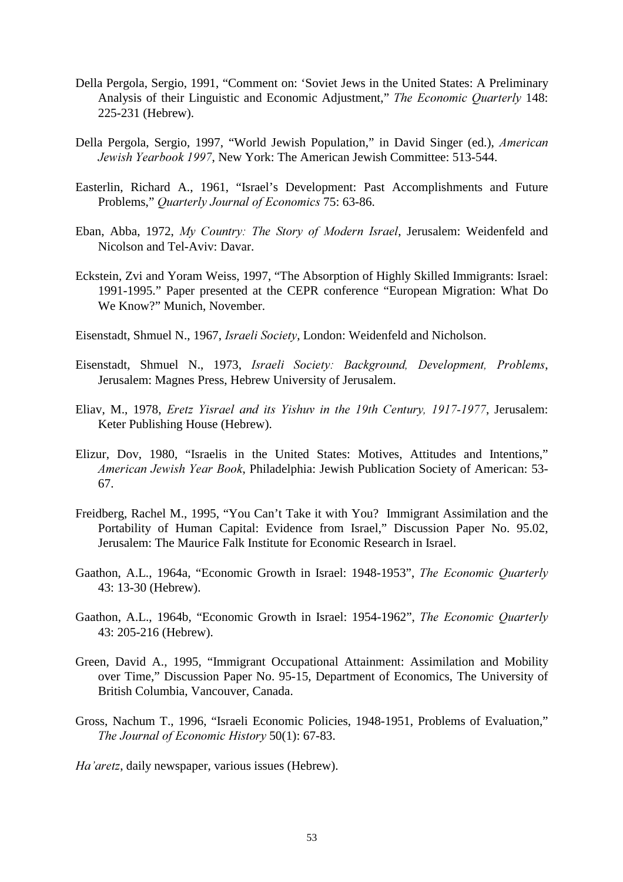Della Pergola, Sergio, 1991, "Comment on: 'Soviet Jews in the United States: A Preliminary Analysis of their Linguistic and Economic Adjustment," *The Economic Quarterly* 148: 225-231 (Hebrew).

Della Pergola, Sergio, 1997, "World Jewish Population," in David Singer (ed.), *American Jewish Yearbook 1997*, New York: The American Jewish Committee: 513-544.

Easterlin, Richard A., 1961, "Israel's Development: Past Accomplishments and Future Problems," *Quarterly Journal of Economics* 75: 63-86.

Eban, Abba, 1972, *My Country: The Story of Modern Israel*, Jerusalem: Weidenfeld and Nicolson and Tel-Aviv: Davar.

Eckstein, Zvi and Yoram Weiss, 1997, "The Absorption of Highly Skilled Immigrants: Israel: 1991-1995." Paper presented at the CEPR conference "European Migration: What Do We Know?" Munich, November.

Eisenstadt, Shmuel N., 1967, *Israeli Society*, London: Weidenfeld and Nicholson.

Eisenstadt, Shmuel N., 1973, *Israeli Society: Background, Development, Problems*, Jerusalem: Magnes Press, Hebrew University of Jerusalem.

Eliav, M., 1978, *Eretz Yisrael and its Yishuv in the 19th Century, 1917-1977*, Jerusalem: Keter Publishing House (Hebrew).

Elizur, Dov, 1980, "Israelis in the United States: Motives, Attitudes and Intentions," *American Jewish Year Book*, Philadelphia: Jewish Publication Society of American: 53-67.

Freidberg, Rachel M., 1995, "You Can't Take it with You? Immigrant Assimilation and the Portability of Human Capital: Evidence from Israel," Discussion Paper No. 95.02, Jerusalem: The Maurice Falk Institute for Economic Research in Israel.

Gaathon, A.L., 1964a, "Economic Growth in Israel: 1948-1953", *The Economic Quarterly* 43: 13-30 (Hebrew).

Gaathon, A.L., 1964b, "Economic Growth in Israel: 1954-1962", *The Economic Quarterly* 43: 205-216 (Hebrew).

Green, David A., 1995, "Immigrant Occupational Attainment: Assimilation and Mobility over Time," Discussion Paper No. 95-15, Department of Economics, The University of British Columbia, Vancouver, Canada.

Gross, Nachum T., 1996, "Israeli Economic Policies, 1948-1951, Problems of Evaluation," *The Journal of Economic History* 50(1): 67-83.

*Ha'aretz*, daily newspaper, various issues (Hebrew).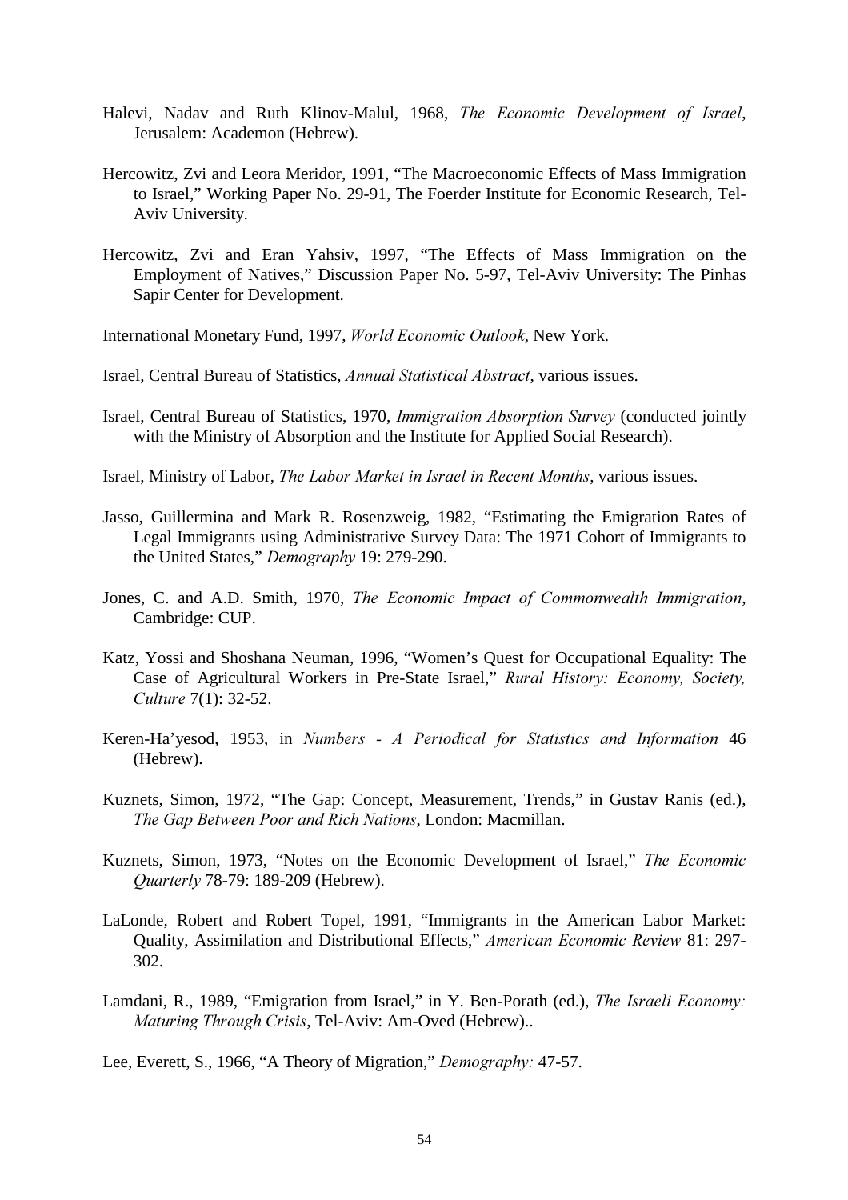Halevi, Nadav and Ruth Klinov-Malul, 1968, *The Economic Development of Israel*, Jerusalem: Academon (Hebrew).

Hercowitz, Zvi and Leora Meridor, 1991, "The Macroeconomic Effects of Mass Immigration to Israel," Working Paper No. 29-91, The Foerder Institute for Economic Research, Tel-Aviv University.

Hercowitz, Zvi and Eran Yahsiv, 1997, "The Effects of Mass Immigration on the Employment of Natives," Discussion Paper No. 5-97, Tel-Aviv University: The Pinhas Sapir Center for Development.

International Monetary Fund, 1997, *World Economic Outlook*, New York.

Israel, Central Bureau of Statistics, *Annual Statistical Abstract*, various issues.

Israel, Central Bureau of Statistics, 1970, *Immigration Absorption Survey* (conducted jointly with the Ministry of Absorption and the Institute for Applied Social Research).

Israel, Ministry of Labor, *The Labor Market in Israel in Recent Months*, various issues.

Jasso, Guillermina and Mark R. Rosenzweig, 1982, "Estimating the Emigration Rates of Legal Immigrants using Administrative Survey Data: The 1971 Cohort of Immigrants to the United States," *Demography* 19: 279-290.

Jones, C. and A.D. Smith, 1970, *The Economic Impact of Commonwealth Immigration*, Cambridge: CUP.

Katz, Yossi and Shoshana Neuman, 1996, "Women's Quest for Occupational Equality: The Case of Agricultural Workers in Pre-State Israel," *Rural History: Economy, Society, Culture* 7(1): 32-52.

Keren-Ha'yesod, 1953, in *Numbers - A Periodical for Statistics and Information* 46 (Hebrew).

Kuznets, Simon, 1972, "The Gap: Concept, Measurement, Trends," in Gustav Ranis (ed.), *The Gap Between Poor and Rich Nations*, London: Macmillan.

Kuznets, Simon, 1973, "Notes on the Economic Development of Israel," *The Economic Quarterly* 78-79: 189-209 (Hebrew).

LaLonde, Robert and Robert Topel, 1991, "Immigrants in the American Labor Market: Quality, Assimilation and Distributional Effects," *American Economic Review* 81: 297-302.

Lamdani, R., 1989, "Emigration from Israel," in Y. Ben-Porath (ed.), *The Israeli Economy: Maturing Through Crisis*, Tel-Aviv: Am-Oved (Hebrew)..

Lee, Everett, S., 1966, "A Theory of Migration," *Demography:* 47-57.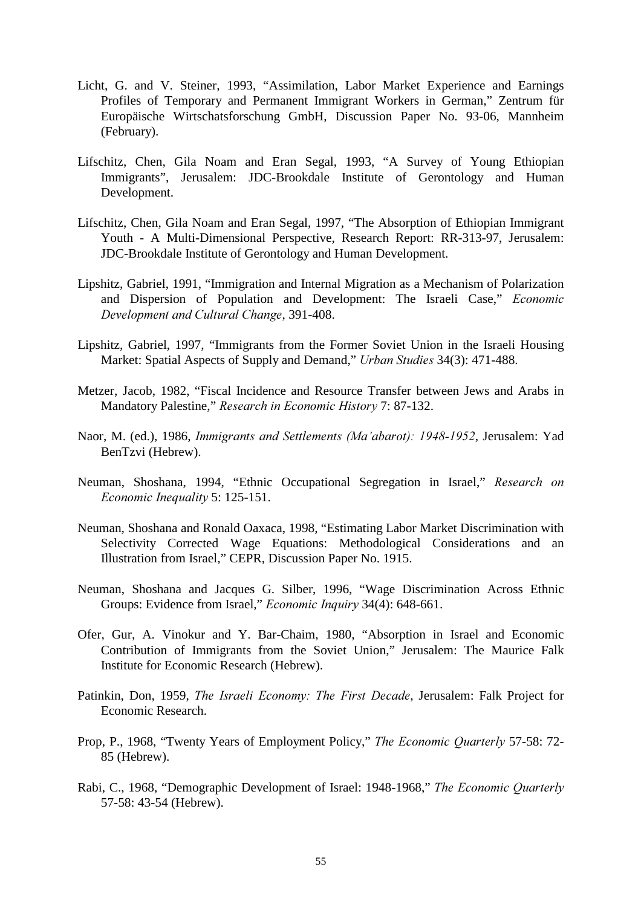Licht, G. and V. Steiner, 1993, "Assimilation, Labor Market Experience and Earnings Profiles of Temporary and Permanent Immigrant Workers in German," Zentrum für Europäische Wirtschatsforschung GmbH, Discussion Paper No. 93-06, Mannheim (February).

Lifschitz, Chen, Gila Noam and Eran Segal, 1993, "A Survey of Young Ethiopian Immigrants", Jerusalem: JDC-Brookdale Institute of Gerontology and Human Development.

Lifschitz, Chen, Gila Noam and Eran Segal, 1997, "The Absorption of Ethiopian Immigrant Youth - A Multi-Dimensional Perspective, Research Report: RR-313-97, Jerusalem: JDC-Brookdale Institute of Gerontology and Human Development.

Lipshitz, Gabriel, 1991, "Immigration and Internal Migration as a Mechanism of Polarization and Dispersion of Population and Development: The Israeli Case," *Economic Development and Cultural Change*, 391-408.

Lipshitz, Gabriel, 1997, "Immigrants from the Former Soviet Union in the Israeli Housing Market: Spatial Aspects of Supply and Demand," *Urban Studies* 34(3): 471-488.

Metzer, Jacob, 1982, "Fiscal Incidence and Resource Transfer between Jews and Arabs in Mandatory Palestine," *Research in Economic History* 7: 87-132.

Naor, M. (ed.), 1986, *Immigrants and Settlements (Ma'abarot): 1948-1952*, Jerusalem: Yad BenTzvi (Hebrew).

Neuman, Shoshana, 1994, "Ethnic Occupational Segregation in Israel," *Research on Economic Inequality* 5: 125-151.

Neuman, Shoshana and Ronald Oaxaca, 1998, "Estimating Labor Market Discrimination with Selectivity Corrected Wage Equations: Methodological Considerations and an Illustration from Israel," CEPR, Discussion Paper No. 1915.

Neuman, Shoshana and Jacques G. Silber, 1996, "Wage Discrimination Across Ethnic Groups: Evidence from Israel," *Economic Inquiry* 34(4): 648-661.

Ofer, Gur, A. Vinokur and Y. Bar-Chaim, 1980, "Absorption in Israel and Economic Contribution of Immigrants from the Soviet Union," Jerusalem: The Maurice Falk Institute for Economic Research (Hebrew).

Patinkin, Don, 1959, *The Israeli Economy: The First Decade*, Jerusalem: Falk Project for Economic Research.

Prop, P., 1968, "Twenty Years of Employment Policy," *The Economic Quarterly* 57-58: 72-85 (Hebrew).

Rabi, C., 1968, "Demographic Development of Israel: 1948-1968," *The Economic Quarterly* 57-58: 43-54 (Hebrew).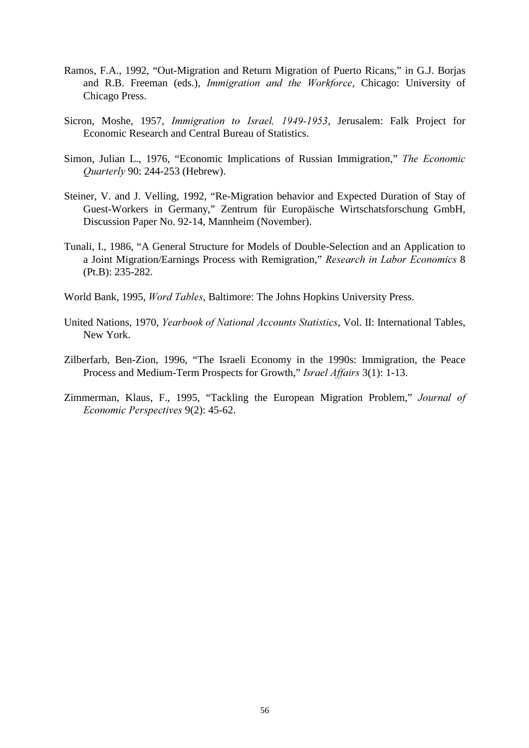Ramos, F.A., 1992, "Out-Migration and Return Migration of Puerto Ricans," in G.J. Borjas and R.B. Freeman (eds.), *Immigration and the Workforce*, Chicago: University of Chicago Press.

Sicron, Moshe, 1957, *Immigration to Israel, 1949-1953*, Jerusalem: Falk Project for Economic Research and Central Bureau of Statistics.

Simon, Julian L., 1976, "Economic Implications of Russian Immigration," *The Economic Quarterly* 90: 244-253 (Hebrew).

Steiner, V. and J. Velling, 1992, "Re-Migration behavior and Expected Duration of Stay of Guest-Workers in Germany," Zentrum für Europäische Wirtschatsforschung GmbH, Discussion Paper No. 92-14, Mannheim (November).

Tunali, I., 1986, "A General Structure for Models of Double-Selection and an Application to a Joint Migration/Earnings Process with Remigration," *Research in Labor Economics* 8 (Pt.B): 235-282.

World Bank, 1995, *Word Tables*, Baltimore: The Johns Hopkins University Press.

United Nations, 1970, *Yearbook of National Accounts Statistics*, Vol. II: International Tables, New York.

Zilberfarb, Ben-Zion, 1996, "The Israeli Economy in the 1990s: Immigration, the Peace Process and Medium-Term Prospects for Growth," *Israel Affairs* 3(1): 1-13.

Zimmerman, Klaus, F., 1995, "Tackling the European Migration Problem," *Journal of Economic Perspectives* 9(2): 45-62.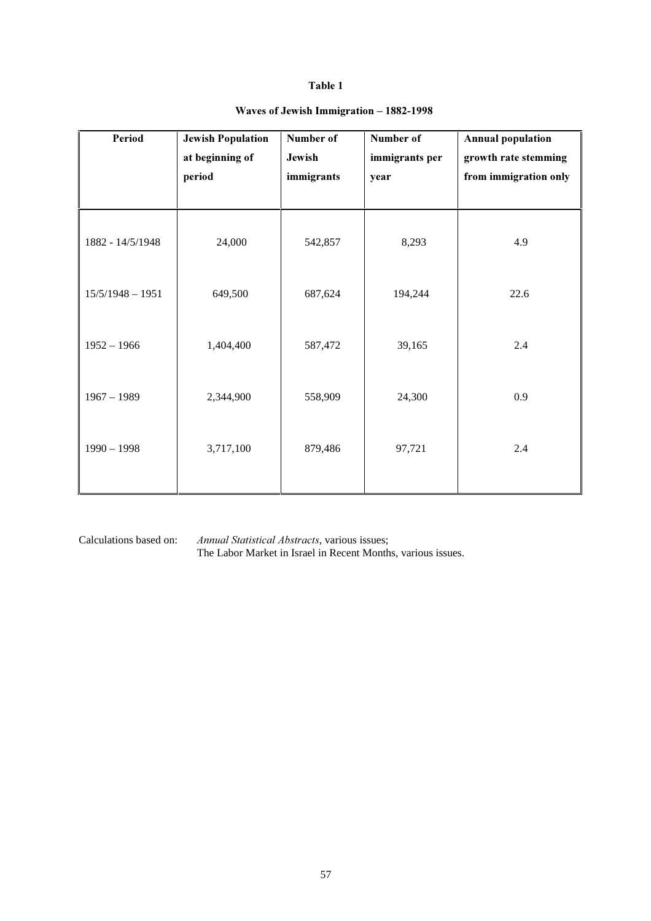**Table 1**

**Waves of Jewish Immigration – 1882-1998**

| Period | Jewish Population at beginning of period | Number of Jewish immigrants | Number of immigrants per year | Annual population growth rate stemming from immigration only |
|---|---|---|---|---|
| 1882 - 14/5/1948 | 24,000 | 542,857 | 8,293 | 4.9 |
| 15/5/1948 – 1951 | 649,500 | 687,624 | 194,244 | 22.6 |
| 1952 – 1966 | 1,404,400 | 587,472 | 39,165 | 2.4 |
| 1967 – 1989 | 2,344,900 | 558,909 | 24,300 | 0.9 |
| 1990 – 1998 | 3,717,100 | 879,486 | 97,721 | 2.4 |

Calculations based on: *Annual Statistical Abstracts*, various issues;
The Labor Market in Israel in Recent Months, various issues.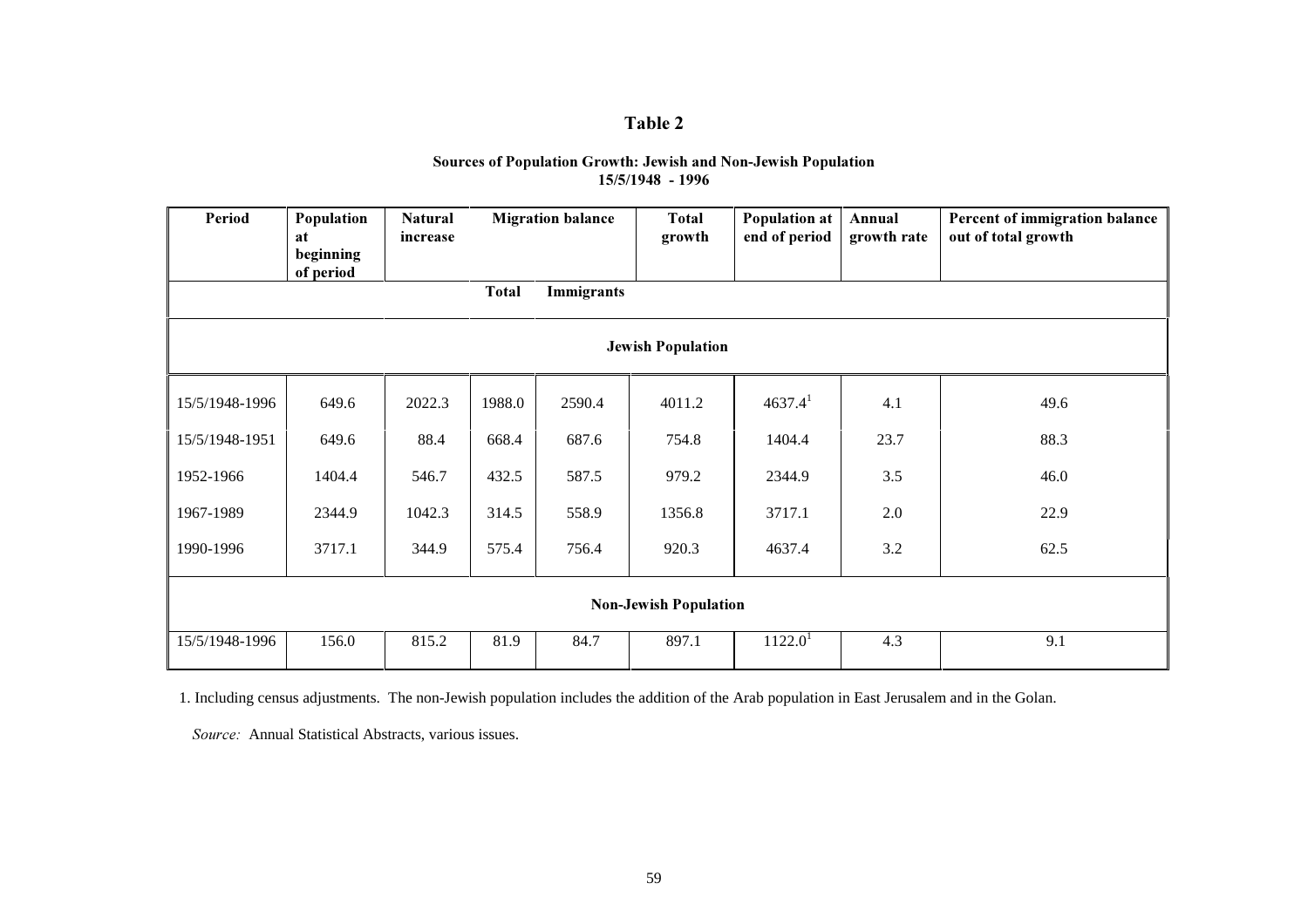# Table 2

### Sources of Population Growth: Jewish and Non-Jewish Population
### 15/5/1948 - 1996

| Period | Population at beginning of period | Natural increase | Migration balance | | Total growth | Population at end of period | Annual growth rate | Percent of immigration balance out of total growth |
|---|---|---|---|---|---|---|---|---|
| | | | Total | Immigrants | | | | |
| **Jewish Population** | | | | | | | | |
| 15/5/1948-1996 | 649.6 | 2022.3 | 1988.0 | 2590.4 | 4011.2 | 4637.4[1] | 4.1 | 49.6 |
| 15/5/1948-1951 | 649.6 | 88.4 | 668.4 | 687.6 | 754.8 | 1404.4 | 23.7 | 88.3 |
| 1952-1966 | 1404.4 | 546.7 | 432.5 | 587.5 | 979.2 | 2344.9 | 3.5 | 46.0 |
| 1967-1989 | 2344.9 | 1042.3 | 314.5 | 558.9 | 1356.8 | 3717.1 | 2.0 | 22.9 |
| 1990-1996 | 3717.1 | 344.9 | 575.4 | 756.4 | 920.3 | 4637.4 | 3.2 | 62.5 |
| **Non-Jewish Population** | | | | | | | | |
| 15/5/1948-1996 | 156.0 | 815.2 | 81.9 | 84.7 | 897.1 | 1122.0[1] | 4.3 | 9.1 |

1. Including census adjustments. The non-Jewish population includes the addition of the Arab population in East Jerusalem and in the Golan.

*Source:* Annual Statistical Abstracts, various issues.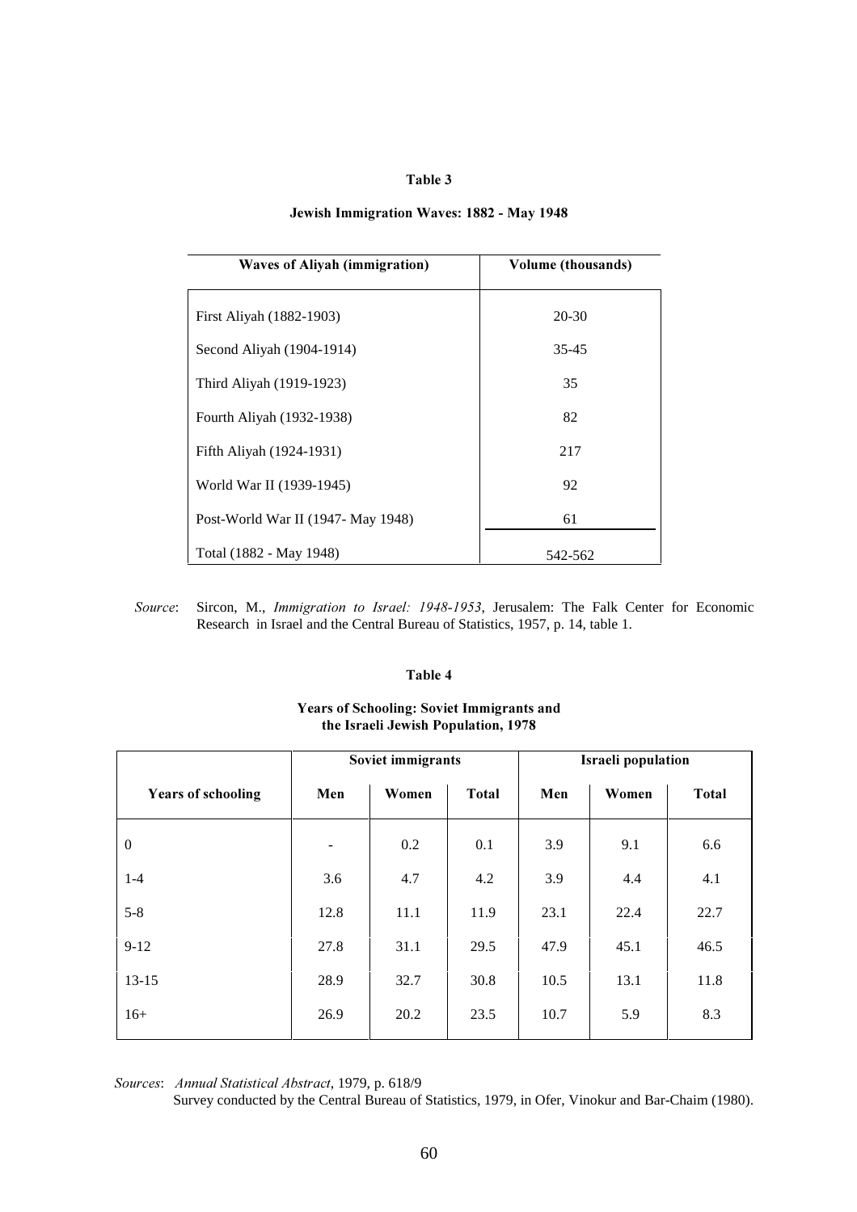**Table 3**

**Jewish Immigration Waves: 1882 - May 1948**

| Waves of Aliyah (immigration) | Volume (thousands) |
|---|---|
| First Aliyah (1882-1903) | 20-30 |
| Second Aliyah (1904-1914) | 35-45 |
| Third Aliyah (1919-1923) | 35 |
| Fourth Aliyah (1932-1938) | 82 |
| Fifth Aliyah (1924-1931) | 217 |
| World War II (1939-1945) | 92 |
| Post-World War II (1947- May 1948) | 61 |
| Total (1882 - May 1948) | 542-562 |

*Source*: Sircon, M., *Immigration to Israel: 1948-1953*, Jerusalem: The Falk Center for Economic Research in Israel and the Central Bureau of Statistics, 1957, p. 14, table 1.

**Table 4**

**Years of Schooling: Soviet Immigrants and the Israeli Jewish Population, 1978**

| | Soviet immigrants | | | Israeli population | | |
|---|---|---|---|---|---|---|
| **Years of schooling** | **Men** | **Women** | **Total** | **Men** | **Women** | **Total** |
| 0 | - | 0.2 | 0.1 | 3.9 | 9.1 | 6.6 |
| 1-4 | 3.6 | 4.7 | 4.2 | 3.9 | 4.4 | 4.1 |
| 5-8 | 12.8 | 11.1 | 11.9 | 23.1 | 22.4 | 22.7 |
| 9-12 | 27.8 | 31.1 | 29.5 | 47.9 | 45.1 | 46.5 |
| 13-15 | 28.9 | 32.7 | 30.8 | 10.5 | 13.1 | 11.8 |
| 16+ | 26.9 | 20.2 | 23.5 | 10.7 | 5.9 | 8.3 |

*Sources*: *Annual Statistical Abstract*, 1979, p. 618/9

Survey conducted by the Central Bureau of Statistics, 1979, in Ofer, Vinokur and Bar-Chaim (1980).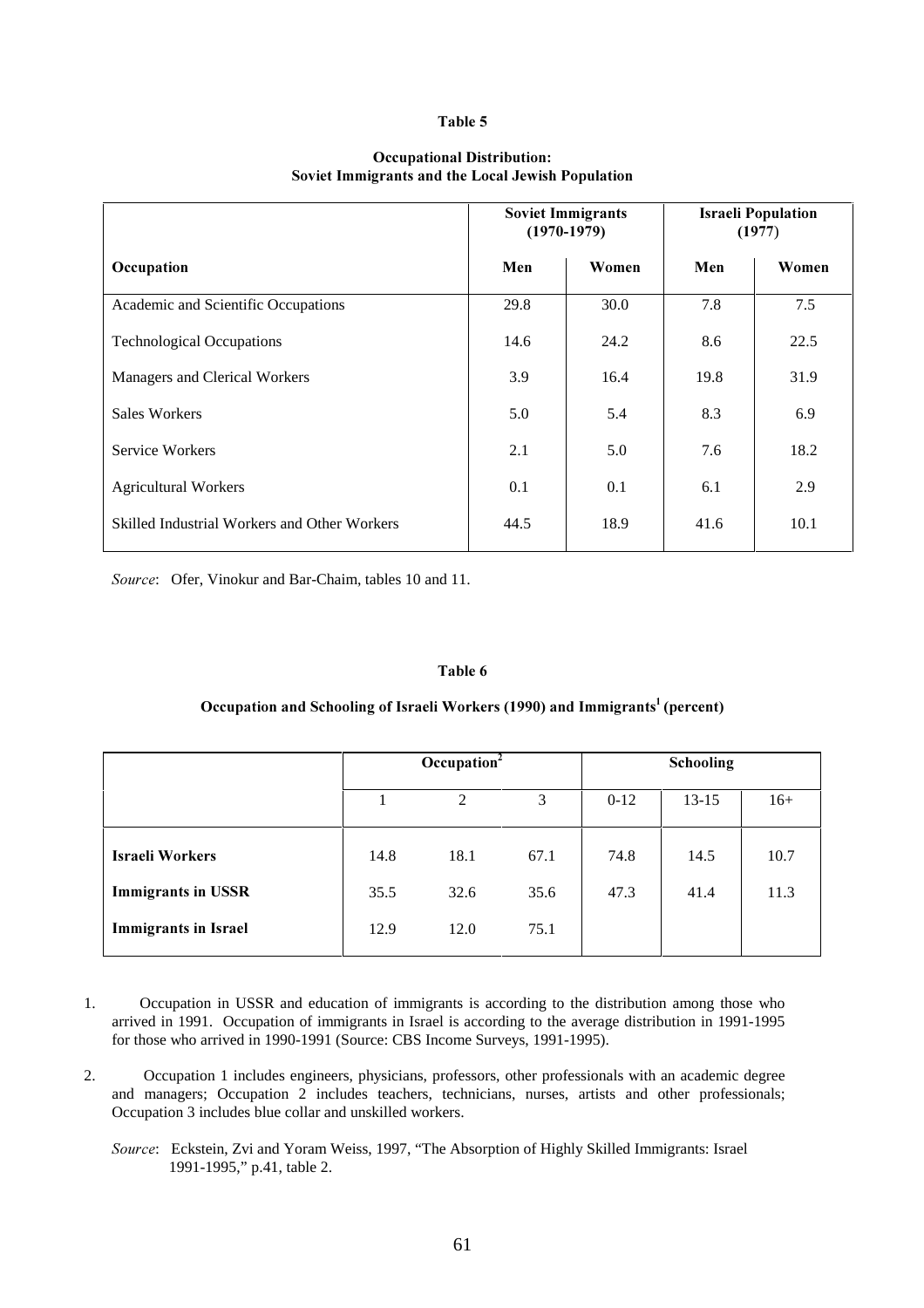**Table 5**

**Occupational Distribution: Soviet Immigrants and the Local Jewish Population**

| | Soviet Immigrants (1970-1979) | | Israeli Population (1977) | |
|---|---|---|---|---|
| **Occupation** | **Men** | **Women** | **Men** | **Women** |
| Academic and Scientific Occupations | 29.8 | 30.0 | 7.8 | 7.5 |
| Technological Occupations | 14.6 | 24.2 | 8.6 | 22.5 |
| Managers and Clerical Workers | 3.9 | 16.4 | 19.8 | 31.9 |
| Sales Workers | 5.0 | 5.4 | 8.3 | 6.9 |
| Service Workers | 2.1 | 5.0 | 7.6 | 18.2 |
| Agricultural Workers | 0.1 | 0.1 | 6.1 | 2.9 |
| Skilled Industrial Workers and Other Workers | 44.5 | 18.9 | 41.6 | 10.1 |

*Source*: Ofer, Vinokur and Bar-Chaim, tables 10 and 11.

**Table 6**

**Occupation and Schooling of Israeli Workers (1990) and Immigrants[1] (percent)**

| | Occupation[2] | | | Schooling | | |
|---|---|---|---|---|---|---|
| | 1 | 2 | 3 | 0-12 | 13-15 | 16+ |
| **Israeli Workers** | 14.8 | 18.1 | 67.1 | 74.8 | 14.5 | 10.7 |
| **Immigrants in USSR** | 35.5 | 32.6 | 35.6 | 47.3 | 41.4 | 11.3 |
| **Immigrants in Israel** | 12.9 | 12.0 | 75.1 | | | |

1. Occupation in USSR and education of immigrants is according to the distribution among those who arrived in 1991. Occupation of immigrants in Israel is according to the average distribution in 1991-1995 for those who arrived in 1990-1991 (Source: CBS Income Surveys, 1991-1995).

2. Occupation 1 includes engineers, physicians, professors, other professionals with an academic degree and managers; Occupation 2 includes teachers, technicians, nurses, artists and other professionals; Occupation 3 includes blue collar and unskilled workers.

*Source*: Eckstein, Zvi and Yoram Weiss, 1997, "The Absorption of Highly Skilled Immigrants: Israel 1991-1995," p.41, table 2.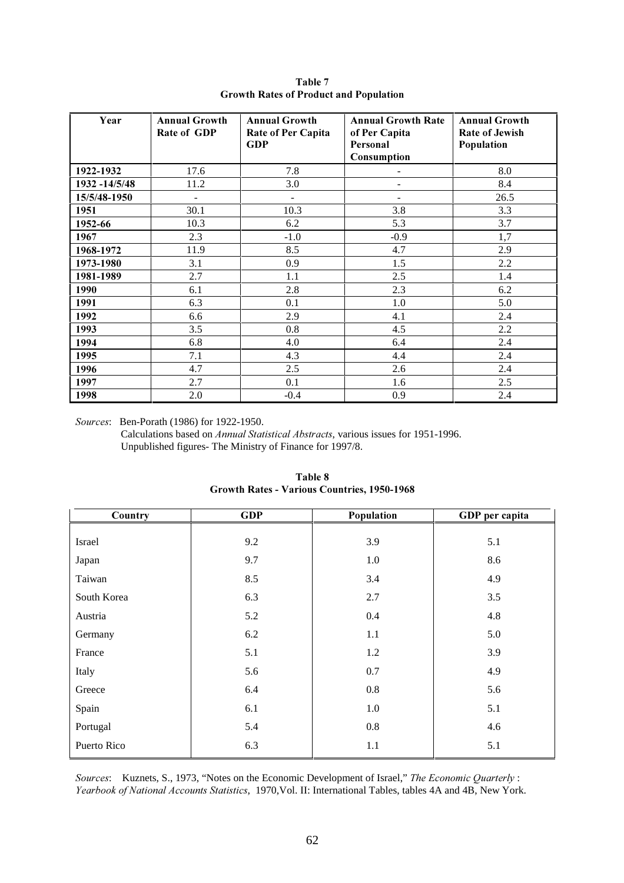**Table 7**
**Growth Rates of Product and Population**

| Year | Annual Growth Rate of GDP | Annual Growth Rate of Per Capita GDP | Annual Growth Rate of Per Capita Personal Consumption | Annual Growth Rate of Jewish Population |
|---|---|---|---|---|
| **1922-1932** | 17.6 | 7.8 | - | 8.0 |
| **1932 -14/5/48** | 11.2 | 3.0 | - | 8.4 |
| **15/5/48-1950** | - | - | - | 26.5 |
| **1951** | 30.1 | 10.3 | 3.8 | 3.3 |
| **1952-66** | 10.3 | 6.2 | 5.3 | 3.7 |
| **1967** | 2.3 | -1.0 | -0.9 | 1,7 |
| **1968-1972** | 11.9 | 8.5 | 4.7 | 2.9 |
| **1973-1980** | 3.1 | 0.9 | 1.5 | 2.2 |
| **1981-1989** | 2.7 | 1.1 | 2.5 | 1.4 |
| **1990** | 6.1 | 2.8 | 2.3 | 6.2 |
| **1991** | 6.3 | 0.1 | 1.0 | 5.0 |
| **1992** | 6.6 | 2.9 | 4.1 | 2.4 |
| **1993** | 3.5 | 0.8 | 4.5 | 2.2 |
| **1994** | 6.8 | 4.0 | 6.4 | 2.4 |
| **1995** | 7.1 | 4.3 | 4.4 | 2.4 |
| **1996** | 4.7 | 2.5 | 2.6 | 2.4 |
| **1997** | 2.7 | 0.1 | 1.6 | 2.5 |
| **1998** | 2.0 | -0.4 | 0.9 | 2.4 |

*Sources*: Ben-Porath (1986) for 1922-1950.
Calculations based on *Annual Statistical Abstracts*, various issues for 1951-1996.
Unpublished figures- The Ministry of Finance for 1997/8.

**Table 8**
**Growth Rates - Various Countries, 1950-1968**

| Country | GDP | Population | GDP per capita |
|---|---|---|---|
| Israel | 9.2 | 3.9 | 5.1 |
| Japan | 9.7 | 1.0 | 8.6 |
| Taiwan | 8.5 | 3.4 | 4.9 |
| South Korea | 6.3 | 2.7 | 3.5 |
| Austria | 5.2 | 0.4 | 4.8 |
| Germany | 6.2 | 1.1 | 5.0 |
| France | 5.1 | 1.2 | 3.9 |
| Italy | 5.6 | 0.7 | 4.9 |
| Greece | 6.4 | 0.8 | 5.6 |
| Spain | 6.1 | 1.0 | 5.1 |
| Portugal | 5.4 | 0.8 | 4.6 |
| Puerto Rico | 6.3 | 1.1 | 5.1 |

*Sources*: Kuznets, S., 1973, "Notes on the Economic Development of Israel," *The Economic Quarterly* : *Yearbook of National Accounts Statistics*, 1970,Vol. II: International Tables, tables 4A and 4B, New York.